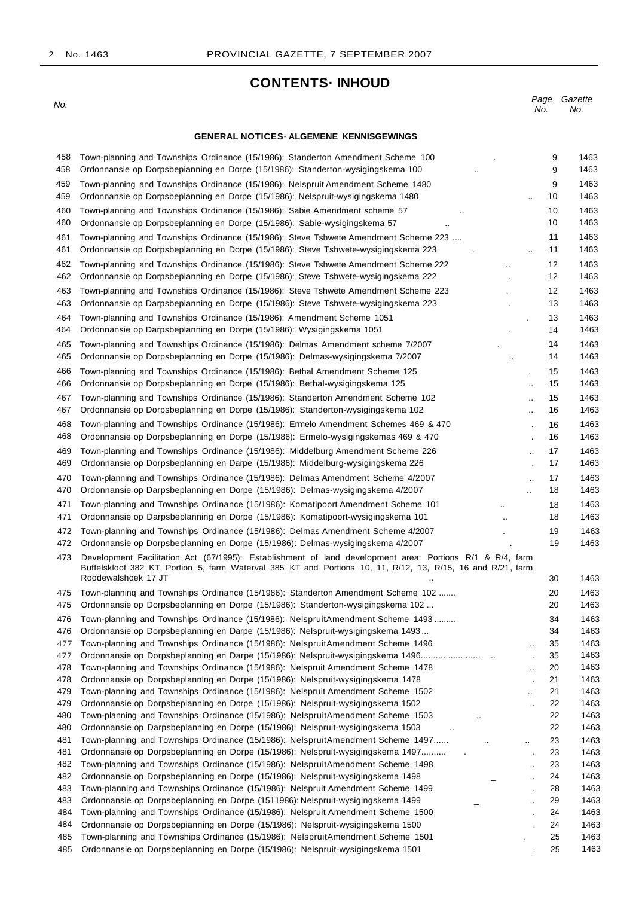# CONTENTS· INHOUD

| No. | | Page No. | Gazette No. |
|---|---|---|---|
| | **GENERAL NOTICES· ALGEMENE KENNISGEWINGS** | | |
| 458 | Town-planning and Townships Ordinance (15/1986): Standerton Amendment Scheme 100 | 9 | 1463 |
| 458 | Ordonnansie op Dorpsbepianning en Dorpe (15/1986): Standerton-wysigingskema 100 | 9 | 1463 |
| 459 | Town-planning and Townships Ordinance (15/1986): Nelspruit Amendment Scheme 1480 | 9 | 1463 |
| 459 | Ordonnansie op Dorpsbeplanning en Dorpe (15/1986): Nelspruit-wysigingskema 1480 | 10 | 1463 |
| 460 | Town-planning and Townships Ordinance (15/1986): Sabie Amendment scheme 57 | 10 | 1463 |
| 460 | Ordonnansie op Dorpsbeplanning en Dorpe (15/1986): Sabie-wysigingskema 57 | 10 | 1463 |
| 461 | Town-planning and Townships Ordinance (15/1986): Steve Tshwete Amendment Scheme 223 .... | 11 | 1463 |
| 461 | Ordonnansie op Dorpsbeplanning en Dorpe (15/1986): Steve Tshwete-wysigingskema 223 | 11 | 1463 |
| 462 | Town-planning and Townships Ordinance (15/1986): Steve Tshwete Amendment Scheme 222 | 12 | 1463 |
| 462 | Ordonnansie op Dorpsbeplanning en Dorpe (15/1986): Steve Tshwete-wysigingskema 222 | 12 | 1463 |
| 463 | Town-planning and Townships Ordinance (15/1986): Steve Tshwete Amendment Scheme 223 | 12 | 1463 |
| 463 | Ordonnansie op Darpsbeplanning en Dorpe (15/1986): Steve Tshwete-wysigingskema 223 | 13 | 1463 |
| 464 | Town-planning and Townships Ordinance (15/1986): Amendment Scheme 1051 | 13 | 1463 |
| 464 | Ordonnansie op Darpsbeplanning en Dorpe (15/1986): Wysigingskema 1051 | 14 | 1463 |
| 465 | Town-planning and Townships Ordinance (15/1986): Delmas Amendment scheme 7/2007 | 14 | 1463 |
| 465 | Ordonnansie op Dorpsbeplanning en Dorpe (15/1986): Delmas-wysigingskema 7/2007 | 14 | 1463 |
| 466 | Town-planning and Townships Ordinance (15/1986): Bethal Amendment Scheme 125 | 15 | 1463 |
| 466 | Ordonnansie op Dorpsbeplanning en Dorpe (15/1986): Bethal-wysigingskema 125 | 15 | 1463 |
| 467 | Town-planning and Townships Ordinance (15/1986): Standerton Amendment Scheme 102 | 15 | 1463 |
| 467 | Ordonnansie op Dorpsbeplanning en Dorpe (15/1986): Standerton-wysigingskema 102 | 16 | 1463 |
| 468 | Town-planning and Townships Ordinance (15/1986): Ermelo Amendment Schemes 469 & 470 | 16 | 1463 |
| 468 | Ordonnansie op Dorpsbeplanning en Dorpe (15/1986): Ermelo-wysigingskemas 469 & 470 | 16 | 1463 |
| 469 | Town-planning and Townships Ordinance (15/1986): Middelburg Amendment Scheme 226 | 17 | 1463 |
| 469 | Ordonnansie op Dorpsbeplanning en Darpe (15/1986): Middelburg-wysigingskema 226 | 17 | 1463 |
| 470 | Town-planning and Townships Ordinance (15/1986): Delmas Amendment Scheme 4/2007 | 17 | 1463 |
| 470 | Ordonnansie op Darpsbeplanning en Dorpe (15/1986): Delmas-wysigingskema 4/2007 | 18 | 1463 |
| 471 | Town-planning and Townships Ordinance (15/1986): Komatipoort Amendment Scheme 101 | 18 | 1463 |
| 471 | Ordonnansie op Darpsbeplanning en Dorpe (15/1986): Komatipoort-wysigingskema 101 | 18 | 1463 |
| 472 | Town-planning and Townships Ordinance (15/1986): Delmas Amendment Scheme 4/2007 | 19 | 1463 |
| 472 | Ordonnansie op Dorpsbeplanning en Dorpe (15/1986): Delmas-wysigingskema 4/2007 | 19 | 1463 |
| 473 | Development Facilitation Act (67/1995): Establishment of land development area: Portions R/1 & R/4, farm Buffelskloof 382 KT, Portion 5, farm Waterval 385 KT and Portions 10, 11, R/12, 13, R/15, 16 and R/21, farm Roodewalshoek 17 JT | 30 | 1463 |
| 475 | Town-planninq and Townships Ordinance (15/1986): Standerton Amendment Scheme 102 ....... | 20 | 1463 |
| 475 | Ordonnansie op Dorpsbeplanning en Dorpe (15/1986): Standerton-wysigingskema 102 ... | 20 | 1463 |
| 476 | Town-planning and Townships Ordinance (15/1986): NelspruitAmendment Scheme 1493 ......... | 34 | 1463 |
| 476 | Ordonnansie op Dorpsbeplanning en Darpe (15/1986): Nelspruit-wysigingskema 1493... | 34 | 1463 |
| 477 | Town-planning and Townships Ordinance (15/1986): NelspruitAmendment Scheme 1496 | 35 | 1463 |
| 477 | Ordonnansie op Dorpsbeplanning en Darpe (15/1986): Nelspruit-wysigingskema 1496........................ | 35 | 1463 |
| 478 | Town-planning and Townships Ordinance (15/1986): Nelspruit Amendment Scheme 1478 | 20 | 1463 |
| 478 | Ordonnansie op Dorpsbeplannlng en Dorpe (15/1986): Nelspruit-wysigingskema 1478 | 21 | 1463 |
| 479 | Town-planning and Townships Ordinance (15/1986): Nelspruit Amendment Scheme 1502 | 21 | 1463 |
| 479 | Ordonnansie op Dorpsbeplanning en Dorpe (15/1986): Nelspruit-wysigingskema 1502 | 22 | 1463 |
| 480 | Town-planning and Townships Ordinance (15/1986): NelspruitAmendment Scheme 1503 | 22 | 1463 |
| 480 | Ordonnansie op Darpsbeplanning en Dorpe (15/1986): Nelspruit-wysigingskema 1503 | 22 | 1463 |
| 481 | Town-planning and Townships Ordinance (15/1986): NelspruitAmendment Scheme 1497...... | 23 | 1463 |
| 481 | Ordonnansie op Dorpsbeplanning en Dorpe (15/1986): Nelspruit-wysigingskema 1497.......... | 23 | 1463 |
| 482 | Town-planning and Townships Ordinance (15/1986): NelspruitAmendment Scheme 1498 | 23 | 1463 |
| 482 | Ordonnansie op Dorpsbeplanning en Dorpe (15/1986): Nelspruit-wysigingskema 1498 | 24 | 1463 |
| 483 | Town-planning and Townships Ordinance (15/1986): Nelspruit Amendment Scheme 1499 | 28 | 1463 |
| 483 | Ordonnansie op Dorpsbeplanning en Dorpe (1511986): Nelspruit-wysigingskema 1499 | 29 | 1463 |
| 484 | Town-planning and Townships Ordinance (15/1986): Nelspruit Amendment Scheme 1500 | 24 | 1463 |
| 484 | Ordonnansie op Dorpsbepianning en Dorpe (15/1986): Nelspruit-wysigingskema 1500 | 24 | 1463 |
| 485 | Town-planning and Townships Ordinance (15/1986): NelspruitAmendment Scheme 1501 | 25 | 1463 |
| 485 | Ordonnansie op Dorpsbeplanning en Dorpe (15/1986): Nelspruit-wysigingskema 1501 | 25 | 1463 |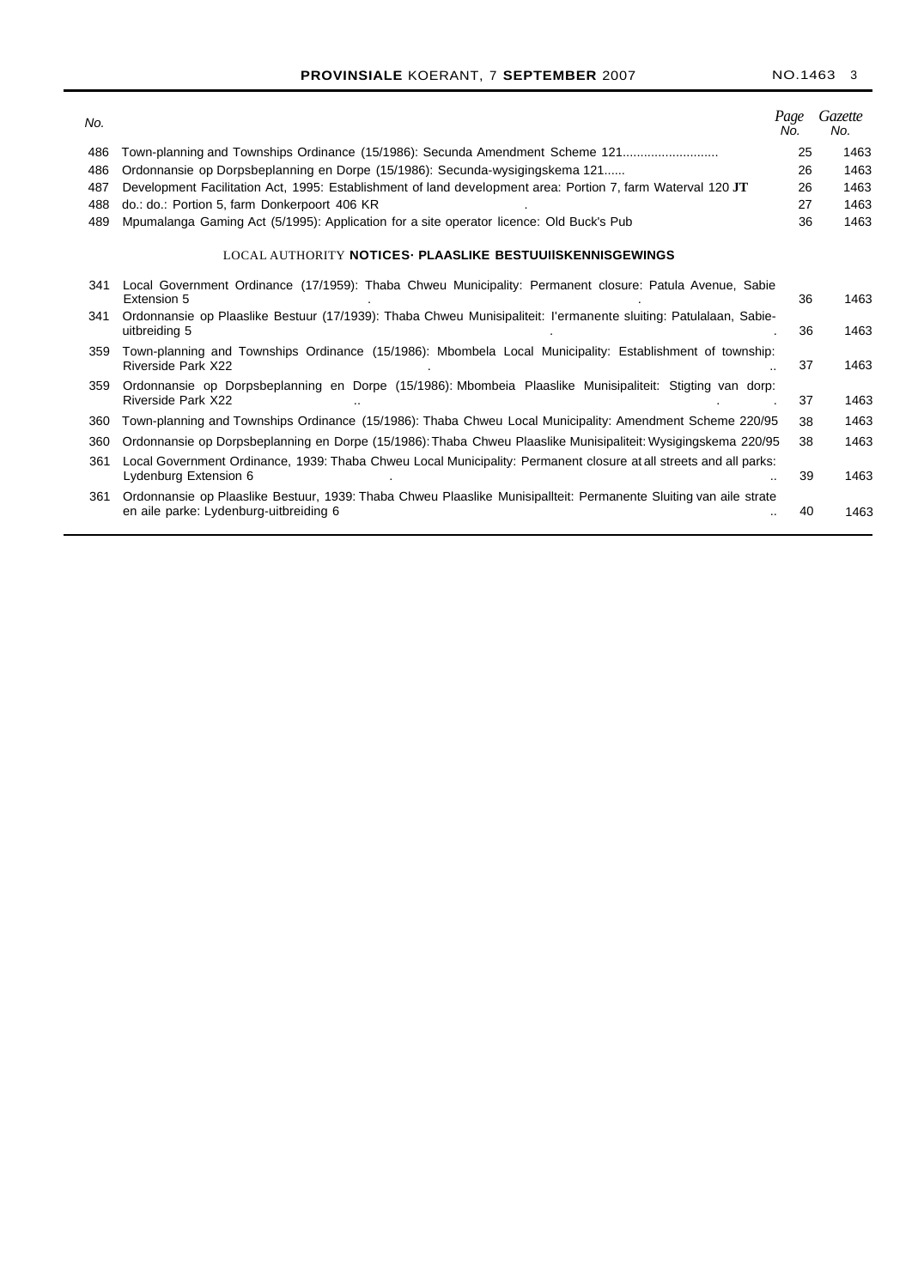| No. | | Page No. | Gazette No. |
|---|---|---|---|
| 486 | Town-planning and Townships Ordinance (15/1986): Secunda Amendment Scheme 121 | 25 | 1463 |
| 486 | Ordonnansie op Dorpsbeplanning en Dorpe (15/1986): Secunda-wysigingskema 121 | 26 | 1463 |
| 487 | Development Facilitation Act, 1995: Establishment of land development area: Portion 7, farm Waterval 120 JT | 26 | 1463 |
| 488 | do.: do.: Portion 5, farm Donkerpoort 406 KR | 27 | 1463 |
| 489 | Mpumalanga Gaming Act (5/1995): Application for a site operator licence: Old Buck's Pub | 36 | 1463 |

## LOCAL AUTHORITY NOTICES· PLAASLIKE BESTUUIISKENNISGEWINGS

| No. | | Page No. | Gazette No. |
|---|---|---|---|
| 341 | Local Government Ordinance (17/1959): Thaba Chweu Municipality: Permanent closure: Patula Avenue, Sabie Extension 5 | 36 | 1463 |
| 341 | Ordonnansie op Plaaslike Bestuur (17/1939): Thaba Chweu Munisipaliteit: I'ermanente sluiting: Patulalaan, Sabie-uitbreiding 5 | 36 | 1463 |
| 359 | Town-planning and Townships Ordinance (15/1986): Mbombela Local Municipality: Establishment of township: Riverside Park X22 | 37 | 1463 |
| 359 | Ordonnansie op Dorpsbeplanning en Dorpe (15/1986): Mbombeia Plaaslike Munisipaliteit: Stigting van dorp: Riverside Park X22 | 37 | 1463 |
| 360 | Town-planning and Townships Ordinance (15/1986): Thaba Chweu Local Municipality: Amendment Scheme 220/95 | 38 | 1463 |
| 360 | Ordonnansie op Dorpsbeplanning en Dorpe (15/1986): Thaba Chweu Plaaslike Munisipaliteit: Wysigingskema 220/95 | 38 | 1463 |
| 361 | Local Government Ordinance, 1939: Thaba Chweu Local Municipality: Permanent closure at all streets and all parks: Lydenburg Extension 6 | 39 | 1463 |
| 361 | Ordonnansie op Plaaslike Bestuur, 1939: Thaba Chweu Plaaslike Munisipallteit: Permanente Sluiting van aile strate en aile parke: Lydenburg-uitbreiding 6 | 40 | 1463 |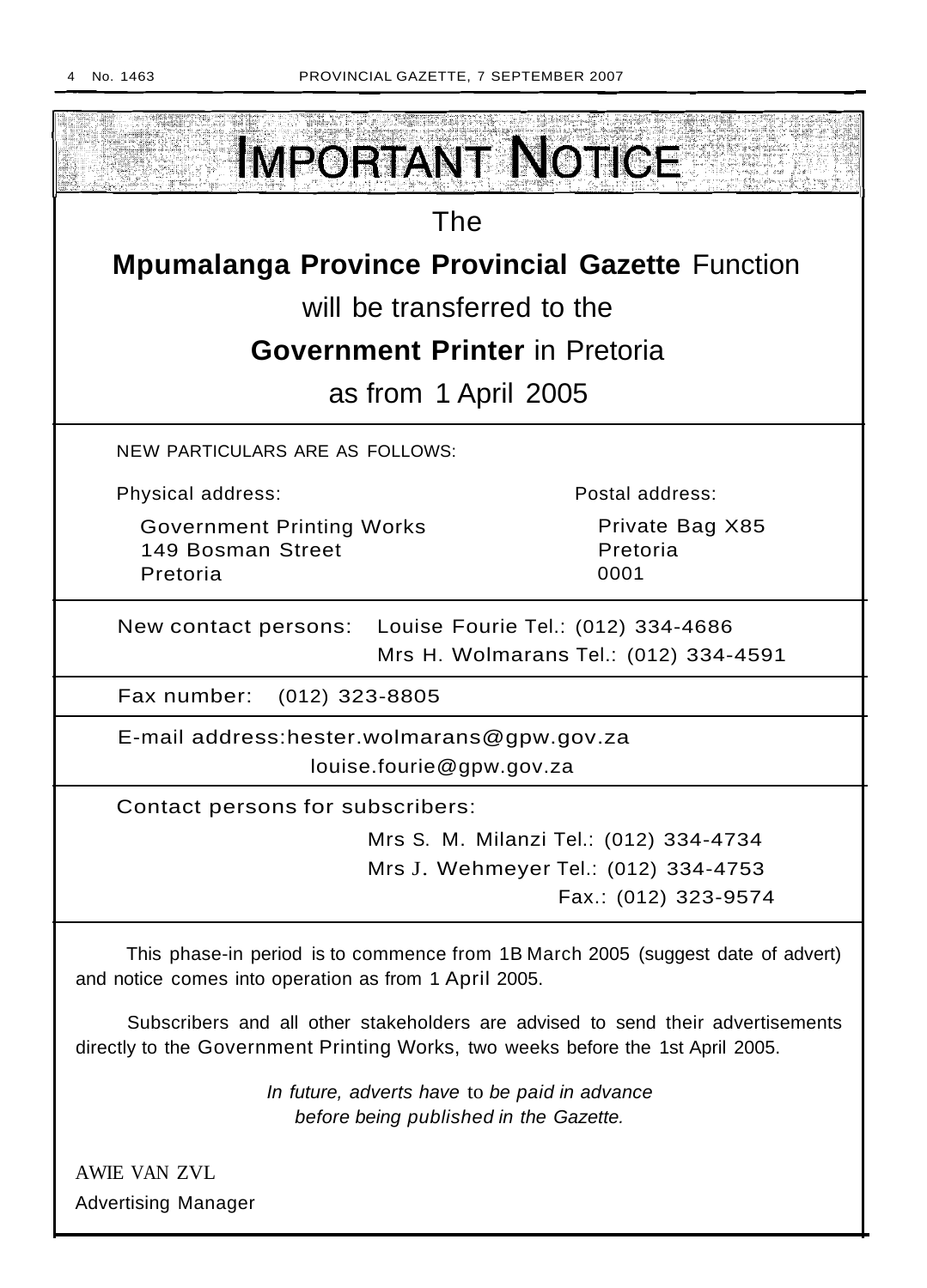# IMPORTANT NOTICE

The

**Mpumalanga Province Provincial Gazette** Function

will be transferred to the

**Government Printer** in Pretoria

as from 1 April 2005

NEW PARTICULARS ARE AS FOLLOWS:

Physical address:

Government Printing Works
149 Bosman Street
Pretoria

Postal address:

Private Bag X85
Pretoria
0001

New contact persons: Louise Fourie Tel.: (012) 334-4686
Mrs H. Wolmarans Tel.: (012) 334-4591

Fax number: (012) 323-8805

E-mail address: hester.wolmarans@gpw.gov.za
louise.fourie@gpw.gov.za

Contact persons for subscribers:

Mrs S. M. Milanzi Tel.: (012) 334-4734
Mrs J. Wehmeyer Tel.: (012) 334-4753
Fax.: (012) 323-9574

This phase-in period is to commence from 1B March 2005 (suggest date of advert) and notice comes into operation as from 1 April 2005.

Subscribers and all other stakeholders are advised to send their advertisements directly to the Government Printing Works, two weeks before the 1st April 2005.

*In future, adverts have to be paid in advance before being published in the Gazette.*

AWIE VAN ZVL
Advertising Manager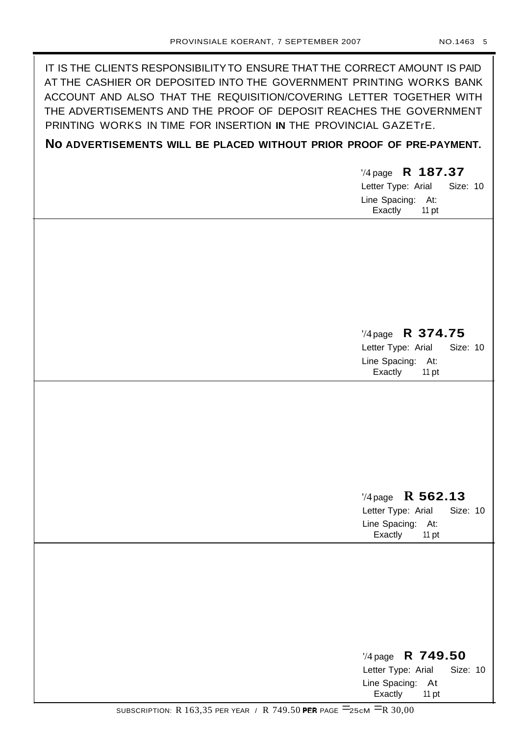IT IS THE CLIENTS RESPONSIBILITY TO ENSURE THAT THE CORRECT AMOUNT IS PAID AT THE CASHIER OR DEPOSITED INTO THE GOVERNMENT PRINTING WORKS BANK ACCOUNT AND ALSO THAT THE REQUISITION/COVERING LETTER TOGETHER WITH THE ADVERTISEMENTS AND THE PROOF OF DEPOSIT REACHES THE GOVERNMENT PRINTING WORKS IN TIME FOR INSERTION **IN** THE PROVINCIAL GAZETrE.

**No ADVERTISEMENTS WILL BE PLACED WITHOUT PRIOR PROOF OF PRE-PAYMENT.**

'/4 page **R 187.37**
Letter Type: Arial Size: 10
Line Spacing: At:
Exactly 11 pt

'/4 page **R 374.75**
Letter Type: Arial Size: 10
Line Spacing: At:
Exactly 11 pt

'/4 page **R 562.13**
Letter Type: Arial Size: 10
Line Spacing: At:
Exactly 11 pt

'/4 page **R 749.50**
Letter Type: Arial Size: 10
Line Spacing: At
Exactly 11 pt

SUBSCRIPTION: R 163,35 PER YEAR / R 749.50 PER PAGE = 25cM = R 30,00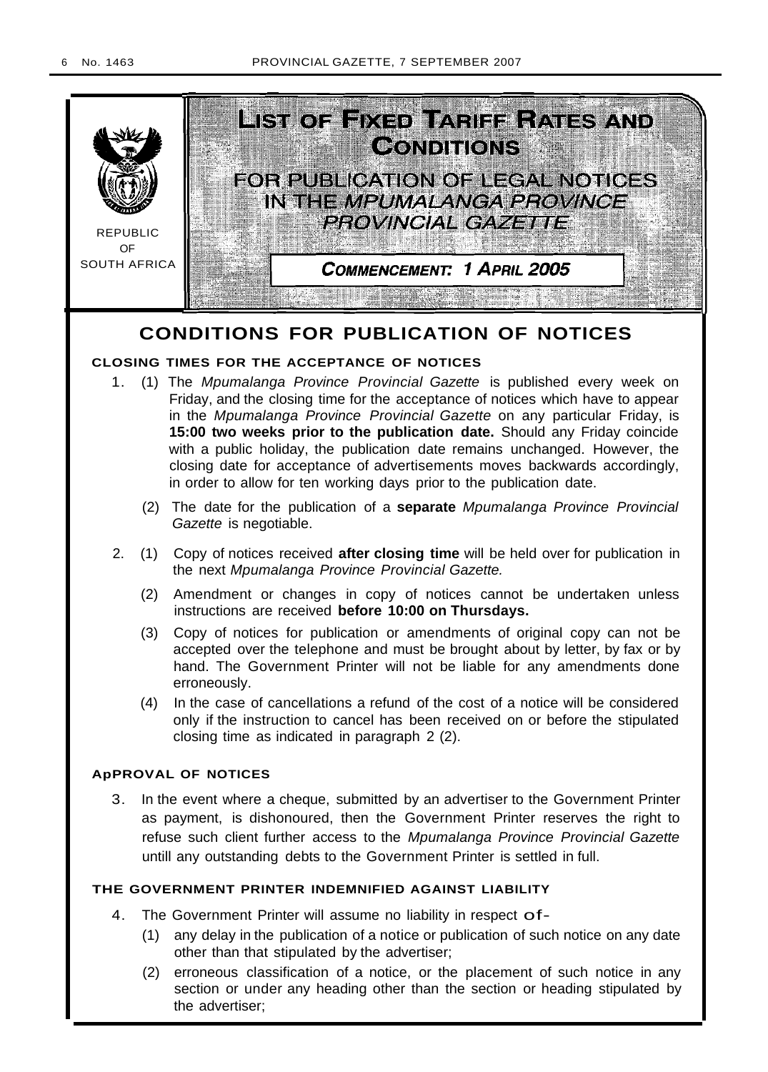REPUBLIC OF SOUTH AFRICA

# LIST OF FIXED TARIFF RATES AND CONDITIONS

FOR PUBLICATION OF LEGAL NOTICES IN THE *MPUMALANGA PROVINCE PROVINCIAL GAZETTE*

**COMMENCEMENT: 1 APRIL 2005**

## CONDITIONS FOR PUBLICATION OF NOTICES

### CLOSING TIMES FOR THE ACCEPTANCE OF NOTICES

1. (1) The *Mpumalanga Province Provincial Gazette* is published every week on Friday, and the closing time for the acceptance of notices which have to appear in the *Mpumalanga Province Provincial Gazette* on any particular Friday, is **15:00 two weeks prior to the publication date.** Should any Friday coincide with a public holiday, the publication date remains unchanged. However, the closing date for acceptance of advertisements moves backwards accordingly, in order to allow for ten working days prior to the publication date.

   (2) The date for the publication of a **separate** *Mpumalanga Province Provincial Gazette* is negotiable.

2. (1) Copy of notices received **after closing time** will be held over for publication in the next *Mpumalanga Province Provincial Gazette.*

   (2) Amendment or changes in copy of notices cannot be undertaken unless instructions are received **before 10:00 on Thursdays.**

   (3) Copy of notices for publication or amendments of original copy can not be accepted over the telephone and must be brought about by letter, by fax or by hand. The Government Printer will not be liable for any amendments done erroneously.

   (4) In the case of cancellations a refund of the cost of a notice will be considered only if the instruction to cancel has been received on or before the stipulated closing time as indicated in paragraph 2 (2).

### ApPROVAL OF NOTICES

3. In the event where a cheque, submitted by an advertiser to the Government Printer as payment, is dishonoured, then the Government Printer reserves the right to refuse such client further access to the *Mpumalanga Province Provincial Gazette* untill any outstanding debts to the Government Printer is settled in full.

### THE GOVERNMENT PRINTER INDEMNIFIED AGAINST LIABILITY

4. The Government Printer will assume no liability in respect of-

   (1) any delay in the publication of a notice or publication of such notice on any date other than that stipulated by the advertiser;

   (2) erroneous classification of a notice, or the placement of such notice in any section or under any heading other than the section or heading stipulated by the advertiser;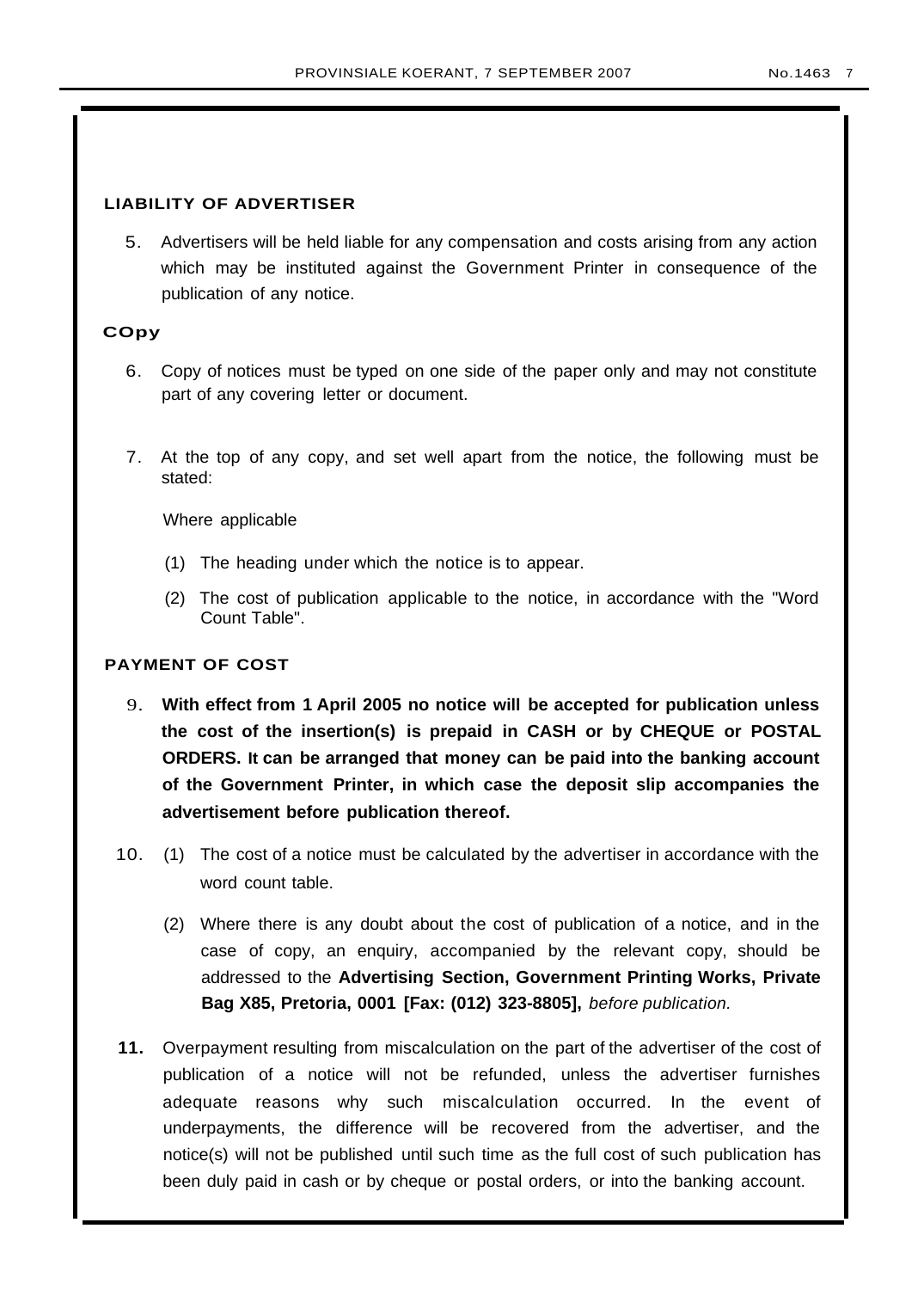**LIABILITY OF ADVERTISER**

5. Advertisers will be held liable for any compensation and costs arising from any action which may be instituted against the Government Printer in consequence of the publication of any notice.

**COpy**

6. Copy of notices must be typed on one side of the paper only and may not constitute part of any covering letter or document.

7. At the top of any copy, and set well apart from the notice, the following must be stated:

   Where applicable

   (1) The heading under which the notice is to appear.

   (2) The cost of publication applicable to the notice, in accordance with the "Word Count Table".

**PAYMENT OF COST**

9. **With effect from 1 April 2005 no notice will be accepted for publication unless the cost of the insertion(s) is prepaid in CASH or by CHEQUE or POSTAL ORDERS. It can be arranged that money can be paid into the banking account of the Government Printer, in which case the deposit slip accompanies the advertisement before publication thereof.**

10. (1) The cost of a notice must be calculated by the advertiser in accordance with the word count table.

    (2) Where there is any doubt about the cost of publication of a notice, and in the case of copy, an enquiry, accompanied by the relevant copy, should be addressed to the **Advertising Section, Government Printing Works, Private Bag X85, Pretoria, 0001 [Fax: (012) 323-8805],** *before publication.*

**11.** Overpayment resulting from miscalculation on the part of the advertiser of the cost of publication of a notice will not be refunded, unless the advertiser furnishes adequate reasons why such miscalculation occurred. In the event of underpayments, the difference will be recovered from the advertiser, and the notice(s) will not be published until such time as the full cost of such publication has been duly paid in cash or by cheque or postal orders, or into the banking account.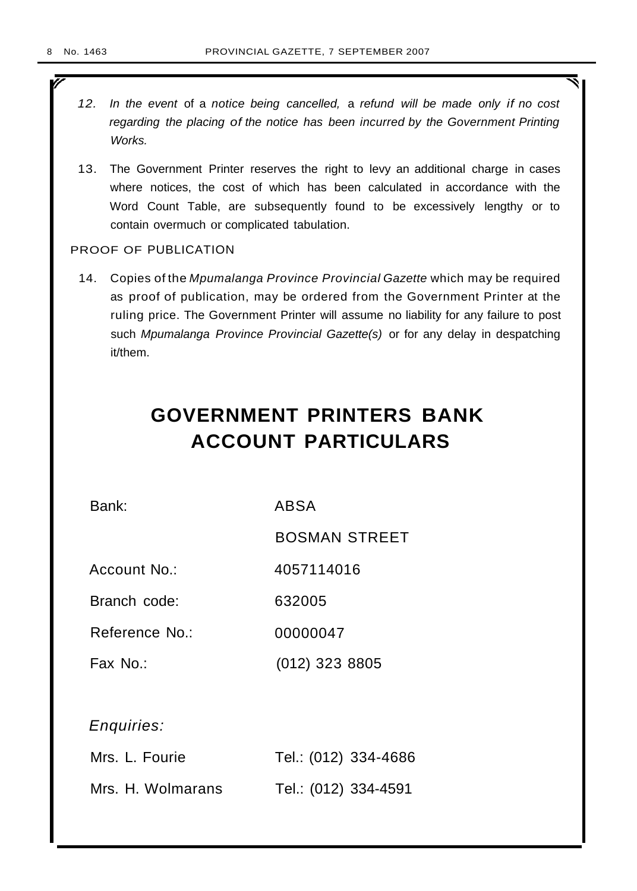12. *In the event* of a *notice being cancelled,* a *refund will be made only if no cost regarding the placing of the notice has been incurred by the Government Printing Works.*

13. The Government Printer reserves the right to levy an additional charge in cases where notices, the cost of which has been calculated in accordance with the Word Count Table, are subsequently found to be excessively lengthy or to contain overmuch or complicated tabulation.

PROOF OF PUBLICATION

14. Copies of the *Mpumalanga Province Provincial Gazette* which may be required as proof of publication, may be ordered from the Government Printer at the ruling price. The Government Printer will assume no liability for any failure to post such *Mpumalanga Province Provincial Gazette(s)* or for any delay in despatching it/them.

# GOVERNMENT PRINTERS BANK ACCOUNT PARTICULARS

| | |
|---|---|
| Bank: | ABSA |
| | BOSMAN STREET |
| Account No.: | 4057114016 |
| Branch code: | 632005 |
| Reference No.: | 00000047 |
| Fax No.: | (012) 323 8805 |

*Enquiries:*

| | |
|---|---|
| Mrs. L. Fourie | Tel.: (012) 334-4686 |
| Mrs. H. Wolmarans | Tel.: (012) 334-4591 |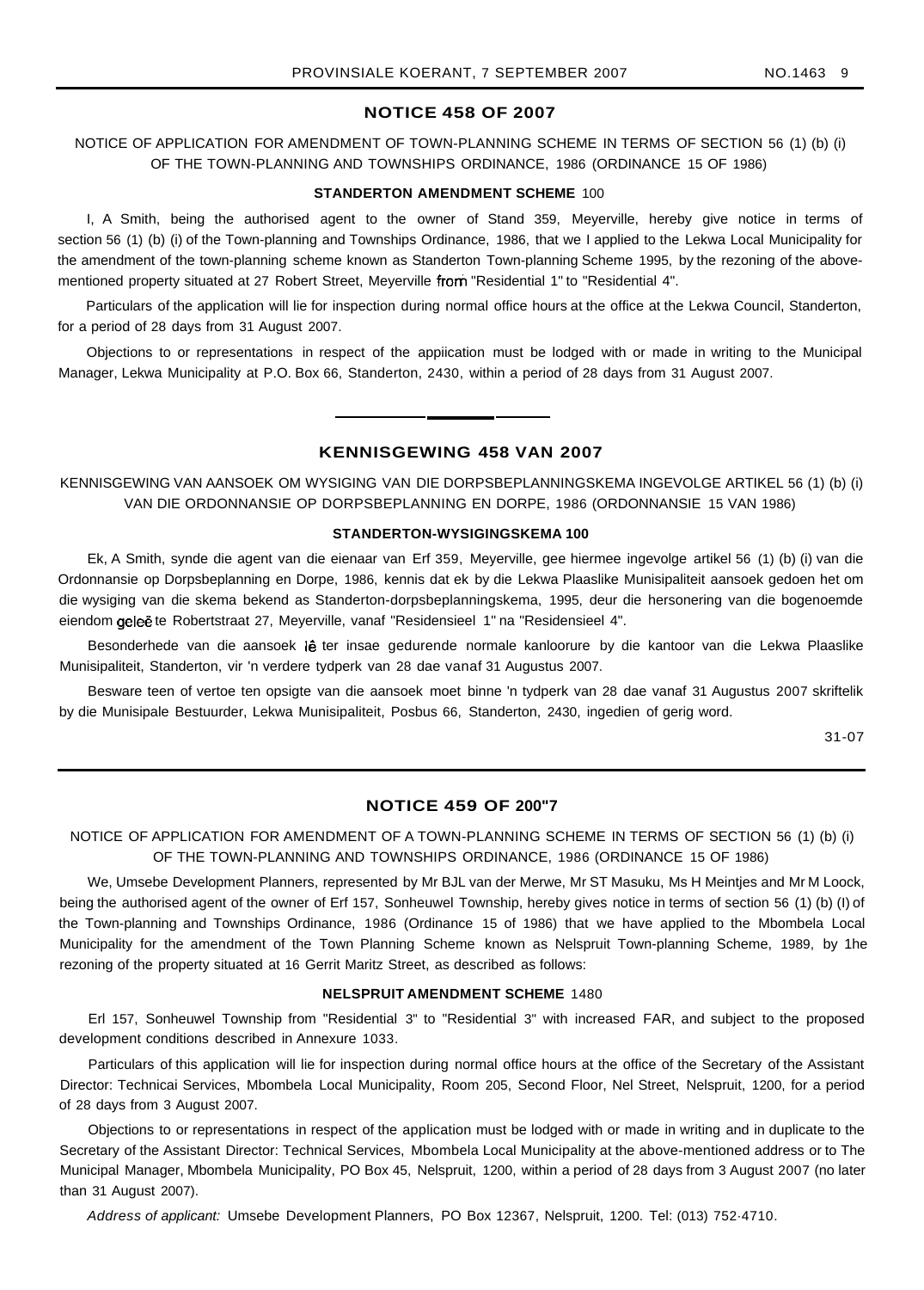## NOTICE 458 OF 2007

NOTICE OF APPLICATION FOR AMENDMENT OF TOWN-PLANNING SCHEME IN TERMS OF SECTION 56 (1) (b) (i) OF THE TOWN-PLANNING AND TOWNSHIPS ORDINANCE, 1986 (ORDINANCE 15 OF 1986)

**STANDERTON AMENDMENT SCHEME 100**

I, A Smith, being the authorised agent to the owner of Stand 359, Meyerville, hereby give notice in terms of section 56 (1) (b) (i) of the Town-planning and Townships Ordinance, 1986, that we I applied to the Lekwa Local Municipality for the amendment of the town-planning scheme known as Standerton Town-planning Scheme 1995, by the rezoning of the above-mentioned property situated at 27 Robert Street, Meyerville from "Residential 1" to "Residential 4".

Particulars of the application will lie for inspection during normal office hours at the office at the Lekwa Council, Standerton, for a period of 28 days from 31 August 2007.

Objections to or representations in respect of the appiication must be lodged with or made in writing to the Municipal Manager, Lekwa Municipality at P.O. Box 66, Standerton, 2430, within a period of 28 days from 31 August 2007.

---

## KENNISGEWING 458 VAN 2007

KENNISGEWING VAN AANSOEK OM WYSIGING VAN DIE DORPSBEPLANNINGSKEMA INGEVOLGE ARTIKEL 56 (1) (b) (i) VAN DIE ORDONNANSIE OP DORPSBEPLANNING EN DORPE, 1986 (ORDONNANSIE 15 VAN 1986)

**STANDERTON-WYSIGINGSKEMA 100**

Ek, A Smith, synde die agent van die eienaar van Erf 359, Meyerville, gee hiermee ingevolge artikel 56 (1) (b) (i) van die Ordonnansie op Dorpsbeplanning en Dorpe, 1986, kennis dat ek by die Lekwa Plaaslike Munisipaliteit aansoek gedoen het om die wysiging van die skema bekend as Standerton-dorpsbeplanningskema, 1995, deur die hersonering van die bogenoemde eiendom geleë te Robertstraat 27, Meyerville, vanaf "Residensieel 1" na "Residensieel 4".

Besonderhede van die aansoek lê ter insae gedurende normale kanloorure by die kantoor van die Lekwa Plaaslike Munisipaliteit, Standerton, vir 'n verdere tydperk van 28 dae vanaf 31 Augustus 2007.

Besware teen of vertoe ten opsigte van die aansoek moet binne 'n tydperk van 28 dae vanaf 31 Augustus 2007 skriftelik by die Munisipale Bestuurder, Lekwa Munisipaliteit, Posbus 66, Standerton, 2430, ingedien of gerig word.

31-07

---

## NOTICE 459 OF 200"7

NOTICE OF APPLICATION FOR AMENDMENT OF A TOWN-PLANNING SCHEME IN TERMS OF SECTION 56 (1) (b) (i) OF THE TOWN-PLANNING AND TOWNSHIPS ORDINANCE, 1986 (ORDINANCE 15 OF 1986)

We, Umsebe Development Planners, represented by Mr BJL van der Merwe, Mr ST Masuku, Ms H Meintjes and Mr M Loock, being the authorised agent of the owner of Erf 157, Sonheuwel Township, hereby gives notice in terms of section 56 (1) (b) (I) of the Town-planning and Townships Ordinance, 1986 (Ordinance 15 of 1986) that we have applied to the Mbombela Local Municipality for the amendment of the Town Planning Scheme known as Nelspruit Town-planning Scheme, 1989, by 1he rezoning of the property situated at 16 Gerrit Maritz Street, as described as follows:

**NELSPRUIT AMENDMENT SCHEME 1480**

Erl 157, Sonheuwel Township from "Residential 3" to "Residential 3" with increased FAR, and subject to the proposed development conditions described in Annexure 1033.

Particulars of this application will lie for inspection during normal office hours at the office of the Secretary of the Assistant Director: Technicai Services, Mbombela Local Municipality, Room 205, Second Floor, Nel Street, Nelspruit, 1200, for a period of 28 days from 3 August 2007.

Objections to or representations in respect of the application must be lodged with or made in writing and in duplicate to the Secretary of the Assistant Director: Technical Services, Mbombela Local Municipality at the above-mentioned address or to The Municipal Manager, Mbombela Municipality, PO Box 45, Nelspruit, 1200, within a period of 28 days from 3 August 2007 (no later than 31 August 2007).

*Address of applicant:* Umsebe Development Planners, PO Box 12367, Nelspruit, 1200. Tel: (013) 752·4710.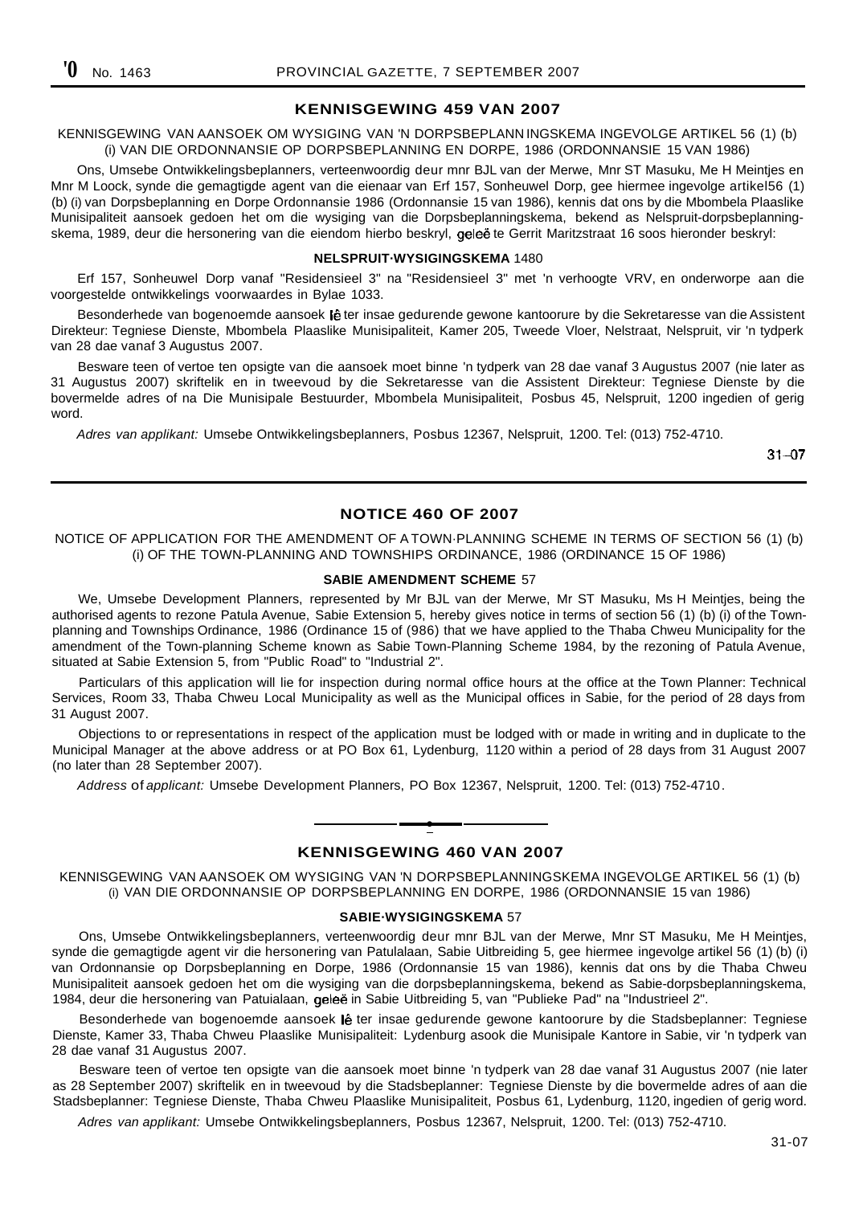## KENNISGEWING 459 VAN 2007

KENNISGEWING VAN AANSOEK OM WYSIGING VAN 'N DORPSBEPLANNINGSKEMA INGEVOLGE ARTIKEL 56 (1) (b) (i) VAN DIE ORDONNANSIE OP DORPSBEPLANNING EN DORPE, 1986 (ORDONNANSIE 15 VAN 1986)

Ons, Umsebe Ontwikkelingsbeplanners, verteenwoordig deur mnr BJL van der Merwe, Mnr ST Masuku, Me H Meintjes en Mnr M Loock, synde die gemagtigde agent van die eienaar van Erf 157, Sonheuwel Dorp, gee hiermee ingevolge artikel56 (1) (b) (i) van Dorpsbeplanning en Dorpe Ordonnansie 1986 (Ordonnansie 15 van 1986), kennis dat ons by die Mbombela Plaaslike Munisipaliteit aansoek gedoen het om die wysiging van die Dorpsbeplanningskema, bekend as Nelspruit-dorpsbeplanningskema, 1989, deur die hersonering van die eiendom hierbo beskryl, geleë te Gerrit Maritzstraat 16 soos hieronder beskryl:

**NELSPRUIT·WYSIGINGSKEMA** 1480

Erf 157, Sonheuwel Dorp vanaf "Residensieel 3" na "Residensieel 3" met 'n verhoogte VRV, en onderworpe aan die voorgestelde ontwikkelings voorwaardes in Bylae 1033.

Besonderhede van bogenoemde aansoek lê ter insae gedurende gewone kantoorure by die Sekretaresse van die Assistent Direkteur: Tegniese Dienste, Mbombela Plaaslike Munisipaliteit, Kamer 205, Tweede Vloer, Nelstraat, Nelspruit, vir 'n tydperk van 28 dae vanaf 3 Augustus 2007.

Besware teen of vertoe ten opsigte van die aansoek moet binne 'n tydperk van 28 dae vanaf 3 Augustus 2007 (nie later as 31 Augustus 2007) skriftelik en in tweevoud by die Sekretaresse van die Assistent Direkteur: Tegniese Dienste by die bovermelde adres of na Die Munisipale Bestuurder, Mbombela Munisipaliteit, Posbus 45, Nelspruit, 1200 ingedien of gerig word.

*Adres van applikant:* Umsebe Ontwikkelingsbeplanners, Posbus 12367, Nelspruit, 1200. Tel: (013) 752-4710.

31–07

---

## NOTICE 460 OF 2007

NOTICE OF APPLICATION FOR THE AMENDMENT OF A TOWN·PLANNING SCHEME IN TERMS OF SECTION 56 (1) (b) (i) OF THE TOWN-PLANNING AND TOWNSHIPS ORDINANCE, 1986 (ORDINANCE 15 OF 1986)

**SABIE AMENDMENT SCHEME** 57

We, Umsebe Development Planners, represented by Mr BJL van der Merwe, Mr ST Masuku, Ms H Meintjes, being the authorised agents to rezone Patula Avenue, Sabie Extension 5, hereby gives notice in terms of section 56 (1) (b) (i) of the Town-planning and Townships Ordinance, 1986 (Ordinance 15 of (986) that we have applied to the Thaba Chweu Municipality for the amendment of the Town-planning Scheme known as Sabie Town-Planning Scheme 1984, by the rezoning of Patula Avenue, situated at Sabie Extension 5, from "Public Road" to "Industrial 2".

Particulars of this application will lie for inspection during normal office hours at the office at the Town Planner: Technical Services, Room 33, Thaba Chweu Local Municipality as well as the Municipal offices in Sabie, for the period of 28 days from 31 August 2007.

Objections to or representations in respect of the application must be lodged with or made in writing and in duplicate to the Municipal Manager at the above address or at PO Box 61, Lydenburg, 1120 within a period of 28 days from 31 August 2007 (no later than 28 September 2007).

*Address of applicant:* Umsebe Development Planners, PO Box 12367, Nelspruit, 1200. Tel: (013) 752-4710.

---

## KENNISGEWING 460 VAN 2007

KENNISGEWING VAN AANSOEK OM WYSIGING VAN 'N DORPSBEPLANNINGSKEMA INGEVOLGE ARTIKEL 56 (1) (b) (i) VAN DIE ORDONNANSIE OP DORPSBEPLANNING EN DORPE, 1986 (ORDONNANSIE 15 van 1986)

**SABIE·WYSIGINGSKEMA** 57

Ons, Umsebe Ontwikkelingsbeplanners, verteenwoordig deur mnr BJL van der Merwe, Mnr ST Masuku, Me H Meintjes, synde die gemagtigde agent vir die hersonering van Patulalaan, Sabie Uitbreiding 5, gee hiermee ingevolge artikel 56 (1) (b) (i) van Ordonnansie op Dorpsbeplanning en Dorpe, 1986 (Ordonnansie 15 van 1986), kennis dat ons by die Thaba Chweu Munisipaliteit aansoek gedoen het om die wysiging van die dorpsbeplanningskema, bekend as Sabie-dorpsbeplanningskema, 1984, deur die hersonering van Patuialaan, geleë in Sabie Uitbreiding 5, van "Publieke Pad" na "Industrieel 2".

Besonderhede van bogenoemde aansoek lê ter insae gedurende gewone kantoorure by die Stadsbeplanner: Tegniese Dienste, Kamer 33, Thaba Chweu Plaaslike Munisipaliteit: Lydenburg asook die Munisipale Kantore in Sabie, vir 'n tydperk van 28 dae vanaf 31 Augustus 2007.

Besware teen of vertoe ten opsigte van die aansoek moet binne 'n tydperk van 28 dae vanaf 31 Augustus 2007 (nie later as 28 September 2007) skriftelik en in tweevoud by die Stadsbeplanner: Tegniese Dienste by die bovermelde adres of aan die Stadsbeplanner: Tegniese Dienste, Thaba Chweu Plaaslike Munisipaliteit, Posbus 61, Lydenburg, 1120, ingedien of gerig word.

*Adres van applikant:* Umsebe Ontwikkelingsbeplanners, Posbus 12367, Nelspruit, 1200. Tel: (013) 752-4710.

31-07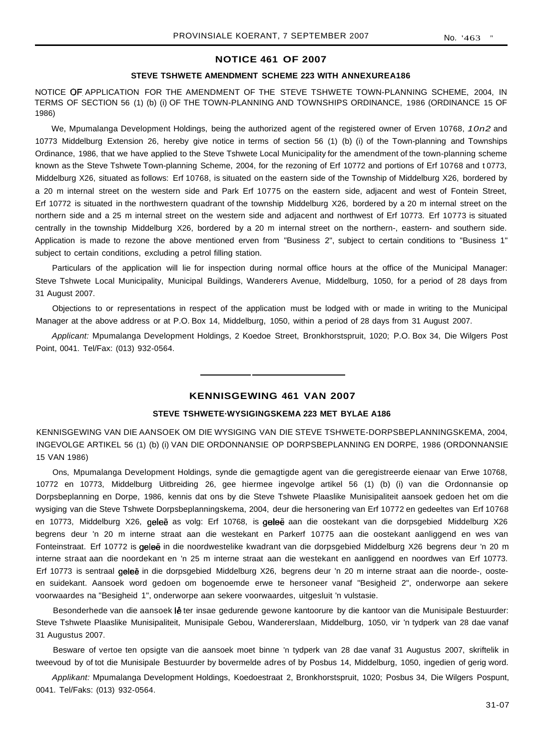## NOTICE 461 OF 2007

### STEVE TSHWETE AMENDMENT SCHEME 223 WITH ANNEXUREA186

NOTICE OF APPLICATION FOR THE AMENDMENT OF THE STEVE TSHWETE TOWN-PLANNING SCHEME, 2004, IN TERMS OF SECTION 56 (1) (b) (i) OF THE TOWN-PLANNING AND TOWNSHIPS ORDINANCE, 1986 (ORDINANCE 15 OF 1986)

We, Mpumalanga Development Holdings, being the authorized agent of the registered owner of Erven 10768, *10n2* and 10773 Middelburg Extension 26, hereby give notice in terms of section 56 (1) (b) (i) of the Town-planning and Townships Ordinance, 1986, that we have applied to the Steve Tshwete Local Municipality for the amendment of the town-planning scheme known as the Steve Tshwete Town-planning Scheme, 2004, for the rezoning of Erf 10772 and portions of Erf 10768 and t 0773, Middelburg X26, situated as follows: Erf 10768, is situated on the eastern side of the Township of Middelburg X26, bordered by a 20 m internal street on the western side and Park Erf 10775 on the eastern side, adjacent and west of Fontein Street, Erf 10772 is situated in the northwestern quadrant of the township Middelburg X26, bordered by a 20 m internal street on the northern side and a 25 m internal street on the western side and adjacent and northwest of Erf 10773. Erf 10773 is situated centrally in the township Middelburg X26, bordered by a 20 m internal street on the northern-, eastern- and southern side. Application is made to rezone the above mentioned erven from "Business 2", subject to certain conditions to "Business 1" subject to certain conditions, excluding a petrol filling station.

Particulars of the application will lie for inspection during normal office hours at the office of the Municipal Manager: Steve Tshwete Local Municipality, Municipal Buildings, Wanderers Avenue, Middelburg, 1050, for a period of 28 days from 31 August 2007.

Objections to or representations in respect of the application must be lodged with or made in writing to the Municipal Manager at the above address or at P.O. Box 14, Middelburg, 1050, within a period of 28 days from 31 August 2007.

*Applicant:* Mpumalanga Development Holdings, 2 Koedoe Street, Bronkhorstspruit, 1020; P.O. Box 34, Die Wilgers Post Point, 0041. Tel/Fax: (013) 932-0564.

---

## KENNISGEWING 461 VAN 2007

### STEVE TSHWETE·WYSIGINGSKEMA 223 MET BYLAE A186

KENNISGEWING VAN DIE AANSOEK OM DIE WYSIGING VAN DIE STEVE TSHWETE-DORPSBEPLANNINGSKEMA, 2004, INGEVOLGE ARTIKEL 56 (1) (b) (i) VAN DIE ORDONNANSIE OP DORPSBEPLANNING EN DORPE, 1986 (ORDONNANSIE 15 VAN 1986)

Ons, Mpumalanga Development Holdings, synde die gemagtigde agent van die geregistreerde eienaar van Erwe 10768, 10772 en 10773, Middelburg Uitbreiding 26, gee hiermee ingevolge artikel 56 (1) (b) (i) van die Ordonnansie op Dorpsbeplanning en Dorpe, 1986, kennis dat ons by die Steve Tshwete Plaaslike Munisipaliteit aansoek gedoen het om die wysiging van die Steve Tshwete Dorpsbeplanningskema, 2004, deur die hersonering van Erf 10772 en gedeeltes van Erf 10768 en 10773, Middelburg X26, geleë as volg: Erf 10768, is geleë aan die oostekant van die dorpsgebied Middelburg X26 begrens deur 'n 20 m interne straat aan die westekant en Parkerf 10775 aan die oostekant aanliggend en wes van Fonteinstraat. Erf 10772 is geleë in die noordwestelike kwadrant van die dorpsgebied Middelburg X26 begrens deur 'n 20 m interne straat aan die noordekant en 'n 25 m interne straat aan die westekant en aanliggend en noordwes van Erf 10773. Erf 10773 is sentraal geleë in die dorpsgebied Middelburg X26, begrens deur 'n 20 m interne straat aan die noorde-, ooste- en suidekant. Aansoek word gedoen om bogenoemde erwe te hersoneer vanaf "Besigheid 2", onderworpe aan sekere voorwaardes na "Besigheid 1", onderworpe aan sekere voorwaardes, uitgesluit 'n vulstasie.

Besonderhede van die aansoek lê ter insae gedurende gewone kantoorure by die kantoor van die Munisipale Bestuurder: Steve Tshwete Plaaslike Munisipaliteit, Munisipale Gebou, Wandererslaan, Middelburg, 1050, vir 'n tydperk van 28 dae vanaf 31 Augustus 2007.

Besware of vertoe ten opsigte van die aansoek moet binne 'n tydperk van 28 dae vanaf 31 Augustus 2007, skriftelik in tweevoud by of tot die Munisipale Bestuurder by bovermelde adres of by Posbus 14, Middelburg, 1050, ingedien of gerig word.

*Applikant:* Mpumalanga Development Holdings, Koedoestraat 2, Bronkhorstspruit, 1020; Posbus 34, Die Wilgers Pospunt, 0041. Tel/Faks: (013) 932-0564.

31-07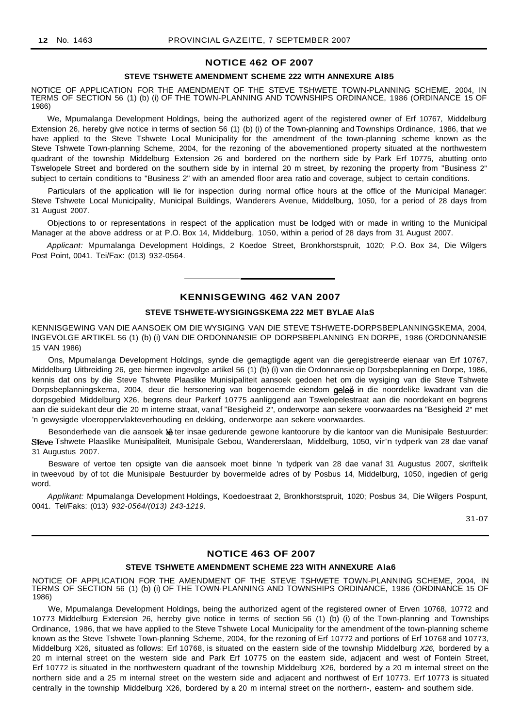## NOTICE 462 OF 2007

### STEVE TSHWETE AMENDMENT SCHEME 222 WITH ANNEXURE Al85

NOTICE OF APPLICATION FOR THE AMENDMENT OF THE STEVE TSHWETE TOWN-PLANNING SCHEME, 2004, IN TERMS OF SECTION 56 (1) (b) (i) OF THE TOWN-PLANNING AND TOWNSHIPS ORDINANCE, 1986 (ORDINANCE 15 OF 1986)

We, Mpumalanga Development Holdings, being the authorized agent of the registered owner of Erf 10767, Middelburg Extension 26, hereby give notice in terms of section 56 (1) (b) (i) of the Town-planning and Townships Ordinance, 1986, that we have applied to the Steve Tshwete Local Municipality for the amendment of the town-planning scheme known as the Steve Tshwete Town-planning Scheme, 2004, for the rezoning of the abovementioned property situated at the northwestern quadrant of the township Middelburg Extension 26 and bordered on the northern side by Park Erf 10775, abutting onto Tswelopele Street and bordered on the southern side by in internal 20 m street, by rezoning the property from "Business 2" subject to certain conditions to "Business 2" with an amended floor area ratio and coverage, subject to certain conditions.

Particulars of the application will lie for inspection during normal office hours at the office of the Municipal Manager: Steve Tshwete Local Municipality, Municipal Buildings, Wanderers Avenue, Middelburg, 1050, for a period of 28 days from 31 August 2007.

Objections to or representations in respect of the application must be lodged with or made in writing to the Municipal Manager at the above address or at P.O. Box 14, Middelburg, 1050, within a period of 28 days from 31 August 2007.

*Applicant:* Mpumalanga Development Holdings, 2 Koedoe Street, Bronkhorstspruit, 1020; P.O. Box 34, Die Wilgers Post Point, 0041. Tei/Fax: (013) 932-0564.

---

## KENNISGEWING 462 VAN 2007

### STEVE TSHWETE-WYSIGINGSKEMA 222 MET BYLAE AlaS

KENNISGEWING VAN DIE AANSOEK OM DIE WYSIGING VAN DIE STEVE TSHWETE-DORPSBEPLANNINGSKEMA, 2004, INGEVOLGE ARTIKEL 56 (1) (b) (i) VAN DIE ORDONNANSIE OP DORPSBEPLANNING EN DORPE, 1986 (ORDONNANSIE 15 VAN 1986)

Ons, Mpumalanga Development Holdings, synde die gemagtigde agent van die geregistreerde eienaar van Erf 10767, Middelburg Uitbreiding 26, gee hiermee ingevolge artikel 56 (1) (b) (i) van die Ordonnansie op Dorpsbeplanning en Dorpe, 1986, kennis dat ons by die Steve Tshwete Plaaslike Munisipaliteit aansoek gedoen het om die wysiging van die Steve Tshwete Dorpsbeplanningskema, 2004, deur die hersonering van bogenoemde eiendom geleë in die noordelike kwadrant van die dorpsgebied Middelburg X26, begrens deur Parkerf 10775 aanliggend aan Tswelopelestraat aan die noordekant en begrens aan die suidekant deur die 20 m interne straat, vanaf "Besigheid 2", onderworpe aan sekere voorwaardes na "Besigheid 2" met 'n gewysigde vloeroppervlakteverhouding en dekking, onderworpe aan sekere voorwaardes.

Besonderhede van die aansoek lê ter insae gedurende gewone kantoorure by die kantoor van die Munisipale Bestuurder: Steve Tshwete Plaaslike Munisipaliteit, Munisipale Gebou, Wandererslaan, Middelburg, 1050, vir'n tydperk van 28 dae vanaf 31 Augustus 2007.

Besware of vertoe ten opsigte van die aansoek moet binne 'n tydperk van 28 dae vanaf 31 Augustus 2007, skriftelik in tweevoud by of tot die Munisipale Bestuurder by bovermelde adres of by Posbus 14, Middelburg, 1050, ingedien of gerig word.

*Applikant:* Mpumalanga Development Holdings, Koedoestraat 2, Bronkhorstspruit, 1020; Posbus 34, Die Wilgers Pospunt, 0041. Tel/Faks: (013) *932-0564/(013) 243-1219.*

31-07

---

## NOTICE 463 OF 2007

### STEVE TSHWETE AMENDMENT SCHEME 223 WITH ANNEXURE Ala6

NOTICE OF APPLICATION FOR THE AMENDMENT OF THE STEVE TSHWETE TOWN-PLANNING SCHEME, 2004, IN TERMS OF SECTION 56 (1) (b) (i) OF THE TOWN·PLANNING AND TOWNSHIPS ORDINANCE, 1986 (ORDINANCE 15 OF 1986)

We, Mpumalanga Development Holdings, being the authorized agent of the registered owner of Erven 10768, 10772 and 10773 Middelburg Extension 26, hereby give notice in terms of section 56 (1) (b) (i) of the Town-planning and Townships Ordinance, 1986, that we have applied to the Steve Tshwete Local Municipality for the amendment of the town-planning scheme known as the Steve Tshwete Town-planning Scheme, 2004, for the rezoning of Erf 10772 and portions of Erf 10768 and 10773, Middelburg X26, situated as follows: Erf 10768, is situated on the eastern side of the township Middelburg *X26,* bordered by a 20 m internal street on the western side and Park Erf 10775 on the eastern side, adjacent and west of Fontein Street, Erf 10772 is situated in the northwestern quadrant of the township Middelburg X26, bordered by a 20 m internal street on the northern side and a 25 m internal street on the western side and adjacent and northwest of Erf 10773. Erf 10773 is situated centrally in the township Middelburg X26, bordered by a 20 m internal street on the northern-, eastern- and southern side.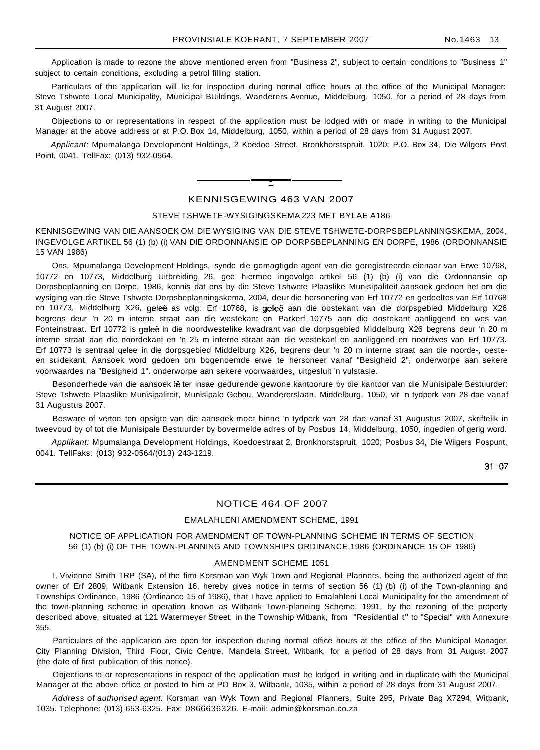Application is made to rezone the above mentioned erven from "Business 2", subject to certain conditions to "Business 1" subject to certain conditions, excluding a petrol filling station.

Particulars of the application will lie for inspection during normal office hours at the office of the Municipal Manager: Steve Tshwete Local Municipality, Municipal BUildings, Wanderers Avenue, Middelburg, 1050, for a period of 28 days from 31 August 2007.

Objections to or representations in respect of the application must be lodged with or made in writing to the Municipal Manager at the above address or at P.O. Box 14, Middelburg, 1050, within a period of 28 days from 31 August 2007.

*Applicant:* Mpumalanga Development Holdings, 2 Koedoe Street, Bronkhorstspruit, 1020; P.O. Box 34, Die Wilgers Post Point, 0041. TellFax: (013) 932-0564.

---

## KENNISGEWING 463 VAN 2007

### STEVE TSHWETE-WYSIGINGSKEMA 223 MET BYLAE A186

KENNISGEWING VAN DIE AANSOEK OM DIE WYSIGING VAN DIE STEVE TSHWETE-DORPSBEPLANNINGSKEMA, 2004, INGEVOLGE ARTIKEL 56 (1) (b) (i) VAN DIE ORDONNANSIE OP DORPSBEPLANNING EN DORPE, 1986 (ORDONNANSIE 15 VAN 1986)

Ons, Mpumalanga Development Holdings, synde die gemagtigde agent van die geregistreerde eienaar van Erwe 10768, 10772 en 10773, Middelburg Uitbreiding 26, gee hiermee ingevolge artikel 56 (1) (b) (i) van die Ordonnansie op Dorpsbeplanning en Dorpe, 1986, kennis dat ons by die Steve Tshwete Plaaslike Munisipaliteit aansoek gedoen het om die wysiging van die Steve Tshwete Dorpsbeplanningskema, 2004, deur die hersonering van Erf 10772 en gedeeltes van Erf 10768 en 10773, Middelburg X26, geleë as volg: Erf 10768, is geleë aan die oostekant van die dorpsgebied Middelburg X26 begrens deur 'n 20 m interne straat aan die westekant en Parkerf 10775 aan die oostekant aanliggend en wes van Fonteinstraat. Erf 10772 is geleë in die noordwestelike kwadrant van die dorpsgebied Middelburg X26 begrens deur 'n 20 m interne straat aan die noordekant en 'n 25 m interne straat aan die westekanl en aanliggend en noordwes van Erf 10773. Erf 10773 is sentraal qelee in die dorpsgebied Middelburg X26, begrens deur 'n 20 m interne straat aan die noorde-, oeste- en suidekant. Aansoek word gedoen om bogenoemde erwe te hersoneer vanaf "Besigheid 2", onderworpe aan sekere voorwaardes na "Besigheid 1". onderworpe aan sekere voorwaardes, uitgesluit 'n vulstasie.

Besonderhede van die aansoek lê ter insae gedurende gewone kantoorure by die kantoor van die Munisipale Bestuurder: Steve Tshwete Plaaslike Munisipaliteit, Munisipale Gebou, Wandererslaan, Middelburg, 1050, vir 'n tydperk van 28 dae vanaf 31 Augustus 2007.

Besware of vertoe ten opsigte van die aansoek moet binne 'n tydperk van 28 dae vanaf 31 Augustus 2007, skriftelik in tweevoud by of tot die Munisipale Bestuurder by bovermelde adres of by Posbus 14, Middelburg, 1050, ingedien of gerig word.

*Applikant:* Mpumalanga Development Holdings, Koedoestraat 2, Bronkhorstspruit, 1020; Posbus 34, Die Wilgers Pospunt, 0041. TellFaks: (013) 932-0564/(013) 243-1219.

31–07

---

## NOTICE 464 OF 2007

### EMALAHLENI AMENDMENT SCHEME, 1991

NOTICE OF APPLICATION FOR AMENDMENT OF TOWN-PLANNING SCHEME IN TERMS OF SECTION 56 (1) (b) (i) OF THE TOWN-PLANNING AND TOWNSHIPS ORDINANCE,1986 (ORDINANCE 15 OF 1986)

### AMENDMENT SCHEME 1051

I, Vivienne Smith TRP (SA), of the firm Korsman van Wyk Town and Regional Planners, being the authorized agent of the owner of Erf 2809, Witbank Extension 16, hereby gives notice in terms of section 56 (1) (b) (i) of the Town-planning and Townships Ordinance, 1986 (Ordinance 15 of 1986), that I have applied to Emalahleni Local Municipality for the amendment of the town-planning scheme in operation known as Witbank Town-planning Scheme, 1991, by the rezoning of the property described above, situated at 121 Watermeyer Street, in the Township Witbank, from "Residential t" to "Special" with Annexure 355.

Particulars of the application are open for inspection during normal office hours at the office of the Municipal Manager, City Planning Division, Third Floor, Civic Centre, Mandela Street, Witbank, for a period of 28 days from 31 August 2007 (the date of first publication of this notice).

Objections to or representations in respect of the application must be lodged in writing and in duplicate with the Municipal Manager at the above office or posted to him at PO Box 3, Witbank, 1035, within a period of 28 days from 31 August 2007.

*Address* of *authorised agent:* Korsman van Wyk Town and Regional Planners, Suite 295, Private Bag X7294, Witbank, 1035. Telephone: (013) 653-6325. Fax: 0866636326. E-mail: admin@korsman.co.za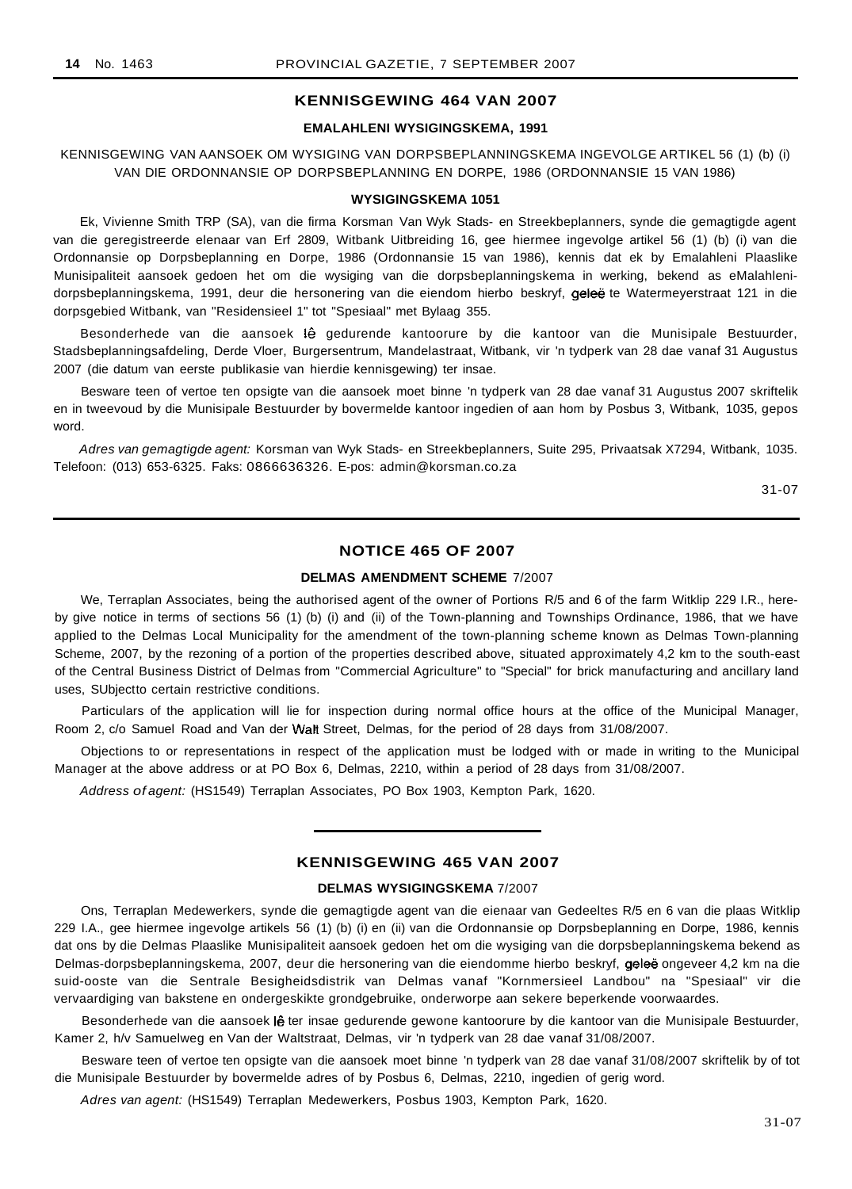## KENNISGEWING 464 VAN 2007

### EMALAHLENI WYSIGINGSKEMA, 1991

KENNISGEWING VAN AANSOEK OM WYSIGING VAN DORPSBEPLANNINGSKEMA INGEVOLGE ARTIKEL 56 (1) (b) (i) VAN DIE ORDONNANSIE OP DORPSBEPLANNING EN DORPE, 1986 (ORDONNANSIE 15 VAN 1986)

### WYSIGINGSKEMA 1051

Ek, Vivienne Smith TRP (SA), van die firma Korsman Van Wyk Stads- en Streekbeplanners, synde die gemagtigde agent van die geregistreerde elenaar van Erf 2809, Witbank Uitbreiding 16, gee hiermee ingevolge artikel 56 (1) (b) (i) van die Ordonnansie op Dorpsbeplanning en Dorpe, 1986 (Ordonnansie 15 van 1986), kennis dat ek by Emalahleni Plaaslike Munisipaliteit aansoek gedoen het om die wysiging van die dorpsbeplanningskema in werking, bekend as eMalahleni-dorpsbeplanningskema, 1991, deur die hersonering van die eiendom hierbo beskryf, geleë te Watermeyerstraat 121 in die dorpsgebied Witbank, van "Residensieel 1" tot "Spesiaal" met Bylaag 355.

Besonderhede van die aansoek lê gedurende kantoorure by die kantoor van die Munisipale Bestuurder, Stadsbeplanningsafdeling, Derde Vloer, Burgersentrum, Mandelastraat, Witbank, vir 'n tydperk van 28 dae vanaf 31 Augustus 2007 (die datum van eerste publikasie van hierdie kennisgewing) ter insae.

Besware teen of vertoe ten opsigte van die aansoek moet binne 'n tydperk van 28 dae vanaf 31 Augustus 2007 skriftelik en in tweevoud by die Munisipale Bestuurder by bovermelde kantoor ingedien of aan hom by Posbus 3, Witbank, 1035, gepos word.

*Adres van gemagtigde agent:* Korsman van Wyk Stads- en Streekbeplanners, Suite 295, Privaatsak X7294, Witbank, 1035. Telefoon: (013) 653-6325. Faks: 0866636326. E-pos: admin@korsman.co.za

31-07

---

## NOTICE 465 OF 2007

### DELMAS AMENDMENT SCHEME 7/2007

We, Terraplan Associates, being the authorised agent of the owner of Portions R/5 and 6 of the farm Witklip 229 I.R., hereby give notice in terms of sections 56 (1) (b) (i) and (ii) of the Town-planning and Townships Ordinance, 1986, that we have applied to the Delmas Local Municipality for the amendment of the town-planning scheme known as Delmas Town-planning Scheme, 2007, by the rezoning of a portion of the properties described above, situated approximately 4,2 km to the south-east of the Central Business District of Delmas from "Commercial Agriculture" to "Special" for brick manufacturing and ancillary land uses, SUbjectto certain restrictive conditions.

Particulars of the application will lie for inspection during normal office hours at the office of the Municipal Manager, Room 2, c/o Samuel Road and Van der Walt Street, Delmas, for the period of 28 days from 31/08/2007.

Objections to or representations in respect of the application must be lodged with or made in writing to the Municipal Manager at the above address or at PO Box 6, Delmas, 2210, within a period of 28 days from 31/08/2007.

*Address of agent:* (HS1549) Terraplan Associates, PO Box 1903, Kempton Park, 1620.

---

## KENNISGEWING 465 VAN 2007

### DELMAS WYSIGINGSKEMA 7/2007

Ons, Terraplan Medewerkers, synde die gemagtigde agent van die eienaar van Gedeeltes R/5 en 6 van die plaas Witklip 229 I.A., gee hiermee ingevolge artikels 56 (1) (b) (i) en (ii) van die Ordonnansie op Dorpsbeplanning en Dorpe, 1986, kennis dat ons by die Delmas Plaaslike Munisipaliteit aansoek gedoen het om die wysiging van die dorpsbeplanningskema bekend as Delmas-dorpsbeplanningskema, 2007, deur die hersonering van die eiendomme hierbo beskryf, geleë ongeveer 4,2 km na die suid-ooste van die Sentrale Besigheidsdistrik van Delmas vanaf "Kornmersieel Landbou" na "Spesiaal" vir die vervaardiging van bakstene en ondergeskikte grondgebruike, onderworpe aan sekere beperkende voorwaardes.

Besonderhede van die aansoek lê ter insae gedurende gewone kantoorure by die kantoor van die Munisipale Bestuurder, Kamer 2, h/v Samuelweg en Van der Waltstraat, Delmas, vir 'n tydperk van 28 dae vanaf 31/08/2007.

Besware teen of vertoe ten opsigte van die aansoek moet binne 'n tydperk van 28 dae vanaf 31/08/2007 skriftelik by of tot die Munisipale Bestuurder by bovermelde adres of by Posbus 6, Delmas, 2210, ingedien of gerig word.

*Adres van agent:* (HS1549) Terraplan Medewerkers, Posbus 1903, Kempton Park, 1620.

31-07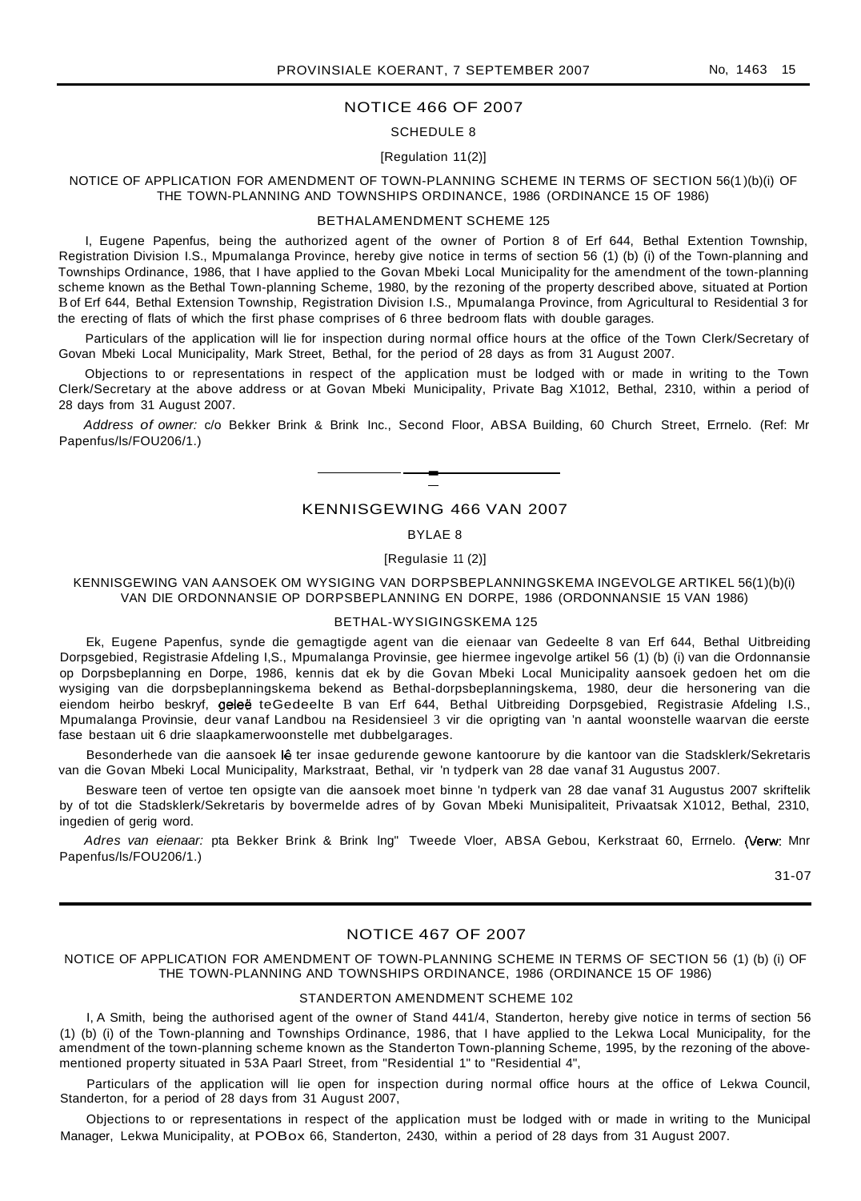## NOTICE 466 OF 2007

SCHEDULE 8

[Regulation 11(2)]

NOTICE OF APPLICATION FOR AMENDMENT OF TOWN-PLANNING SCHEME IN TERMS OF SECTION 56(1)(b)(i) OF THE TOWN-PLANNING AND TOWNSHIPS ORDINANCE, 1986 (ORDINANCE 15 OF 1986)

BETHALAMENDMENT SCHEME 125

I, Eugene Papenfus, being the authorized agent of the owner of Portion 8 of Erf 644, Bethal Extention Township, Registration Division I.S., Mpumalanga Province, hereby give notice in terms of section 56 (1) (b) (i) of the Town-planning and Townships Ordinance, 1986, that I have applied to the Govan Mbeki Local Municipality for the amendment of the town-planning scheme known as the Bethal Town-planning Scheme, 1980, by the rezoning of the property described above, situated at Portion B of Erf 644, Bethal Extension Township, Registration Division I.S., Mpumalanga Province, from Agricultural to Residential 3 for the erecting of flats of which the first phase comprises of 6 three bedroom flats with double garages.

Particulars of the application will lie for inspection during normal office hours at the office of the Town Clerk/Secretary of Govan Mbeki Local Municipality, Mark Street, Bethal, for the period of 28 days as from 31 August 2007.

Objections to or representations in respect of the application must be lodged with or made in writing to the Town Clerk/Secretary at the above address or at Govan Mbeki Municipality, Private Bag X1012, Bethal, 2310, within a period of 28 days from 31 August 2007.

*Address of owner:* c/o Bekker Brink & Brink Inc., Second Floor, ABSA Building, 60 Church Street, Errnelo. (Ref: Mr Papenfus/ls/FOU206/1.)

---

## KENNISGEWING 466 VAN 2007

BYLAE 8

[Regulasie 11 (2)]

KENNISGEWING VAN AANSOEK OM WYSIGING VAN DORPSBEPLANNINGSKEMA INGEVOLGE ARTIKEL 56(1)(b)(i) VAN DIE ORDONNANSIE OP DORPSBEPLANNING EN DORPE, 1986 (ORDONNANSIE 15 VAN 1986)

BETHAL-WYSIGINGSKEMA 125

Ek, Eugene Papenfus, synde die gemagtigde agent van die eienaar van Gedeelte 8 van Erf 644, Bethal Uitbreiding Dorpsgebied, Registrasie Afdeling I,S., Mpumalanga Provinsie, gee hiermee ingevolge artikel 56 (1) (b) (i) van die Ordonnansie op Dorpsbeplanning en Dorpe, 1986, kennis dat ek by die Govan Mbeki Local Municipality aansoek gedoen het om die wysiging van die dorpsbeplanningskema bekend as Bethal-dorpsbeplanningskema, 1980, deur die hersonering van die eiendom heirbo beskryf, geleë teGedeelte B van Erf 644, Bethal Uitbreiding Dorpsgebied, Registrasie Afdeling I.S., Mpumalanga Provinsie, deur vanaf Landbou na Residensieel 3 vir die oprigting van 'n aantal woonstelle waarvan die eerste fase bestaan uit 6 drie slaapkamerwoonstelle met dubbelgarages.

Besonderhede van die aansoek lê ter insae gedurende gewone kantoorure by die kantoor van die Stadsklerk/Sekretaris van die Govan Mbeki Local Municipality, Markstraat, Bethal, vir 'n tydperk van 28 dae vanaf 31 Augustus 2007.

Besware teen of vertoe ten opsigte van die aansoek moet binne 'n tydperk van 28 dae vanaf 31 Augustus 2007 skriftelik by of tot die Stadsklerk/Sekretaris by bovermelde adres of by Govan Mbeki Munisipaliteit, Privaatsak X1012, Bethal, 2310, ingedien of gerig word.

*Adres van eienaar:* pta Bekker Brink & Brink lng" Tweede Vloer, ABSA Gebou, Kerkstraat 60, Errnelo. (Verw: Mnr Papenfus/ls/FOU206/1.)

31-07

---

## NOTICE 467 OF 2007

NOTICE OF APPLICATION FOR AMENDMENT OF TOWN-PLANNING SCHEME IN TERMS OF SECTION 56 (1) (b) (i) OF THE TOWN-PLANNING AND TOWNSHIPS ORDINANCE, 1986 (ORDINANCE 15 OF 1986)

STANDERTON AMENDMENT SCHEME 102

I, A Smith, being the authorised agent of the owner of Stand 441/4, Standerton, hereby give notice in terms of section 56 (1) (b) (i) of the Town-planning and Townships Ordinance, 1986, that I have applied to the Lekwa Local Municipality, for the amendment of the town-planning scheme known as the Standerton Town-planning Scheme, 1995, by the rezoning of the above-mentioned property situated in 53A Paarl Street, from "Residential 1" to "Residential 4",

Particulars of the application will lie open for inspection during normal office hours at the office of Lekwa Council, Standerton, for a period of 28 days from 31 August 2007,

Objections to or representations in respect of the application must be lodged with or made in writing to the Municipal Manager, Lekwa Municipality, at POBox 66, Standerton, 2430, within a period of 28 days from 31 August 2007.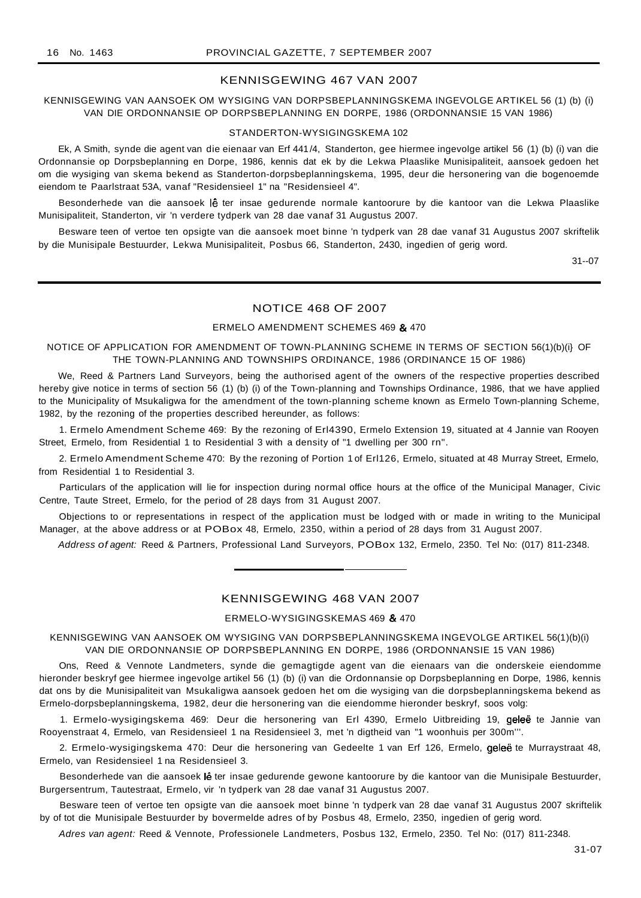## KENNISGEWING 467 VAN 2007

KENNISGEWING VAN AANSOEK OM WYSIGING VAN DORPSBEPLANNINGSKEMA INGEVOLGE ARTIKEL 56 (1) (b) (i) VAN DIE ORDONNANSIE OP DORPSBEPLANNING EN DORPE, 1986 (ORDONNANSIE 15 VAN 1986)

STANDERTON-WYSIGINGSKEMA 102

Ek, A Smith, synde die agent van die eienaar van Erf 441/4, Standerton, gee hiermee ingevolge artikel 56 (1) (b) (i) van die Ordonnansie op Dorpsbeplanning en Dorpe, 1986, kennis dat ek by die Lekwa Plaaslike Munisipaliteit, aansoek gedoen het om die wysiging van skema bekend as Standerton-dorpsbeplanningskema, 1995, deur die hersonering van die bogenoemde eiendom te Paarlstraat 53A, vanaf "Residensieel 1" na "Residensieel 4".

Besonderhede van die aansoek lê ter insae gedurende normale kantoorure by die kantoor van die Lekwa Plaaslike Munisipaliteit, Standerton, vir 'n verdere tydperk van 28 dae vanaf 31 Augustus 2007.

Besware teen of vertoe ten opsigte van die aansoek moet binne 'n tydperk van 28 dae vanaf 31 Augustus 2007 skriftelik by die Munisipale Bestuurder, Lekwa Munisipaliteit, Posbus 66, Standerton, 2430, ingedien of gerig word.

31--07

## NOTICE 468 OF 2007

ERMELO AMENDMENT SCHEMES 469 & 470

NOTICE OF APPLICATION FOR AMENDMENT OF TOWN-PLANNING SCHEME IN TERMS OF SECTION 56(1)(b)(i} OF THE TOWN-PLANNING AND TOWNSHIPS ORDINANCE, 1986 (ORDINANCE 15 OF 1986)

We, Reed & Partners Land Surveyors, being the authorised agent of the owners of the respective properties described hereby give notice in terms of section 56 (1) (b) (i) of the Town-planning and Townships Ordinance, 1986, that we have applied to the Municipality of Msukaligwa for the amendment of the town-planning scheme known as Ermelo Town-planning Scheme, 1982, by the rezoning of the properties described hereunder, as follows:

1. Ermelo Amendment Scheme 469: By the rezoning of Erl4390, Ermelo Extension 19, situated at 4 Jannie van Rooyen Street, Ermelo, from Residential 1 to Residential 3 with a density of "1 dwelling per 300 rn".

2. Ermelo Amendment Scheme 470: By the rezoning of Portion 1 of Erl126, Ermelo, situated at 48 Murray Street, Ermelo, from Residential 1 to Residential 3.

Particulars of the application will lie for inspection during normal office hours at the office of the Municipal Manager, Civic Centre, Taute Street, Ermelo, for the period of 28 days from 31 August 2007.

Objections to or representations in respect of the application must be lodged with or made in writing to the Municipal Manager, at the above address or at POBox 48, Ermelo, 2350, within a period of 28 days from 31 August 2007.

*Address of agent:* Reed & Partners, Professional Land Surveyors, POBox 132, Ermelo, 2350. Tel No: (017) 811-2348.

## KENNISGEWING 468 VAN 2007

ERMELO-WYSIGINGSKEMAS 469 & 470

KENNISGEWING VAN AANSOEK OM WYSIGING VAN DORPSBEPLANNINGSKEMA INGEVOLGE ARTIKEL 56(1)(b)(i) VAN DIE ORDONNANSIE OP DORPSBEPLANNING EN DORPE, 1986 (ORDONNANSIE 15 VAN 1986)

Ons, Reed & Vennote Landmeters, synde die gemagtigde agent van die eienaars van die onderskeie eiendomme hieronder beskryf gee hiermee ingevolge artikel 56 (1) (b) (i) van die Ordonnansie op Dorpsbeplanning en Dorpe, 1986, kennis dat ons by die Munisipaliteit van Msukaligwa aansoek gedoen het om die wysiging van die dorpsbeplanningskema bekend as Ermelo-dorpsbeplanningskema, 1982, deur die hersonering van die eiendomme hieronder beskryf, soos volg:

1. Ermelo-wysigingskema 469: Deur die hersonering van Erl 4390, Ermelo Uitbreiding 19, geleë te Jannie van Rooyenstraat 4, Ermelo, van Residensieel 1 na Residensieel 3, met 'n digtheid van "1 woonhuis per 300m'''.

2. Ermelo-wysigingskema 470: Deur die hersonering van Gedeelte 1 van Erf 126, Ermelo, geleë te Murraystraat 48, Ermelo, van Residensieel 1 na Residensieel 3.

Besonderhede van die aansoek lê ter insae gedurende gewone kantoorure by die kantoor van die Munisipale Bestuurder, Burgersentrum, Tautestraat, Ermelo, vir 'n tydperk van 28 dae vanaf 31 Augustus 2007.

Besware teen of vertoe ten opsigte van die aansoek moet binne 'n tydperk van 28 dae vanaf 31 Augustus 2007 skriftelik by of tot die Munisipale Bestuurder by bovermelde adres of by Posbus 48, Ermelo, 2350, ingedien of gerig word.

*Adres van agent:* Reed & Vennote, Professionele Landmeters, Posbus 132, Ermelo, 2350. Tel No: (017) 811-2348.

31-07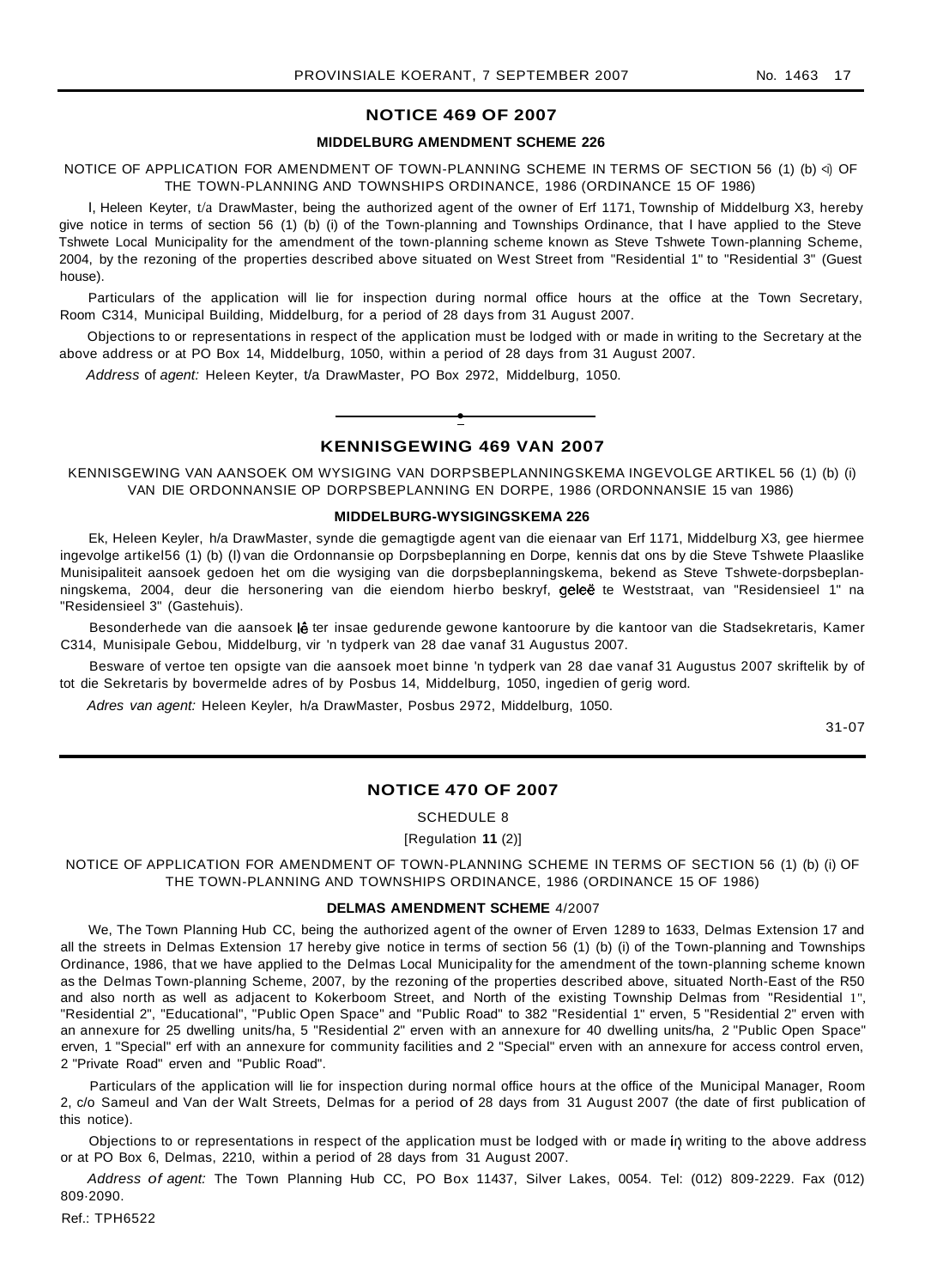## NOTICE 469 OF 2007

### MIDDELBURG AMENDMENT SCHEME 226

NOTICE OF APPLICATION FOR AMENDMENT OF TOWN-PLANNING SCHEME IN TERMS OF SECTION 56 (1) (b) ◁) OF THE TOWN-PLANNING AND TOWNSHIPS ORDINANCE, 1986 (ORDINANCE 15 OF 1986)

I, Heleen Keyter, t/a DrawMaster, being the authorized agent of the owner of Erf 1171, Township of Middelburg X3, hereby give notice in terms of section 56 (1) (b) (i) of the Town-planning and Townships Ordinance, that I have applied to the Steve Tshwete Local Municipality for the amendment of the town-planning scheme known as Steve Tshwete Town-planning Scheme, 2004, by the rezoning of the properties described above situated on West Street from "Residential 1" to "Residential 3" (Guest house).

Particulars of the application will lie for inspection during normal office hours at the office at the Town Secretary, Room C314, Municipal Building, Middelburg, for a period of 28 days from 31 August 2007.

Objections to or representations in respect of the application must be lodged with or made in writing to the Secretary at the above address or at PO Box 14, Middelburg, 1050, within a period of 28 days from 31 August 2007.

*Address* of *agent:* Heleen Keyter, t/a DrawMaster, PO Box 2972, Middelburg, 1050.

---

## KENNISGEWING 469 VAN 2007

KENNISGEWING VAN AANSOEK OM WYSIGING VAN DORPSBEPLANNINGSKEMA INGEVOLGE ARTIKEL 56 (1) (b) (i) VAN DIE ORDONNANSIE OP DORPSBEPLANNING EN DORPE, 1986 (ORDONNANSIE 15 van 1986)

### MIDDELBURG-WYSIGINGSKEMA 226

Ek, Heleen Keyler, h/a DrawMaster, synde die gemagtigde agent van die eienaar van Erf 1171, Middelburg X3, gee hiermee ingevolge artikel56 (1) (b) (I) van die Ordonnansie op Dorpsbeplanning en Dorpe, kennis dat ons by die Steve Tshwete Plaaslike Munisipaliteit aansoek gedoen het om die wysiging van die dorpsbeplanningskema, bekend as Steve Tshwete-dorpsbeplanningskema, 2004, deur die hersonering van die eiendom hierbo beskryf, geleë te Weststraat, van "Residensieel 1" na "Residensieel 3" (Gastehuis).

Besonderhede van die aansoek lê ter insae gedurende gewone kantoorure by die kantoor van die Stadsekretaris, Kamer C314, Munisipale Gebou, Middelburg, vir 'n tydperk van 28 dae vanaf 31 Augustus 2007.

Besware of vertoe ten opsigte van die aansoek moet binne 'n tydperk van 28 dae vanaf 31 Augustus 2007 skriftelik by of tot die Sekretaris by bovermelde adres of by Posbus 14, Middelburg, 1050, ingedien of gerig word.

*Adres van agent:* Heleen Keyler, h/a DrawMaster, Posbus 2972, Middelburg, 1050.

31-07

---

## NOTICE 470 OF 2007

SCHEDULE 8

[Regulation **11** (2)]

NOTICE OF APPLICATION FOR AMENDMENT OF TOWN-PLANNING SCHEME IN TERMS OF SECTION 56 (1) (b) (i) OF THE TOWN-PLANNING AND TOWNSHIPS ORDINANCE, 1986 (ORDINANCE 15 OF 1986)

### DELMAS AMENDMENT SCHEME 4/2007

We, The Town Planning Hub CC, being the authorized agent of the owner of Erven 1289 to 1633, Delmas Extension 17 and all the streets in Delmas Extension 17 hereby give notice in terms of section 56 (1) (b) (i) of the Town-planning and Townships Ordinance, 1986, that we have applied to the Delmas Local Municipality for the amendment of the town-planning scheme known as the Delmas Town-planning Scheme, 2007, by the rezoning of the properties described above, situated North-East of the R50 and also north as well as adjacent to Kokerboom Street, and North of the existing Township Delmas from "Residential 1", "Residential 2", "Educational", "Public Open Space" and "Public Road" to 382 "Residential 1" erven, 5 "Residential 2" erven with an annexure for 25 dwelling units/ha, 5 "Residential 2" erven with an annexure for 40 dwelling units/ha, 2 "Public Open Space" erven, 1 "Special" erf with an annexure for community facilities and 2 "Special" erven with an annexure for access control erven, 2 "Private Road" erven and "Public Road".

Particulars of the application will lie for inspection during normal office hours at the office of the Municipal Manager, Room 2, c/o Sameul and Van der Walt Streets, Delmas for a period of 28 days from 31 August 2007 (the date of first publication of this notice).

Objections to or representations in respect of the application must be lodged with or made in writing to the above address or at PO Box 6, Delmas, 2210, within a period of 28 days from 31 August 2007.

*Address of agent:* The Town Planning Hub CC, PO Box 11437, Silver Lakes, 0054. Tel: (012) 809-2229. Fax (012) 809-2090.

Ref.: TPH6522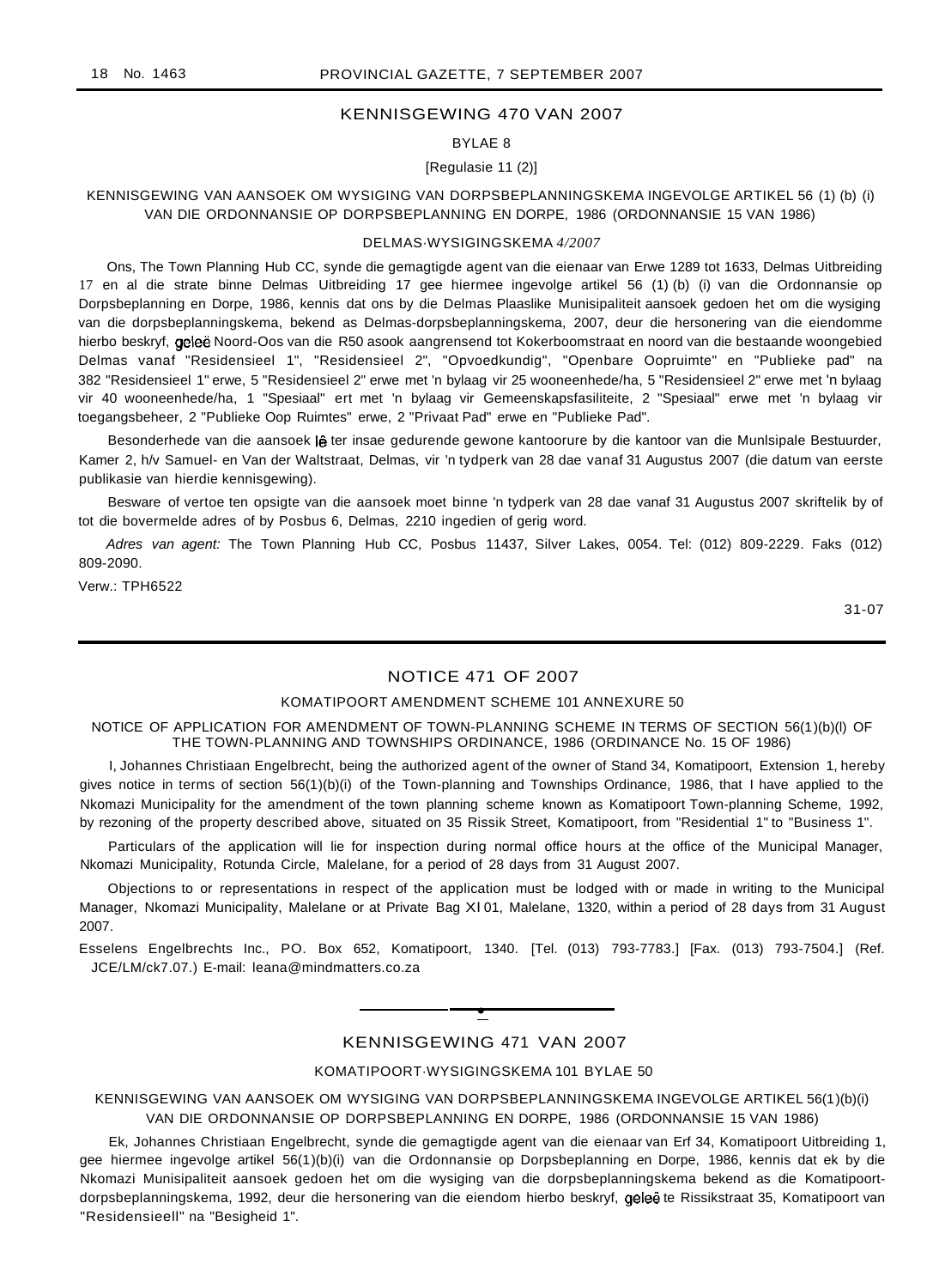## KENNISGEWING 470 VAN 2007

BYLAE 8

[Regulasie 11 (2)]

KENNISGEWING VAN AANSOEK OM WYSIGING VAN DORPSBEPLANNINGSKEMA INGEVOLGE ARTIKEL 56 (1) (b) (i) VAN DIE ORDONNANSIE OP DORPSBEPLANNING EN DORPE, 1986 (ORDONNANSIE 15 VAN 1986)

DELMAS-WYSIGINGSKEMA *4/2007*

Ons, The Town Planning Hub CC, synde die gemagtigde agent van die eienaar van Erwe 1289 tot 1633, Delmas Uitbreiding 17 en al die strate binne Delmas Uitbreiding 17 gee hiermee ingevolge artikel 56 (1) (b) (i) van die Ordonnansie op Dorpsbeplanning en Dorpe, 1986, kennis dat ons by die Delmas Plaaslike Munisipaliteit aansoek gedoen het om die wysiging van die dorpsbeplanningskema, bekend as Delmas-dorpsbeplanningskema, 2007, deur die hersonering van die eiendomme hierbo beskryf, geleë Noord-Oos van die R50 asook aangrensend tot Kokerboomstraat en noord van die bestaande woongebied Delmas vanaf "Residensieel 1", "Residensieel 2", "Opvoedkundig", "Openbare Oopruimte" en "Publieke pad" na 382 "Residensieel 1" erwe, 5 "Residensieel 2" erwe met 'n bylaag vir 25 wooneenhede/ha, 5 "Residensieel 2" erwe met 'n bylaag vir 40 wooneenhede/ha, 1 "Spesiaal" ert met 'n bylaag vir Gemeenskapsfasiliteite, 2 "Spesiaal" erwe met 'n bylaag vir toegangsbeheer, 2 "Publieke Oop Ruimtes" erwe, 2 "Privaat Pad" erwe en "Publieke Pad".

Besonderhede van die aansoek lê ter insae gedurende gewone kantoorure by die kantoor van die Munlsipale Bestuurder, Kamer 2, h/v Samuel- en Van der Waltstraat, Delmas, vir 'n tydperk van 28 dae vanaf 31 Augustus 2007 (die datum van eerste publikasie van hierdie kennisgewing).

Besware of vertoe ten opsigte van die aansoek moet binne 'n tydperk van 28 dae vanaf 31 Augustus 2007 skriftelik by of tot die bovermelde adres of by Posbus 6, Delmas, 2210 ingedien of gerig word.

*Adres van agent:* The Town Planning Hub CC, Posbus 11437, Silver Lakes, 0054. Tel: (012) 809-2229. Faks (012) 809-2090.

Verw.: TPH6522

31-07

## NOTICE 471 OF 2007

KOMATIPOORT AMENDMENT SCHEME 101 ANNEXURE 50

NOTICE OF APPLICATION FOR AMENDMENT OF TOWN-PLANNING SCHEME IN TERMS OF SECTION 56(1)(b)(l) OF THE TOWN-PLANNING AND TOWNSHIPS ORDINANCE, 1986 (ORDINANCE No. 15 OF 1986)

I, Johannes Christiaan Engelbrecht, being the authorized agent of the owner of Stand 34, Komatipoort, Extension 1, hereby gives notice in terms of section 56(1)(b)(i) of the Town-planning and Townships Ordinance, 1986, that I have applied to the Nkomazi Municipality for the amendment of the town planning scheme known as Komatipoort Town-planning Scheme, 1992, by rezoning of the property described above, situated on 35 Rissik Street, Komatipoort, from "Residential 1" to "Business 1".

Particulars of the application will lie for inspection during normal office hours at the office of the Municipal Manager, Nkomazi Municipality, Rotunda Circle, Malelane, for a period of 28 days from 31 August 2007.

Objections to or representations in respect of the application must be lodged with or made in writing to the Municipal Manager, Nkomazi Municipality, Malelane or at Private Bag XI 01, Malelane, 1320, within a period of 28 days from 31 August 2007.

Esselens Engelbrechts Inc., PO. Box 652, Komatipoort, 1340. [Tel. (013) 793-7783.] [Fax. (013) 793-7504.] (Ref. JCE/LM/ck7.07.) E-mail: leana@mindmatters.co.za

## KENNISGEWING 471 VAN 2007

KOMATIPOORT-WYSIGINGSKEMA 101 BYLAE 50

KENNISGEWING VAN AANSOEK OM WYSIGING VAN DORPSBEPLANNINGSKEMA INGEVOLGE ARTIKEL 56(1)(b)(i) VAN DIE ORDONNANSIE OP DORPSBEPLANNING EN DORPE, 1986 (ORDONNANSIE 15 VAN 1986)

Ek, Johannes Christiaan Engelbrecht, synde die gemagtigde agent van die eienaar van Erf 34, Komatipoort Uitbreiding 1, gee hiermee ingevolge artikel 56(1)(b)(i) van die Ordonnansie op Dorpsbeplanning en Dorpe, 1986, kennis dat ek by die Nkomazi Munisipaliteit aansoek gedoen het om die wysiging van die dorpsbeplanningskema bekend as die Komatipoort-dorpsbeplanningskema, 1992, deur die hersonering van die eiendom hierbo beskryf, geleë te Rissikstraat 35, Komatipoort van "Residensieell" na "Besigheid 1".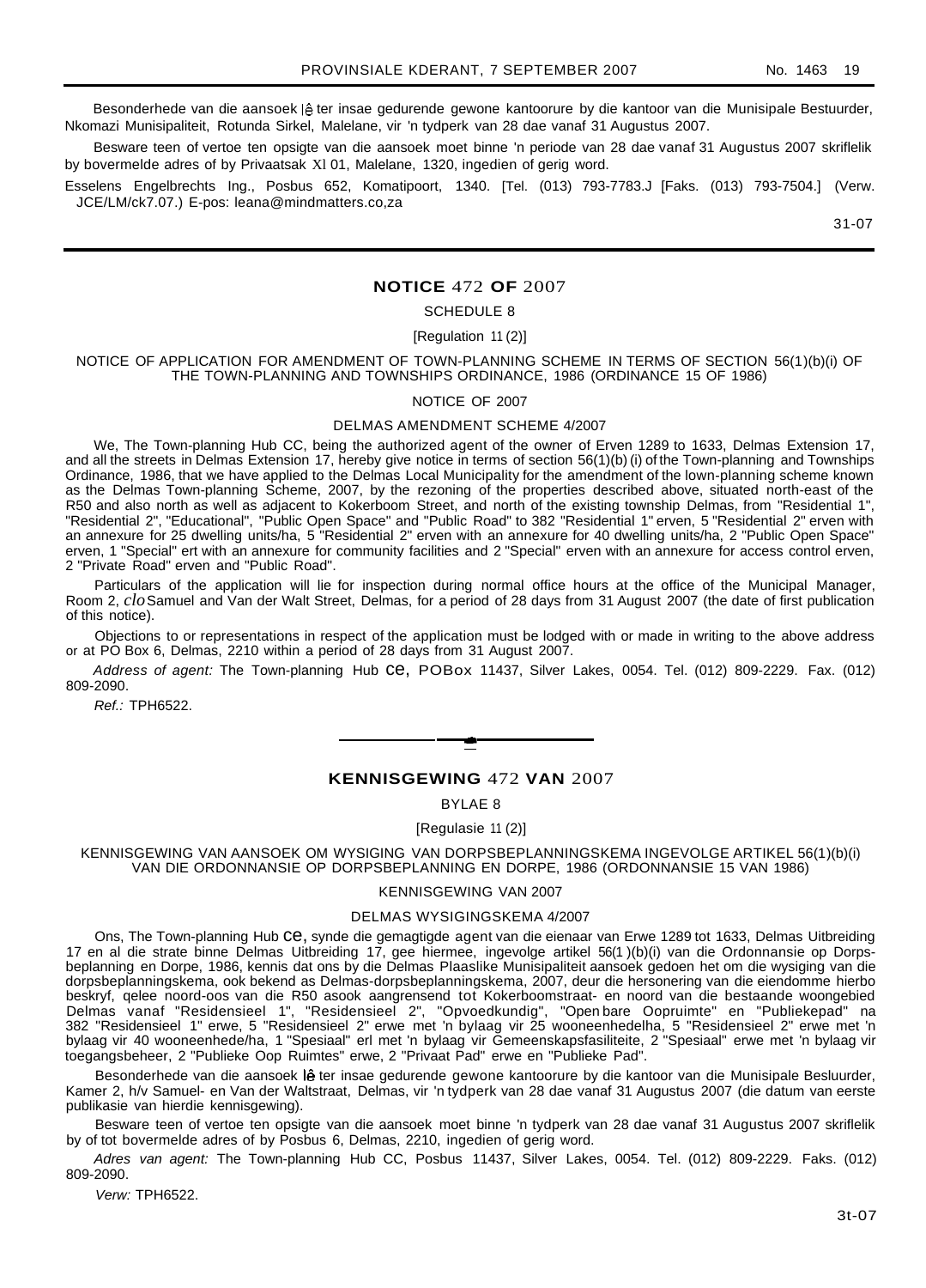Besonderhede van die aansoek lê ter insae gedurende gewone kantoorure by die kantoor van die Munisipale Bestuurder, Nkomazi Munisipaliteit, Rotunda Sirkel, Malelane, vir 'n tydperk van 28 dae vanaf 31 Augustus 2007.

Besware teen of vertoe ten opsigte van die aansoek moet binne 'n periode van 28 dae vanaf 31 Augustus 2007 skriflelik by bovermelde adres of by Privaatsak Xl 01, Malelane, 1320, ingedien of gerig word.

Esselens Engelbrechts Ing., Posbus 652, Komatipoort, 1340. [Tel. (013) 793-7783.J [Faks. (013) 793-7504.] (Verw. JCE/LM/ck7.07.) E-pos: leana@mindmatters.co,za

31-07

---

## NOTICE 472 OF 2007

SCHEDULE 8

[Regulation 11 (2)]

NOTICE OF APPLICATION FOR AMENDMENT OF TOWN-PLANNING SCHEME IN TERMS OF SECTION 56(1)(b)(i) OF THE TOWN-PLANNING AND TOWNSHIPS ORDINANCE, 1986 (ORDINANCE 15 OF 1986)

NOTICE OF 2007

DELMAS AMENDMENT SCHEME 4/2007

We, The Town-planning Hub CC, being the authorized agent of the owner of Erven 1289 to 1633, Delmas Extension 17, and all the streets in Delmas Extension 17, hereby give notice in terms of section 56(1)(b) (i) of the Town-planning and Townships Ordinance, 1986, that we have applied to the Delmas Local Municipality for the amendment of the lown-planning scheme known as the Delmas Town-planning Scheme, 2007, by the rezoning of the properties described above, situated north-east of the R50 and also north as well as adjacent to Kokerboom Street, and north of the existing township Delmas, from "Residential 1", "Residential 2", "Educational", "Public Open Space" and "Public Road" to 382 "Residential 1" erven, 5 "Residential 2" erven with an annexure for 25 dwelling units/ha, 5 "Residential 2" erven with an annexure for 40 dwelling units/ha, 2 "Public Open Space" erven, 1 "Special" ert with an annexure for community facilities and 2 "Special" erven with an annexure for access control erven, 2 "Private Road" erven and "Public Road".

Particulars of the application will lie for inspection during normal office hours at the office of the Municipal Manager, Room 2, *clo* Samuel and Van der Walt Street, Delmas, for a period of 28 days from 31 August 2007 (the date of first publication of this notice).

Objections to or representations in respect of the application must be lodged with or made in writing to the above address or at PO Box 6, Delmas, 2210 within a period of 28 days from 31 August 2007.

*Address of agent:* The Town-planning Hub ce, POBox 11437, Silver Lakes, 0054. Tel. (012) 809-2229. Fax. (012) 809-2090.

*Ref.:* TPH6522.

---

## KENNISGEWING 472 VAN 2007

BYLAE 8

[Regulasie 11 (2)]

KENNISGEWING VAN AANSOEK OM WYSIGING VAN DORPSBEPLANNINGSKEMA INGEVOLGE ARTIKEL 56(1)(b)(i) VAN DIE ORDONNANSIE OP DORPSBEPLANNING EN DORPE, 1986 (ORDONNANSIE 15 VAN 1986)

KENNISGEWING VAN 2007

DELMAS WYSIGINGSKEMA 4/2007

Ons, The Town-planning Hub ce, synde die gemagtigde agent van die eienaar van Erwe 1289 tot 1633, Delmas Uitbreiding 17 en al die strate binne Delmas Uitbreiding 17, gee hiermee, ingevolge artikel 56(1 )(b)(i) van die Ordonnansie op Dorpsbeplanning en Dorpe, 1986, kennis dat ons by die Delmas Plaaslike Munisipaliteit aansoek gedoen het om die wysiging van die dorpsbeplanningskema, ook bekend as Delmas-dorpsbeplanningskema, 2007, deur die hersonering van die eiendomme hierbo beskryf, qelee noord-oos van die R50 asook aangrensend tot Kokerboomstraat- en noord van die bestaande woongebied Delmas vanaf "Residensieel 1", "Residensieel 2", "Opvoedkundig", "Open bare Oopruimte" en "Publiekepad" na 382 "Residensieel 1" erwe, 5 "Residensieel 2" erwe met 'n bylaag vir 25 wooneenhedelha, 5 "Residensieel 2" erwe met 'n bylaag vir 40 wooneenhede/ha, 1 "Spesiaal" erl met 'n bylaag vir Gemeenskapsfasiliteite, 2 "Spesiaal" erwe met 'n bylaag vir toegangsbeheer, 2 "Publieke Oop Ruimtes" erwe, 2 "Privaat Pad" erwe en "Publieke Pad".

Besonderhede van die aansoek lê ter insae gedurende gewone kantoorure by die kantoor van die Munisipale Besluurder, Kamer 2, h/v Samuel- en Van der Waltstraat, Delmas, vir 'n tydperk van 28 dae vanaf 31 Augustus 2007 (die datum van eerste publikasie van hierdie kennisgewing).

Besware teen of vertoe ten opsigte van die aansoek moet binne 'n tydperk van 28 dae vanaf 31 Augustus 2007 skriflelik by of tot bovermelde adres of by Posbus 6, Delmas, 2210, ingedien of gerig word.

*Adres van agent:* The Town-planning Hub CC, Posbus 11437, Silver Lakes, 0054. Tel. (012) 809-2229. Faks. (012) 809-2090.

*Verw:* TPH6522.

3t-07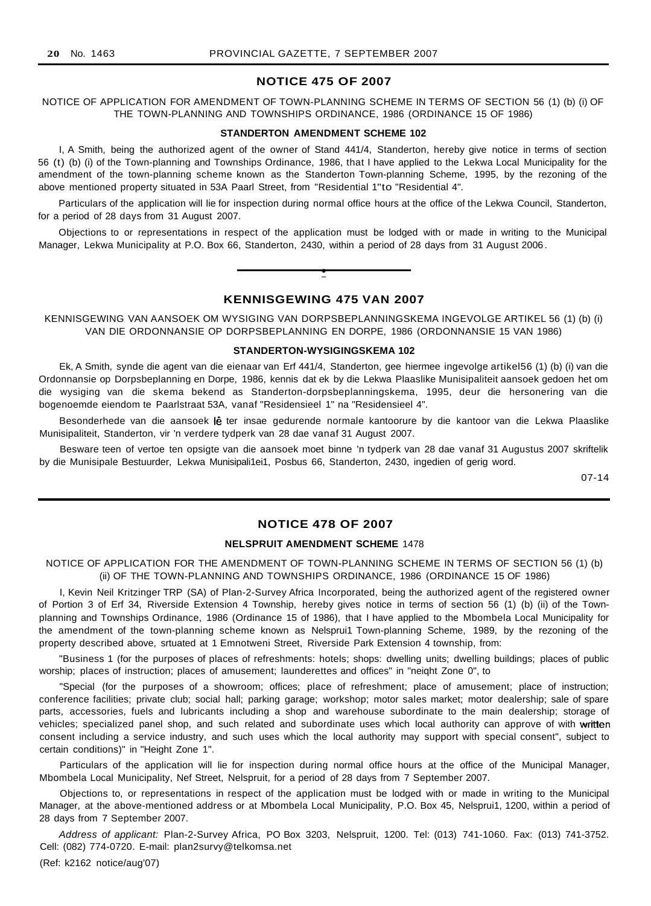## NOTICE 475 OF 2007

NOTICE OF APPLICATION FOR AMENDMENT OF TOWN-PLANNING SCHEME IN TERMS OF SECTION 56 (1) (b) (i) OF THE TOWN-PLANNING AND TOWNSHIPS ORDINANCE, 1986 (ORDINANCE 15 OF 1986)

**STANDERTON AMENDMENT SCHEME 102**

I, A Smith, being the authorized agent of the owner of Stand 441/4, Standerton, hereby give notice in terms of section 56 (t) (b) (i) of the Town-planning and Townships Ordinance, 1986, that I have applied to the Lekwa Local Municipality for the amendment of the town-planning scheme known as the Standerton Town-planning Scheme, 1995, by the rezoning of the above mentioned property situated in 53A Paarl Street, from "Residential 1"to "Residential 4".

Particulars of the application will lie for inspection during normal office hours at the office of the Lekwa Council, Standerton, for a period of 28 days from 31 August 2007.

Objections to or representations in respect of the application must be lodged with or made in writing to the Municipal Manager, Lekwa Municipality at P.O. Box 66, Standerton, 2430, within a period of 28 days from 31 August 2006.

---

## KENNISGEWING 475 VAN 2007

KENNISGEWING VAN AANSOEK OM WYSIGING VAN DORPSBEPLANNINGSKEMA INGEVOLGE ARTIKEL 56 (1) (b) (i) VAN DIE ORDONNANSIE OP DORPSBEPLANNING EN DORPE, 1986 (ORDONNANSIE 15 VAN 1986)

**STANDERTON-WYSIGINGSKEMA 102**

Ek, A Smith, synde die agent van die eienaar van Erf 441/4, Standerton, gee hiermee ingevolge artikel56 (1) (b) (i) van die Ordonnansie op Dorpsbeplanning en Dorpe, 1986, kennis dat ek by die Lekwa Plaaslike Munisipaliteit aansoek gedoen het om die wysiging van die skema bekend as Standerton-dorpsbeplanningskema, 1995, deur die hersonering van die bogenoemde eiendom te Paarlstraat 53A, vanaf "Residensieel 1" na "Residensieel 4".

Besonderhede van die aansoek lê ter insae gedurende normale kantoorure by die kantoor van die Lekwa Plaaslike Munisipaliteit, Standerton, vir 'n verdere tydperk van 28 dae vanaf 31 August 2007.

Besware teen of vertoe ten opsigte van die aansoek moet binne 'n tydperk van 28 dae vanaf 31 Augustus 2007 skriftelik by die Munisipale Bestuurder, Lekwa Munisipali1ei1, Posbus 66, Standerton, 2430, ingedien of gerig word.

07-14

---

## NOTICE 478 OF 2007

**NELSPRUIT AMENDMENT SCHEME 1478**

NOTICE OF APPLICATION FOR THE AMENDMENT OF TOWN-PLANNING SCHEME IN TERMS OF SECTION 56 (1) (b) (ii) OF THE TOWN-PLANNING AND TOWNSHIPS ORDINANCE, 1986 (ORDINANCE 15 OF 1986)

I, Kevin Neil Kritzinger TRP (SA) of Plan-2-Survey Africa Incorporated, being the authorized agent of the registered owner of Portion 3 of Erf 34, Riverside Extension 4 Township, hereby gives notice in terms of section 56 (1) (b) (ii) of the Town-planning and Townships Ordinance, 1986 (Ordinance 15 of 1986), that I have applied to the Mbombela Local Municipality for the amendment of the town-planning scheme known as Nelsprui1 Town-planning Scheme, 1989, by the rezoning of the property described above, srtuated at 1 Emnotweni Street, Riverside Park Extension 4 township, from:

"Business 1 (for the purposes of places of refreshments: hotels; shops: dwelling units; dwelling buildings; places of public worship; places of instruction; places of amusement; launderettes and offices" in "neiqht Zone 0", to

"Special (for the purposes of a showroom; offices; place of refreshment; place of amusement; place of instruction; conference facilities; private club; social hall; parking garage; workshop; motor sales market; motor dealership; sale of spare parts, accessories, fuels and lubricants including a shop and warehouse subordinate to the main dealership; storage of vehicles; specialized panel shop, and such related and subordinate uses which local authority can approve of with written consent including a service industry, and such uses which the local authority may support with special consent", subject to certain conditions)" in "Height Zone 1".

Particulars of the application will lie for inspection during normal office hours at the office of the Municipal Manager, Mbombela Local Municipality, Nef Street, Nelspruit, for a period of 28 days from 7 September 2007.

Objections to, or representations in respect of the application must be lodged with or made in writing to the Municipal Manager, at the above-mentioned address or at Mbombela Local Municipality, P.O. Box 45, Nelsprui1, 1200, within a period of 28 days from 7 September 2007.

*Address of applicant:* Plan-2-Survey Africa, PO Box 3203, Nelspruit, 1200. Tel: (013) 741-1060. Fax: (013) 741-3752. Cell: (082) 774-0720. E-mail: plan2survy@telkomsa.net

(Ref: k2162 notice/aug'07)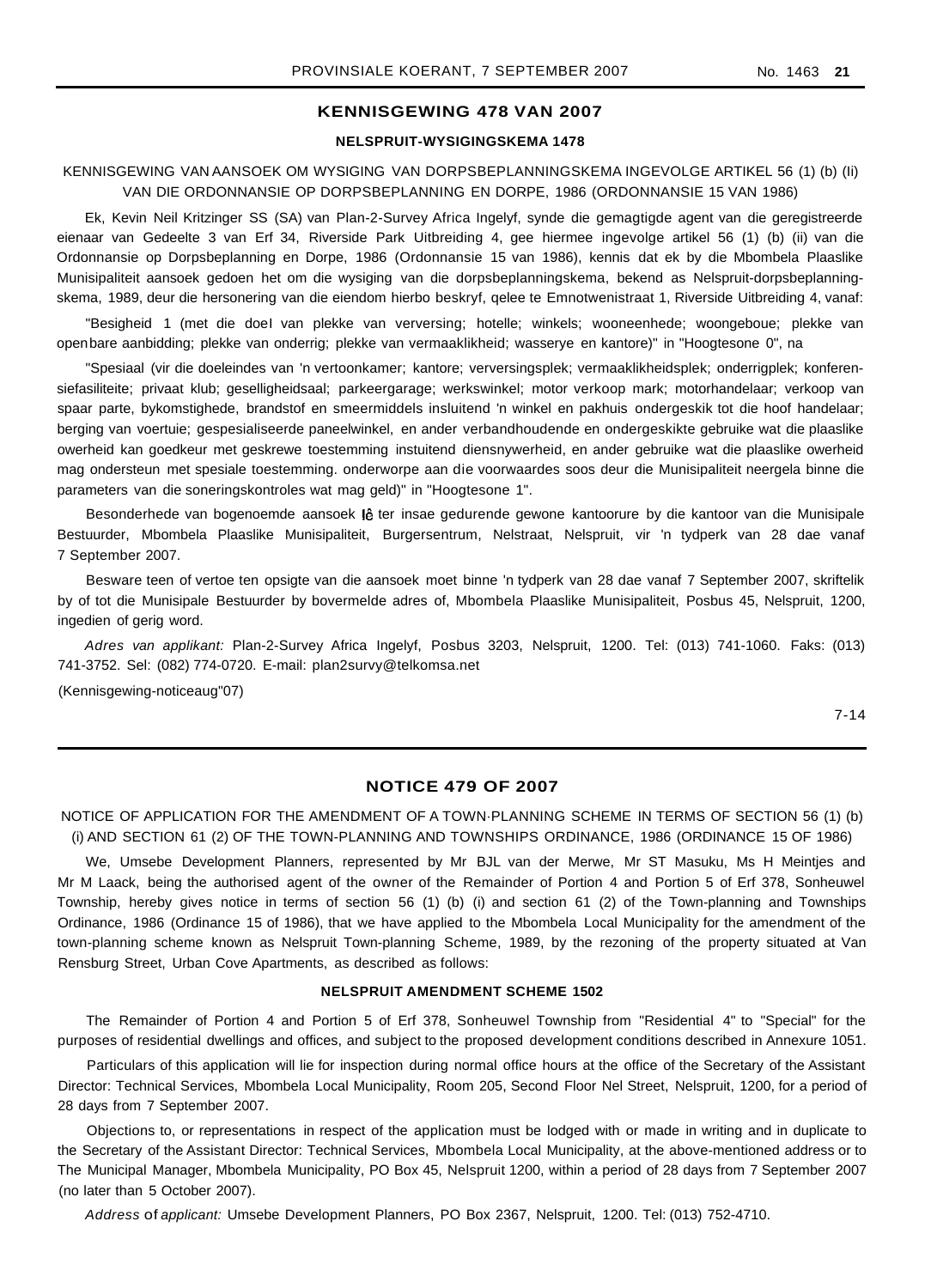## KENNISGEWING 478 VAN 2007

### NELSPRUIT-WYSIGINGSKEMA 1478

KENNISGEWING VAN AANSOEK OM WYSIGING VAN DORPSBEPLANNINGSKEMA INGEVOLGE ARTIKEL 56 (1) (b) (Ii) VAN DIE ORDONNANSIE OP DORPSBEPLANNING EN DORPE, 1986 (ORDONNANSIE 15 VAN 1986)

Ek, Kevin Neil Kritzinger SS (SA) van Plan-2-Survey Africa Ingelyf, synde die gemagtigde agent van die geregistreerde eienaar van Gedeelte 3 van Erf 34, Riverside Park Uitbreiding 4, gee hiermee ingevolge artikel 56 (1) (b) (ii) van die Ordonnansie op Dorpsbeplanning en Dorpe, 1986 (Ordonnansie 15 van 1986), kennis dat ek by die Mbombela Plaaslike Munisipaliteit aansoek gedoen het om die wysiging van die dorpsbeplanningskema, bekend as Nelspruit-dorpsbeplanningskema, 1989, deur die hersonering van die eiendom hierbo beskryf, qelee te Emnotwenistraat 1, Riverside Uitbreiding 4, vanaf:

"Besigheid 1 (met die doel van plekke van verversing; hotelle; winkels; wooneenhede; woongeboue; plekke van openbare aanbidding; plekke van onderrig; plekke van vermaaklikheid; wasserye en kantore)" in "Hoogtesone 0", na

"Spesiaal (vir die doeleindes van 'n vertoonkamer; kantore; verversingsplek; vermaaklikheidsplek; onderrigplek; konferensiefasiliteite; privaat klub; geselligheidsaal; parkeergarage; werkswinkel; motor verkoop mark; motorhandelaar; verkoop van spaar parte, bykomstighede, brandstof en smeermiddels insluitend 'n winkel en pakhuis ondergeskik tot die hoof handelaar; berging van voertuie; gespesialiseerde paneelwinkel, en ander verbandhoudende en ondergeskikte gebruike wat die plaaslike owerheid kan goedkeur met geskrewe toestemming instuitend diensnywerheid, en ander gebruike wat die plaaslike owerheid mag ondersteun met spesiale toestemming. onderworpe aan die voorwaardes soos deur die Munisipaliteit neergela binne die parameters van die soneringskontroles wat mag geld)" in "Hoogtesone 1".

Besonderhede van bogenoemde aansoek lê ter insae gedurende gewone kantoorure by die kantoor van die Munisipale Bestuurder, Mbombela Plaaslike Munisipaliteit, Burgersentrum, Nelstraat, Nelspruit, vir 'n tydperk van 28 dae vanaf 7 September 2007.

Besware teen of vertoe ten opsigte van die aansoek moet binne 'n tydperk van 28 dae vanaf 7 September 2007, skriftelik by of tot die Munisipale Bestuurder by bovermelde adres of, Mbombela Plaaslike Munisipaliteit, Posbus 45, Nelspruit, 1200, ingedien of gerig word.

*Adres van applikant:* Plan-2-Survey Africa Ingelyf, Posbus 3203, Nelspruit, 1200. Tel: (013) 741-1060. Faks: (013) 741-3752. Sel: (082) 774-0720. E-mail: plan2survy@telkomsa.net

(Kennisgewing-noticeaug"07)

7-14

---

## NOTICE 479 OF 2007

NOTICE OF APPLICATION FOR THE AMENDMENT OF A TOWN-PLANNING SCHEME IN TERMS OF SECTION 56 (1) (b) (i) AND SECTION 61 (2) OF THE TOWN-PLANNING AND TOWNSHIPS ORDINANCE, 1986 (ORDINANCE 15 OF 1986)

We, Umsebe Development Planners, represented by Mr BJL van der Merwe, Mr ST Masuku, Ms H Meintjes and Mr M Laack, being the authorised agent of the owner of the Remainder of Portion 4 and Portion 5 of Erf 378, Sonheuwel Township, hereby gives notice in terms of section 56 (1) (b) (i) and section 61 (2) of the Town-planning and Townships Ordinance, 1986 (Ordinance 15 of 1986), that we have applied to the Mbombela Local Municipality for the amendment of the town-planning scheme known as Nelspruit Town-planning Scheme, 1989, by the rezoning of the property situated at Van Rensburg Street, Urban Cove Apartments, as described as follows:

### NELSPRUIT AMENDMENT SCHEME 1502

The Remainder of Portion 4 and Portion 5 of Erf 378, Sonheuwel Township from "Residential 4" to "Special" for the purposes of residential dwellings and offices, and subject to the proposed development conditions described in Annexure 1051.

Particulars of this application will lie for inspection during normal office hours at the office of the Secretary of the Assistant Director: Technical Services, Mbombela Local Municipality, Room 205, Second Floor Nel Street, Nelspruit, 1200, for a period of 28 days from 7 September 2007.

Objections to, or representations in respect of the application must be lodged with or made in writing and in duplicate to the Secretary of the Assistant Director: Technical Services, Mbombela Local Municipality, at the above-mentioned address or to The Municipal Manager, Mbombela Municipality, PO Box 45, Nelspruit 1200, within a period of 28 days from 7 September 2007 (no later than 5 October 2007).

*Address of applicant:* Umsebe Development Planners, PO Box 2367, Nelspruit, 1200. Tel: (013) 752-4710.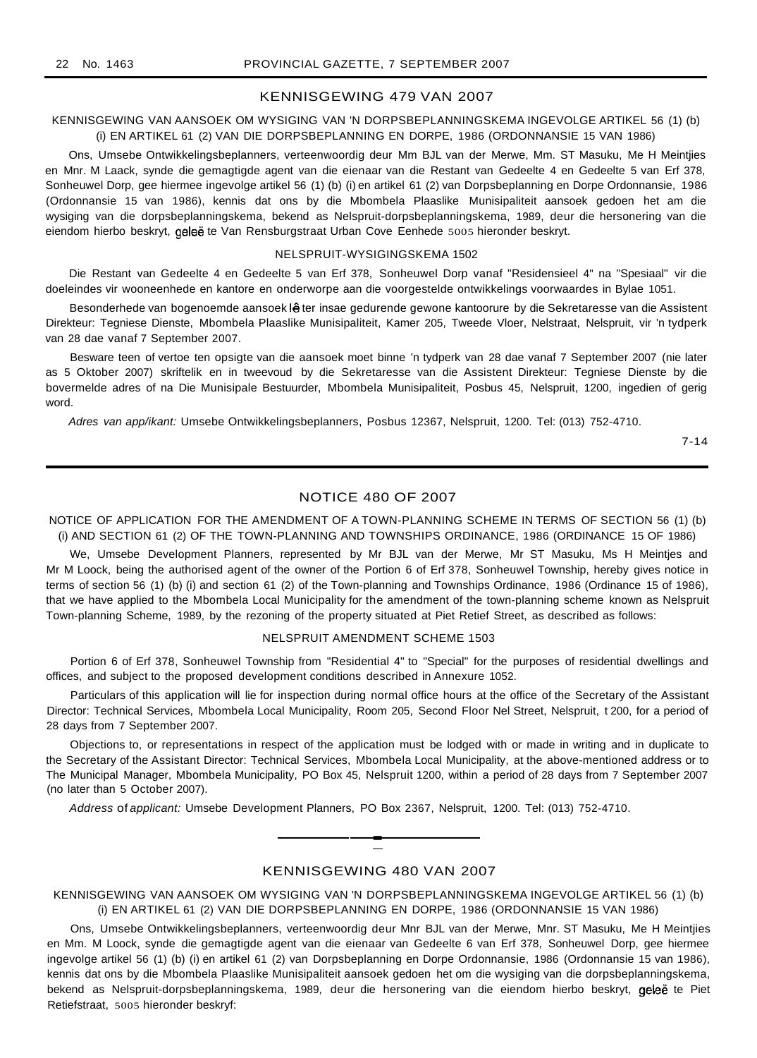## KENNISGEWING 479 VAN 2007

KENNISGEWING VAN AANSOEK OM WYSIGING VAN 'N DORPSBEPLANNINGSKEMA INGEVOLGE ARTIKEL 56 (1) (b) (i) EN ARTIKEL 61 (2) VAN DIE DORPSBEPLANNING EN DORPE, 1986 (ORDONNANSIE 15 VAN 1986)

Ons, Umsebe Ontwikkelingsbeplanners, verteenwoordig deur Mm BJL van der Merwe, Mm. ST Masuku, Me H Meintjies en Mnr. M Laack, synde die gemagtigde agent van die eienaar van die Restant van Gedeelte 4 en Gedeelte 5 van Erf 378, Sonheuwel Dorp, gee hiermee ingevolge artikel 56 (1) (b) (i) en artikel 61 (2) van Dorpsbeplanning en Dorpe Ordonnansie, 1986 (Ordonnansie 15 van 1986), kennis dat ons by die Mbombela Plaaslike Munisipaliteit aansoek gedoen het am die wysiging van die dorpsbeplanningskema, bekend as Nelspruit-dorpsbeplanningskema, 1989, deur die hersonering van die eiendom hierbo beskryt, geleë te Van Rensburgstraat Urban Cove Eenhede 5005 hieronder beskryt.

NELSPRUIT-WYSIGINGSKEMA 1502

Die Restant van Gedeelte 4 en Gedeelte 5 van Erf 378, Sonheuwel Dorp vanaf "Residensieel 4" na "Spesiaal" vir die doeleindes vir wooneenhede en kantore en onderworpe aan die voorgestelde ontwikkelings voorwaardes in Bylae 1051.

Besonderhede van bogenoemde aansoek lê ter insae gedurende gewone kantoorure by die Sekretaresse van die Assistent Direkteur: Tegniese Dienste, Mbombela Plaaslike Munisipaliteit, Kamer 205, Tweede Vloer, Nelstraat, Nelspruit, vir 'n tydperk van 28 dae vanaf 7 September 2007.

Besware teen of vertoe ten opsigte van die aansoek moet binne 'n tydperk van 28 dae vanaf 7 September 2007 (nie later as 5 Oktober 2007) skriftelik en in tweevoud by die Sekretaresse van die Assistent Direkteur: Tegniese Dienste by die bovermelde adres of na Die Munisipale Bestuurder, Mbombela Munisipaliteit, Posbus 45, Nelspruit, 1200, ingedien of gerig word.

*Adres van app/ikant:* Umsebe Ontwikkelingsbeplanners, Posbus 12367, Nelspruit, 1200. Tel: (013) 752-4710.

7-14

---

## NOTICE 480 OF 2007

NOTICE OF APPLICATION FOR THE AMENDMENT OF A TOWN-PLANNING SCHEME IN TERMS OF SECTION 56 (1) (b) (i) AND SECTION 61 (2) OF THE TOWN-PLANNING AND TOWNSHIPS ORDINANCE, 1986 (ORDINANCE 15 OF 1986)

We, Umsebe Development Planners, represented by Mr BJL van der Merwe, Mr ST Masuku, Ms H Meintjes and Mr M Loock, being the authorised agent of the owner of the Portion 6 of Erf 378, Sonheuwel Township, hereby gives notice in terms of section 56 (1) (b) (i) and section 61 (2) of the Town-planning and Townships Ordinance, 1986 (Ordinance 15 of 1986), that we have applied to the Mbombela Local Municipality for the amendment of the town-planning scheme known as Nelspruit Town-planning Scheme, 1989, by the rezoning of the property situated at Piet Retief Street, as described as follows:

NELSPRUIT AMENDMENT SCHEME 1503

Portion 6 of Erf 378, Sonheuwel Township from "Residential 4" to "Special" for the purposes of residential dwellings and offices, and subject to the proposed development conditions described in Annexure 1052.

Particulars of this application will lie for inspection during normal office hours at the office of the Secretary of the Assistant Director: Technical Services, Mbombela Local Municipality, Room 205, Second Floor Nel Street, Nelspruit, t 200, for a period of 28 days from 7 September 2007.

Objections to, or representations in respect of the application must be lodged with or made in writing and in duplicate to the Secretary of the Assistant Director: Technical Services, Mbombela Local Municipality, at the above-mentioned address or to The Municipal Manager, Mbombela Municipality, PO Box 45, Nelspruit 1200, within a period of 28 days from 7 September 2007 (no later than 5 October 2007).

*Address of applicant:* Umsebe Development Planners, PO Box 2367, Nelspruit, 1200. Tel: (013) 752-4710.

---

## KENNISGEWING 480 VAN 2007

KENNISGEWING VAN AANSOEK OM WYSIGING VAN 'N DORPSBEPLANNINGSKEMA INGEVOLGE ARTIKEL 56 (1) (b) (i) EN ARTIKEL 61 (2) VAN DIE DORPSBEPLANNING EN DORPE, 1986 (ORDONNANSIE 15 VAN 1986)

Ons, Umsebe Ontwikkelingsbeplanners, verteenwoordig deur Mnr BJL van der Merwe, Mnr. ST Masuku, Me H Meintjies en Mm. M Loock, synde die gemagtigde agent van die eienaar van Gedeelte 6 van Erf 378, Sonheuwel Dorp, gee hiermee ingevolge artikel 56 (1) (b) (i) en artikel 61 (2) van Dorpsbeplanning en Dorpe Ordonnansie, 1986 (Ordonnansie 15 van 1986), kennis dat ons by die Mbombela Plaaslike Munisipaliteit aansoek gedoen het om die wysiging van die dorpsbeplanningskema, bekend as Nelspruit-dorpsbeplanningskema, 1989, deur die hersonering van die eiendom hierbo beskryt, geleë te Piet Retiefstraat, 5005 hieronder beskryf: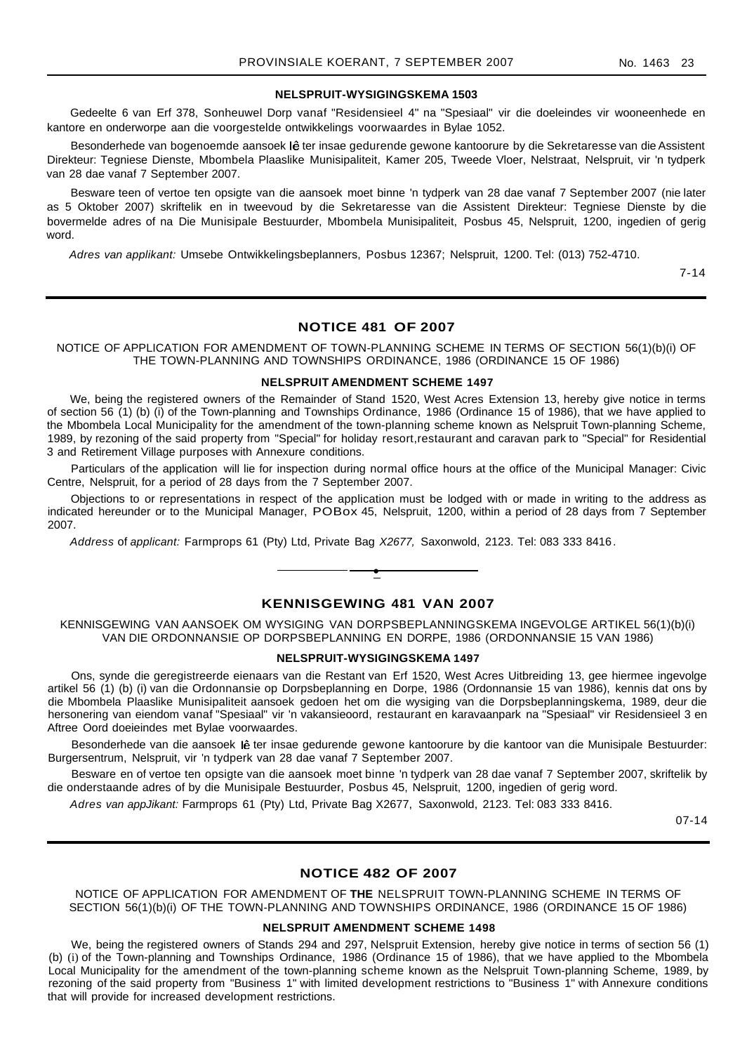**NELSPRUIT-WYSIGINGSKEMA 1503**

Gedeelte 6 van Erf 378, Sonheuwel Dorp vanaf "Residensieel 4" na "Spesiaal" vir die doeleindes vir wooneenhede en kantore en onderworpe aan die voorgestelde ontwikkelings voorwaardes in Bylae 1052.

Besonderhede van bogenoemde aansoek lê ter insae gedurende gewone kantoorure by die Sekretaresse van die Assistent Direkteur: Tegniese Dienste, Mbombela Plaaslike Munisipaliteit, Kamer 205, Tweede Vloer, Nelstraat, Nelspruit, vir 'n tydperk van 28 dae vanaf 7 September 2007.

Besware teen of vertoe ten opsigte van die aansoek moet binne 'n tydperk van 28 dae vanaf 7 September 2007 (nie later as 5 Oktober 2007) skriftelik en in tweevoud by die Sekretaresse van die Assistent Direkteur: Tegniese Dienste by die bovermelde adres of na Die Munisipale Bestuurder, Mbombela Munisipaliteit, Posbus 45, Nelspruit, 1200, ingedien of gerig word.

*Adres van applikant:* Umsebe Ontwikkelingsbeplanners, Posbus 12367; Nelspruit, 1200. Tel: (013) 752-4710.

7-14

---

## NOTICE 481 OF 2007

NOTICE OF APPLICATION FOR AMENDMENT OF TOWN-PLANNING SCHEME IN TERMS OF SECTION 56(1)(b)(i) OF THE TOWN-PLANNING AND TOWNSHIPS ORDINANCE, 1986 (ORDINANCE 15 OF 1986)

**NELSPRUIT AMENDMENT SCHEME 1497**

We, being the registered owners of the Remainder of Stand 1520, West Acres Extension 13, hereby give notice in terms of section 56 (1) (b) (i) of the Town-planning and Townships Ordinance, 1986 (Ordinance 15 of 1986), that we have applied to the Mbombela Local Municipality for the amendment of the town-planning scheme known as Nelspruit Town-planning Scheme, 1989, by rezoning of the said property from "Special" for holiday resort,restaurant and caravan park to "Special" for Residential 3 and Retirement Village purposes with Annexure conditions.

Particulars of the application will lie for inspection during normal office hours at the office of the Municipal Manager: Civic Centre, Nelspruit, for a period of 28 days from the 7 September 2007.

Objections to or representations in respect of the application must be lodged with or made in writing to the address as indicated hereunder or to the Municipal Manager, POBox 45, Nelspruit, 1200, within a period of 28 days from 7 September 2007.

*Address of applicant:* Farmprops 61 (Pty) Ltd, Private Bag *X2677,* Saxonwold, 2123. Tel: 083 333 8416.

---

## KENNISGEWING 481 VAN 2007

KENNISGEWING VAN AANSOEK OM WYSIGING VAN DORPSBEPLANNINGSKEMA INGEVOLGE ARTIKEL 56(1)(b)(i) VAN DIE ORDONNANSIE OP DORPSBEPLANNING EN DORPE, 1986 (ORDONNANSIE 15 VAN 1986)

**NELSPRUIT-WYSIGINGSKEMA 1497**

Ons, synde die geregistreerde eienaars van die Restant van Erf 1520, West Acres Uitbreiding 13, gee hiermee ingevolge artikel 56 (1) (b) (i) van die Ordonnansie op Dorpsbeplanning en Dorpe, 1986 (Ordonnansie 15 van 1986), kennis dat ons by die Mbombela Plaaslike Munisipaliteit aansoek gedoen het om die wysiging van die Dorpsbeplanningskema, 1989, deur die hersonering van eiendom vanaf "Spesiaal" vir 'n vakansieoord, restaurant en karavaanpark na "Spesiaal" vir Residensieel 3 en Aftree Oord doeleindes met Bylae voorwaardes.

Besonderhede van die aansoek lê ter insae gedurende gewone kantoorure by die kantoor van die Munisipale Bestuurder: Burgersentrum, Nelspruit, vir 'n tydperk van 28 dae vanaf 7 September 2007.

Besware en of vertoe ten opsigte van die aansoek moet binne 'n tydperk van 28 dae vanaf 7 September 2007, skriftelik by die onderstaande adres of by die Munisipale Bestuurder, Posbus 45, Nelspruit, 1200, ingedien of gerig word.

*Adres van appJikant:* Farmprops 61 (Pty) Ltd, Private Bag X2677, Saxonwold, 2123. Tel: 083 333 8416.

07-14

---

## NOTICE 482 OF 2007

NOTICE OF APPLICATION FOR AMENDMENT OF **THE** NELSPRUIT TOWN-PLANNING SCHEME IN TERMS OF SECTION 56(1)(b)(i) OF THE TOWN-PLANNING AND TOWNSHIPS ORDINANCE, 1986 (ORDINANCE 15 OF 1986)

**NELSPRUIT AMENDMENT SCHEME 1498**

We, being the registered owners of Stands 294 and 297, Nelspruit Extension, hereby give notice in terms of section 56 (1) (b) (i) of the Town-planning and Townships Ordinance, 1986 (Ordinance 15 of 1986), that we have applied to the Mbombela Local Municipality for the amendment of the town-planning scheme known as the Nelspruit Town-planning Scheme, 1989, by rezoning of the said property from "Business 1" with limited development restrictions to "Business 1" with Annexure conditions that will provide for increased development restrictions.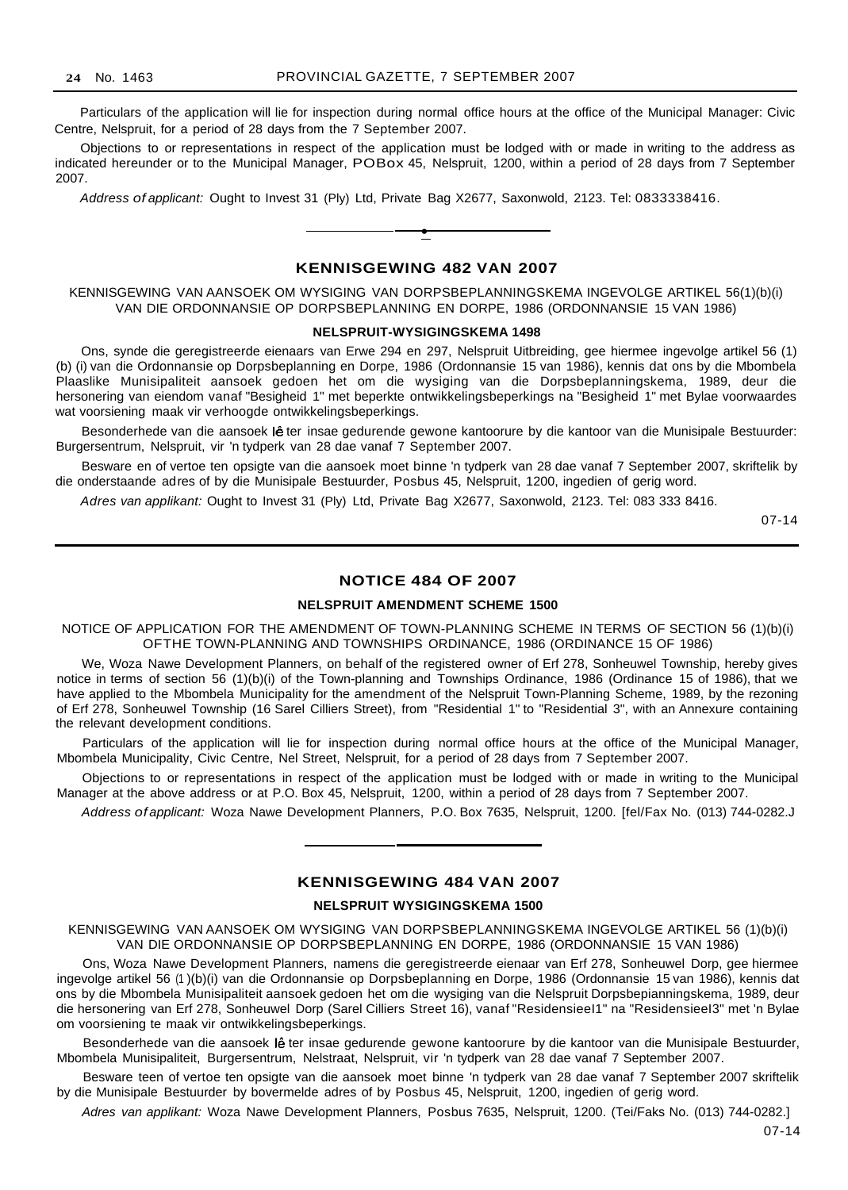Particulars of the application will lie for inspection during normal office hours at the office of the Municipal Manager: Civic Centre, Nelspruit, for a period of 28 days from the 7 September 2007.

Objections to or representations in respect of the application must be lodged with or made in writing to the address as indicated hereunder or to the Municipal Manager, POBox 45, Nelspruit, 1200, within a period of 28 days from 7 September 2007.

*Address of applicant:* Ought to Invest 31 (Ply) Ltd, Private Bag X2677, Saxonwold, 2123. Tel: 0833338416.

---

## KENNISGEWING 482 VAN 2007

KENNISGEWING VAN AANSOEK OM WYSIGING VAN DORPSBEPLANNINGSKEMA INGEVOLGE ARTIKEL 56(1)(b)(i) VAN DIE ORDONNANSIE OP DORPSBEPLANNING EN DORPE, 1986 (ORDONNANSIE 15 VAN 1986)

**NELSPRUIT-WYSIGINGSKEMA 1498**

Ons, synde die geregistreerde eienaars van Erwe 294 en 297, Nelspruit Uitbreiding, gee hiermee ingevolge artikel 56 (1) (b) (i) van die Ordonnansie op Dorpsbeplanning en Dorpe, 1986 (Ordonnansie 15 van 1986), kennis dat ons by die Mbombela Plaaslike Munisipaliteit aansoek gedoen het om die wysiging van die Dorpsbeplanningskema, 1989, deur die hersonering van eiendom vanaf "Besigheid 1" met beperkte ontwikkelingsbeperkings na "Besigheid 1" met Bylae voorwaardes wat voorsiening maak vir verhoogde ontwikkelingsbeperkings.

Besonderhede van die aansoek lê ter insae gedurende gewone kantoorure by die kantoor van die Munisipale Bestuurder: Burgersentrum, Nelspruit, vir 'n tydperk van 28 dae vanaf 7 September 2007.

Besware en of vertoe ten opsigte van die aansoek moet binne 'n tydperk van 28 dae vanaf 7 September 2007, skriftelik by die onderstaande adres of by die Munisipale Bestuurder, Posbus 45, Nelspruit, 1200, ingedien of gerig word.

*Adres van applikant:* Ought to Invest 31 (Ply) Ltd, Private Bag X2677, Saxonwold, 2123. Tel: 083 333 8416.

07-14

---

## NOTICE 484 OF 2007

**NELSPRUIT AMENDMENT SCHEME 1500**

NOTICE OF APPLICATION FOR THE AMENDMENT OF TOWN-PLANNING SCHEME IN TERMS OF SECTION 56 (1)(b)(i) OFTHE TOWN-PLANNING AND TOWNSHIPS ORDINANCE, 1986 (ORDINANCE 15 OF 1986)

We, Woza Nawe Development Planners, on behalf of the registered owner of Erf 278, Sonheuwel Township, hereby gives notice in terms of section 56 (1)(b)(i) of the Town-planning and Townships Ordinance, 1986 (Ordinance 15 of 1986), that we have applied to the Mbombela Municipality for the amendment of the Nelspruit Town-Planning Scheme, 1989, by the rezoning of Erf 278, Sonheuwel Township (16 Sarel Cilliers Street), from "Residential 1" to "Residential 3", with an Annexure containing the relevant development conditions.

Particulars of the application will lie for inspection during normal office hours at the office of the Municipal Manager, Mbombela Municipality, Civic Centre, Nel Street, Nelspruit, for a period of 28 days from 7 September 2007.

Objections to or representations in respect of the application must be lodged with or made in writing to the Municipal Manager at the above address or at P.O. Box 45, Nelspruit, 1200, within a period of 28 days from 7 September 2007.

*Address of applicant:* Woza Nawe Development Planners, P.O. Box 7635, Nelspruit, 1200. [fel/Fax No. (013) 744-0282.J

---

## KENNISGEWING 484 VAN 2007

**NELSPRUIT WYSIGINGSKEMA 1500**

KENNISGEWING VAN AANSOEK OM WYSIGING VAN DORPSBEPLANNINGSKEMA INGEVOLGE ARTIKEL 56 (1)(b)(i) VAN DIE ORDONNANSIE OP DORPSBEPLANNING EN DORPE, 1986 (ORDONNANSIE 15 VAN 1986)

Ons, Woza Nawe Development Planners, namens die geregistreerde eienaar van Erf 278, Sonheuwel Dorp, gee hiermee ingevolge artikel 56 (1)(b)(i) van die Ordonnansie op Dorpsbeplanning en Dorpe, 1986 (Ordonnansie 15 van 1986), kennis dat ons by die Mbombela Munisipaliteit aansoek gedoen het om die wysiging van die Nelspruit Dorpsbepianningskema, 1989, deur die hersonering van Erf 278, Sonheuwel Dorp (Sarel Cilliers Street 16), vanaf "Residensieel1" na "Residensieel3" met 'n Bylae om voorsiening te maak vir ontwikkelingsbeperkings.

Besonderhede van die aansoek lê ter insae gedurende gewone kantoorure by die kantoor van die Munisipale Bestuurder, Mbombela Munisipaliteit, Burgersentrum, Nelstraat, Nelspruit, vir 'n tydperk van 28 dae vanaf 7 September 2007.

Besware teen of vertoe ten opsigte van die aansoek moet binne 'n tydperk van 28 dae vanaf 7 September 2007 skriftelik by die Munisipale Bestuurder by bovermelde adres of by Posbus 45, Nelspruit, 1200, ingedien of gerig word.

*Adres van applikant:* Woza Nawe Development Planners, Posbus 7635, Nelspruit, 1200. (Tei/Faks No. (013) 744-0282.]

07-14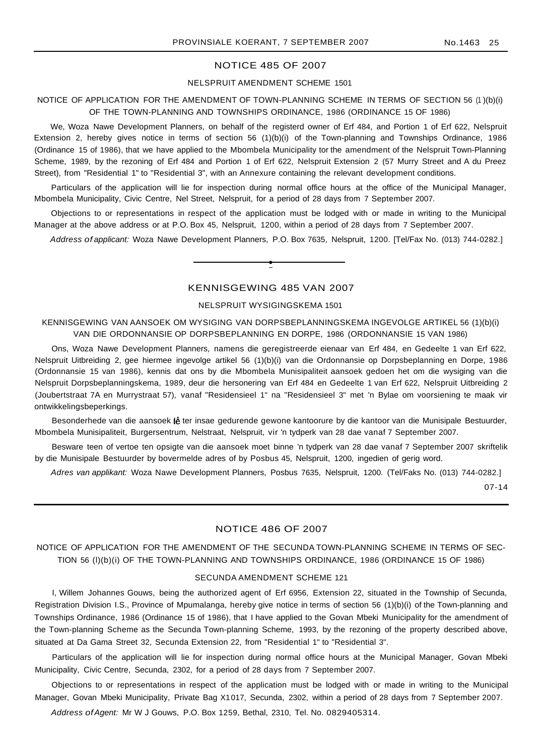## NOTICE 485 OF 2007

NELSPRUIT AMENDMENT SCHEME 1501

NOTICE OF APPLICATION FOR THE AMENDMENT OF TOWN-PLANNING SCHEME IN TERMS OF SECTION 56 (1)(b)(i) OF THE TOWN-PLANNING AND TOWNSHIPS ORDINANCE, 1986 (ORDINANCE 15 OF 1986)

We, Woza Nawe Development Planners, on behalf of the registerd owner of Erf 484, and Portion 1 of Erf 622, Nelspruit Extension 2, hereby gives notice in terms of section 56 (1)(b)(i) of the Town-planning and Townships Ordinance, 1986 (Ordinance 15 of 1986), that we have applied to the Mbombela Municipality tor the amendment of the Nelspruit Town-Planning Scheme, 1989, by the rezoning of Erf 484 and Portion 1 of Erf 622, Nelspruit Extension 2 (57 Murry Street and A du Preez Street), from "Residential 1" to "Residential 3", with an Annexure containing the relevant development conditions.

Particulars of the application will lie for inspection during normal office hours at the office of the Municipal Manager, Mbombela Municipality, Civic Centre, Nel Street, Nelspruit, for a period of 28 days from 7 September 2007.

Objections to or representations in respect of the application must be lodged with or made in writing to the Municipal Manager at the above address or at P.O. Box 45, Nelspruit, 1200, within a period of 28 days from 7 September 2007.

*Address of applicant:* Woza Nawe Development Planners, P.O. Box 7635, Nelspruit, 1200. [Tel/Fax No. (013) 744-0282.]

---

## KENNISGEWING 485 VAN 2007

NELSPRUIT WYSIGINGSKEMA 1501

KENNISGEWING VAN AANSOEK OM WYSIGING VAN DORPSBEPLANNINGSKEMA INGEVOLGE ARTIKEL 56 (1)(b)(i) VAN DIE ORDONNANSIE OP DORPSBEPLANNING EN DORPE, 1986 (ORDONNANSIE 15 VAN 1986)

Ons, Woza Nawe Development Planners, namens die geregistreerde eienaar van Erf 484, en Gedeelte 1 van Erf 622, Nelspruit Uitbreiding 2, gee hiermee ingevolge artikel 56 (1)(b)(i) van die Ordonnansie op Dorpsbeplanning en Dorpe, 1986 (Ordonnansie 15 van 1986), kennis dat ons by die Mbombela Munisipaliteit aansoek gedoen het om die wysiging van die Nelspruit Dorpsbeplanningskema, 1989, deur die hersonering van Erf 484 en Gedeelte 1 van Erf 622, Nelspruit Uitbreiding 2 (Joubertstraat 7A en Murrystraat 57), vanaf "Residensieel 1" na "Residensieel 3" met 'n Bylae om voorsiening te maak vir ontwikkelingsbeperkings.

Besonderhede van die aansoek lê ter insae gedurende gewone kantoorure by die kantoor van die Munisipale Bestuurder, Mbombela Munisipaliteit, Burgersentrum, Nelstraat, Nelspruit, vir 'n tydperk van 28 dae vanaf 7 September 2007.

Besware teen of vertoe ten opsigte van die aansoek moet binne 'n tydperk van 28 dae vanaf 7 September 2007 skriftelik by die Munisipale Bestuurder by bovermelde adres of by Posbus 45, Nelspruit, 1200, ingedien of gerig word.

*Adres van applikant:* Woza Nawe Development Planners, Posbus 7635, Nelspruit, 1200. (Tel/Faks No. (013) 744-0282.]

07-14

---

## NOTICE 486 OF 2007

NOTICE OF APPLICATION FOR THE AMENDMENT OF THE SECUNDA TOWN-PLANNING SCHEME IN TERMS OF SECTION 56 (l)(b)(i) OF THE TOWN-PLANNING AND TOWNSHIPS ORDINANCE, 1986 (ORDINANCE 15 OF 1986)

SECUNDA AMENDMENT SCHEME 121

I, Willem Johannes Gouws, being the authorized agent of Erf 6956, Extension 22, situated in the Township of Secunda, Registration Division I.S., Province of Mpumalanga, hereby give notice in terms of section 56 (1)(b)(i) of the Town-planning and Townships Ordinance, 1986 (Ordinance 15 of 1986), that I have applied to the Govan Mbeki Municipality for the amendment of the Town-planning Scheme as the Secunda Town-planning Scheme, 1993, by the rezoning of the property described above, situated at Da Gama Street 32, Secunda Extension 22, from "Residential 1" to "Residential 3".

Particulars of the application will lie for inspection during normal office hours at the Municipal Manager, Govan Mbeki Municipality, Civic Centre, Secunda, 2302, for a period of 28 days from 7 September 2007.

Objections to or representations in respect of the application must be lodged with or made in writing to the Municipal Manager, Govan Mbeki Municipality, Private Bag X1017, Secunda, 2302, within a period of 28 days from 7 September 2007.

*Address of Agent:* Mr W J Gouws, P.O. Box 1259, Bethal, 2310, Tel. No. 0829405314.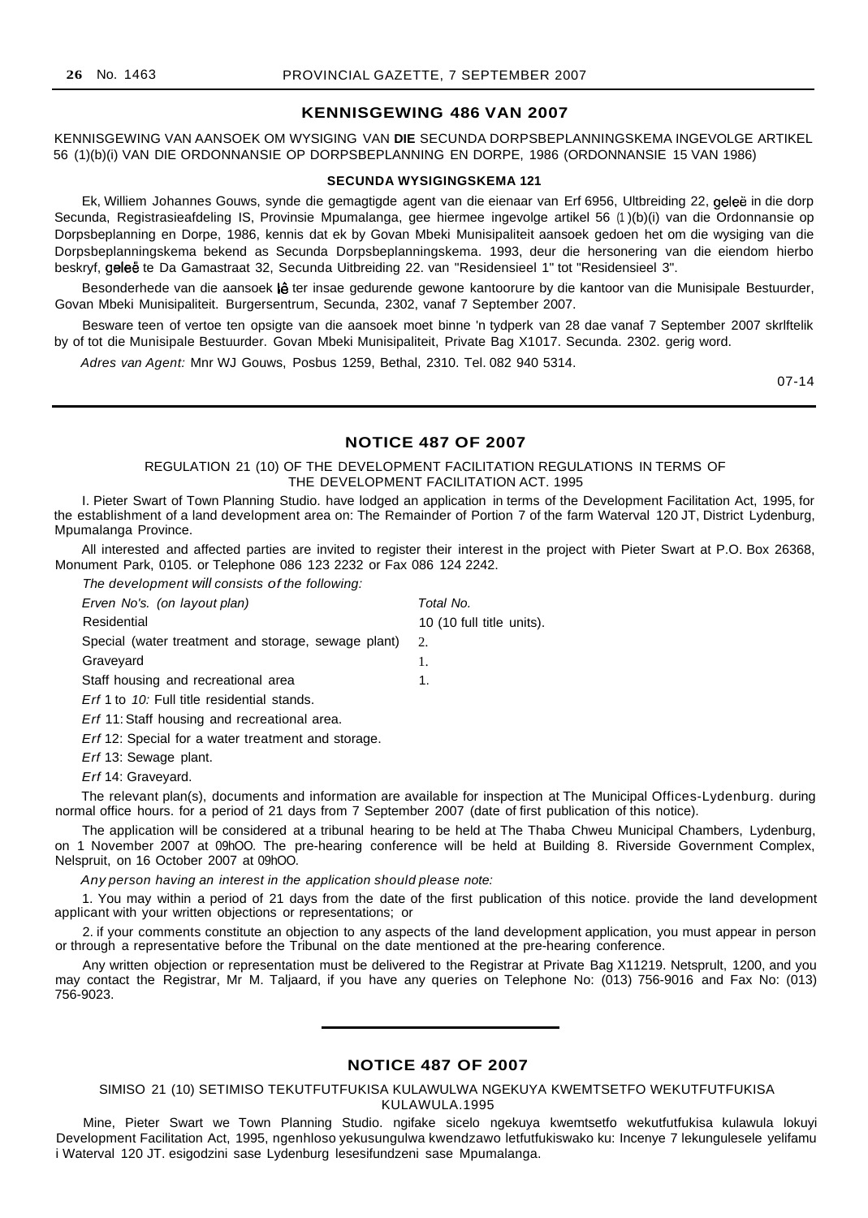## KENNISGEWING 486 VAN 2007

KENNISGEWING VAN AANSOEK OM WYSIGING VAN **DIE** SECUNDA DORPSBEPLANNINGSKEMA INGEVOLGE ARTIKEL 56 (1)(b)(i) VAN DIE ORDONNANSIE OP DORPSBEPLANNING EN DORPE, 1986 (ORDONNANSIE 15 VAN 1986)

**SECUNDA WYSIGINGSKEMA 121**

Ek, Williem Johannes Gouws, synde die gemagtigde agent van die eienaar van Erf 6956, Ultbreiding 22, geleë in die dorp Secunda, Registrasieafdeling IS, Provinsie Mpumalanga, gee hiermee ingevolge artikel 56 (1)(b)(i) van die Ordonnansie op Dorpsbeplanning en Dorpe, 1986, kennis dat ek by Govan Mbeki Munisipaliteit aansoek gedoen het om die wysiging van die Dorpsbeplanningskema bekend as Secunda Dorpsbeplanningskema. 1993, deur die hersonering van die eiendom hierbo beskryf, geleë te Da Gamastraat 32, Secunda Uitbreiding 22. van "Residensieel 1" tot "Residensieel 3".

Besonderhede van die aansoek lê ter insae gedurende gewone kantoorure by die kantoor van die Munisipale Bestuurder, Govan Mbeki Munisipaliteit. Burgersentrum, Secunda, 2302, vanaf 7 September 2007.

Besware teen of vertoe ten opsigte van die aansoek moet binne 'n tydperk van 28 dae vanaf 7 September 2007 skrlftelik by of tot die Munisipale Bestuurder. Govan Mbeki Munisipaliteit, Private Bag X1017. Secunda. 2302. gerig word.

*Adres van Agent:* Mnr WJ Gouws, Posbus 1259, Bethal, 2310. Tel. 082 940 5314.

07-14

---

## NOTICE 487 OF 2007

REGULATION 21 (10) OF THE DEVELOPMENT FACILITATION REGULATIONS IN TERMS OF THE DEVELOPMENT FACILITATION ACT. 1995

I. Pieter Swart of Town Planning Studio. have lodged an application in terms of the Development Facilitation Act, 1995, for the establishment of a land development area on: The Remainder of Portion 7 of the farm Waterval 120 JT, District Lydenburg, Mpumalanga Province.

All interested and affected parties are invited to register their interest in the project with Pieter Swart at P.O. Box 26368, Monument Park, 0105. or Telephone 086 123 2232 or Fax 086 124 2242.

*The development will consists of the following:*

| *Erven No's. (on layout plan)* | *Total No.* |
|---|---|
| Residential | 10 (10 full title units). |
| Special (water treatment and storage, sewage plant) | 2. |
| Graveyard | 1. |
| Staff housing and recreational area | 1. |

*Erf* 1 to *10:* Full title residential stands.

*Erf* 11: Staff housing and recreational area.

*Erf* 12: Special for a water treatment and storage.

*Erf* 13: Sewage plant.

*Erf* 14: Graveyard.

The relevant plan(s), documents and information are available for inspection at The Municipal Offices-Lydenburg. during normal office hours. for a period of 21 days from 7 September 2007 (date of first publication of this notice).

The application will be considered at a tribunal hearing to be held at The Thaba Chweu Municipal Chambers, Lydenburg, on 1 November 2007 at 09hOO. The pre-hearing conference will be held at Building 8. Riverside Government Complex, Nelspruit, on 16 October 2007 at 09hOO.

*Any person having an interest in the application should please note:*

1. You may within a period of 21 days from the date of the first publication of this notice. provide the land development applicant with your written objections or representations; or

2. if your comments constitute an objection to any aspects of the land development application, you must appear in person or through a representative before the Tribunal on the date mentioned at the pre-hearing conference.

Any written objection or representation must be delivered to the Registrar at Private Bag X11219. Netsprult, 1200, and you may contact the Registrar, Mr M. Taljaard, if you have any queries on Telephone No: (013) 756-9016 and Fax No: (013) 756-9023.

---

## NOTICE 487 OF 2007

SIMISO 21 (10) SETIMISO TEKUTFUTFUKISA KULAWULWA NGEKUYA KWEMTSETFO WEKUTFUTFUKISA KULAWULA.1995

Mine, Pieter Swart we Town Planning Studio. ngifake sicelo ngekuya kwemtsetfo wekutfutfukisa kulawula lokuyi Development Facilitation Act, 1995, ngenhloso yekusungulwa kwendzawo letfutfukiswako ku: Incenye 7 lekungulesele yelifamu i Waterval 120 JT. esigodzini sase Lydenburg lesesifundzeni sase Mpumalanga.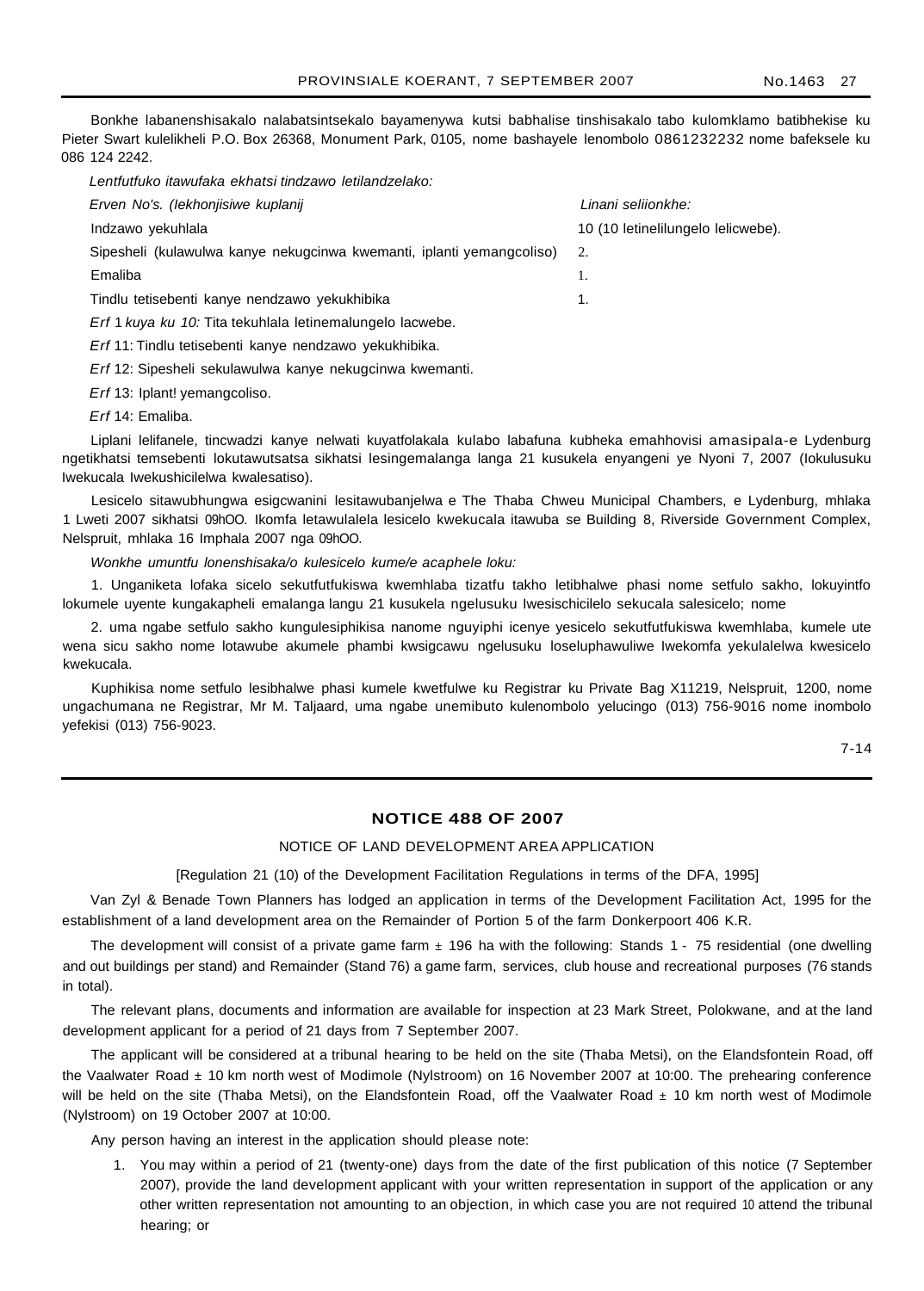Bonkhe labanenshisakalo nalabatsintsekalo bayamenywa kutsi babhalise tinshisakalo tabo kulomklamo batibhekise ku Pieter Swart kulelikheli P.O. Box 26368, Monument Park, 0105, nome bashayele lenombolo 0861232232 nome bafeksele ku 086 124 2242.

*Lentfutfuko itawufaka ekhatsi tindzawo letilandzelako:*

| *Erven No's. (Iekhonjisiwe kuplanij* | *Linani seliionkhe:* |
|---|---|
| Indzawo yekuhlala | 10 (10 letinelilungelo lelicwebe). |
| Sipesheli (kulawulwa kanye nekugcinwa kwemanti, iplanti yemangcoliso) | 2. |
| Emaliba | 1. |
| Tindlu tetisebenti kanye nendzawo yekukhibika | 1. |

*Erf* 1 *kuya ku 10:* Tita tekuhlala letinemalungelo lacwebe.

*Erf* 11: Tindlu tetisebenti kanye nendzawo yekukhibika.

*Erf* 12: Sipesheli sekulawulwa kanye nekugcinwa kwemanti.

*Erf* 13: Iplant! yemangcoliso.

*Erf* 14: Emaliba.

Liplani lelifanele, tincwadzi kanye nelwati kuyatfolakala kulabo labafuna kubheka emahhovisi amasipala-e Lydenburg ngetikhatsi temsebenti lokutawutsatsa sikhatsi lesingemalanga langa 21 kusukela enyangeni ye Nyoni 7, 2007 (Iokulusuku Iwekucala Iwekushicilelwa kwalesatiso).

Lesicelo sitawubhungwa esigcwanini lesitawubanjelwa e The Thaba Chweu Municipal Chambers, e Lydenburg, mhlaka 1 Lweti 2007 sikhatsi 09hOO. Ikomfa letawulalela lesicelo kwekucala itawuba se Building 8, Riverside Government Complex, Nelspruit, mhlaka 16 Imphala 2007 nga 09hOO.

*Wonkhe umuntfu lonenshisaka/o kulesicelo kume/e acaphele loku:*

1. Unganiketa lofaka sicelo sekutfutfukiswa kwemhlaba tizatfu takho letibhalwe phasi nome setfulo sakho, lokuyintfo lokumele uyente kungakapheli emalanga langu 21 kusukela ngelusuku Iwesischicilelo sekucala salesicelo; nome

2. uma ngabe setfulo sakho kungulesiphikisa nanome nguyiphi icenye yesicelo sekutfutfukiswa kwemhlaba, kumele ute wena sicu sakho nome lotawube akumele phambi kwsigcawu ngelusuku loseluphawuliwe Iwekomfa yekulalelwa kwesicelo kwekucala.

Kuphikisa nome setfulo lesibhalwe phasi kumele kwetfulwe ku Registrar ku Private Bag X11219, Nelspruit, 1200, nome ungachumana ne Registrar, Mr M. Taljaard, uma ngabe unemibuto kulenombolo yelucingo (013) 756-9016 nome inombolo yefekisi (013) 756-9023.

7-14

---

## NOTICE 488 OF 2007

NOTICE OF LAND DEVELOPMENT AREA APPLICATION

[Regulation 21 (10) of the Development Facilitation Regulations in terms of the DFA, 1995]

Van Zyl & Benade Town Planners has lodged an application in terms of the Development Facilitation Act, 1995 for the establishment of a land development area on the Remainder of Portion 5 of the farm Donkerpoort 406 K.R.

The development will consist of a private game farm ± 196 ha with the following: Stands 1 - 75 residential (one dwelling and out buildings per stand) and Remainder (Stand 76) a game farm, services, club house and recreational purposes (76 stands in total).

The relevant plans, documents and information are available for inspection at 23 Mark Street, Polokwane, and at the land development applicant for a period of 21 days from 7 September 2007.

The applicant will be considered at a tribunal hearing to be held on the site (Thaba Metsi), on the Elandsfontein Road, off the Vaalwater Road ± 10 km north west of Modimole (Nylstroom) on 16 November 2007 at 10:00. The prehearing conference will be held on the site (Thaba Metsi), on the Elandsfontein Road, off the Vaalwater Road ± 10 km north west of Modimole (Nylstroom) on 19 October 2007 at 10:00.

Any person having an interest in the application should please note:

1. You may within a period of 21 (twenty-one) days from the date of the first publication of this notice (7 September 2007), provide the land development applicant with your written representation in support of the application or any other written representation not amounting to an objection, in which case you are not required 10 attend the tribunal hearing; or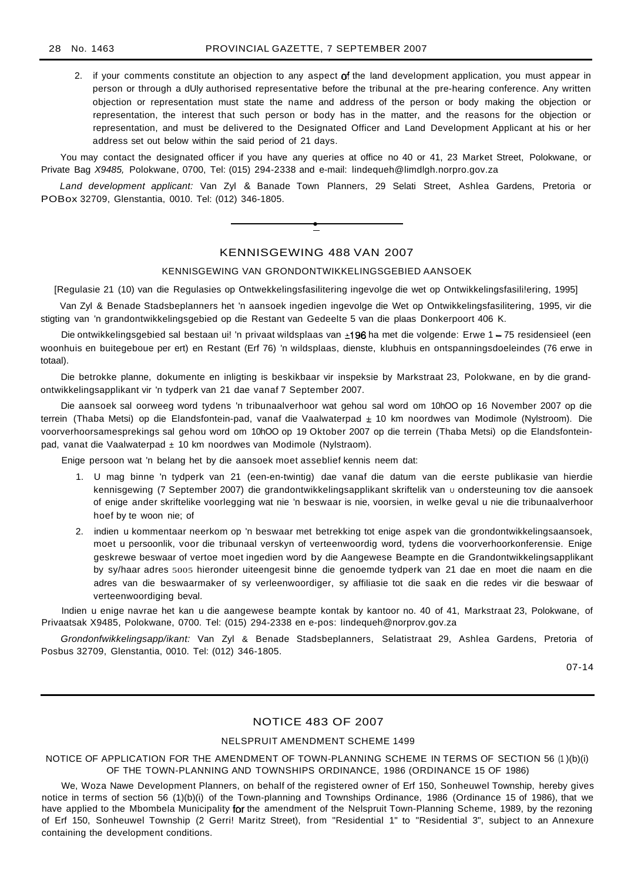2. if your comments constitute an objection to any aspect of the land development application, you must appear in person or through a dUly authorised representative before the tribunal at the pre-hearing conference. Any written objection or representation must state the name and address of the person or body making the objection or representation, the interest that such person or body has in the matter, and the reasons for the objection or representation, and must be delivered to the Designated Officer and Land Development Applicant at his or her address set out below within the said period of 21 days.

You may contact the designated officer if you have any queries at office no 40 or 41, 23 Market Street, Polokwane, or Private Bag *X9485,* Polokwane, 0700, Tel: (015) 294-2338 and e-mail: lindequeh@limdlgh.norpro.gov.za

*Land development applicant:* Van Zyl & Banade Town Planners, 29 Selati Street, Ashlea Gardens, Pretoria or POBox 32709, Glenstantia, 0010. Tel: (012) 346-1805.

---

## KENNISGEWING 488 VAN 2007

### KENNISGEWING VAN GRONDONTWIKKELINGSGEBIED AANSOEK

[Regulasie 21 (10) van die Regulasies op Ontwekkelingsfasilitering ingevolge die wet op Ontwikkelingsfasili!ering, 1995]

Van Zyl & Benade Stadsbeplanners het 'n aansoek ingedien ingevolge die Wet op Ontwikkelingsfasilitering, 1995, vir die stigting van 'n grandontwikkelingsgebied op die Restant van Gedeelte 5 van die plaas Donkerpoort 406 K.

Die ontwikkelingsgebied sal bestaan ui! 'n privaat wildsplaas van ±196 ha met die volgende: Erwe 1 – 75 residensieel (een woonhuis en buitegeboue per ert) en Restant (Erf 76) 'n wildsplaas, dienste, klubhuis en ontspanningsdoeleindes (76 erwe in totaal).

Die betrokke planne, dokumente en inligting is beskikbaar vir inspeksie by Markstraat 23, Polokwane, en by die grand-ontwikkelingsapplikant vir 'n tydperk van 21 dae vanaf 7 September 2007.

Die aansoek sal oorweeg word tydens 'n tribunaalverhoor wat gehou sal word om 10hOO op 16 November 2007 op die terrein (Thaba Metsi) op die Elandsfontein-pad, vanaf die Vaalwaterpad ± 10 km noordwes van Modimole (Nylstroom). Die voorverhoorsamesprekings sal gehou word om 10hOO op 19 Oktober 2007 op die terrein (Thaba Metsi) op die Elandsfontein-pad, vanat die Vaalwaterpad ± 10 km noordwes van Modimole (Nylstraom).

Enige persoon wat 'n belang het by die aansoek moet asseblief kennis neem dat:

1. U mag binne 'n tydperk van 21 (een-en-twintig) dae vanaf die datum van die eerste publikasie van hierdie kennisgewing (7 September 2007) die grandontwikkelingsapplikant skriftelik van u ondersteuning tov die aansoek of enige ander skriftelike voorlegging wat nie 'n beswaar is nie, voorsien, in welke geval u nie die tribunaalverhoor hoef by te woon nie; of
2. indien u kommentaar neerkom op 'n beswaar met betrekking tot enige aspek van die grondontwikkelingsaansoek, moet u persoonlik, voor die tribunaal verskyn of verteenwoordig word, tydens die voorverhoorkonferensie. Enige geskrewe beswaar of vertoe moet ingedien word by die Aangewese Beampte en die Grandontwikkelingsapplikant by sy/haar adres 5005 hieronder uiteengesit binne die genoemde tydperk van 21 dae en moet die naam en die adres van die beswaarmaker of sy verleenwoordiger, sy affiliasie tot die saak en die redes vir die beswaar of verteenwoordiging beval.

Indien u enige navrae het kan u die aangewese beampte kontak by kantoor no. 40 of 41, Markstraat 23, Polokwane, of Privaatsak X9485, Polokwane, 0700. Tel: (015) 294-2338 en e-pos: lindequeh@norprov.gov.za

*Grondonfwikkelingsapp/ikant:* Van Zyl & Benade Stadsbeplanners, Selatistraat 29, Ashlea Gardens, Pretoria of Posbus 32709, Glenstantia, 0010. Tel: (012) 346-1805.

07-14

---

## NOTICE 483 OF 2007

### NELSPRUIT AMENDMENT SCHEME 1499

NOTICE OF APPLICATION FOR THE AMENDMENT OF TOWN-PLANNING SCHEME IN TERMS OF SECTION 56 (1)(b)(i) OF THE TOWN-PLANNING AND TOWNSHIPS ORDINANCE, 1986 (ORDINANCE 15 OF 1986)

We, Woza Nawe Development Planners, on behalf of the registered owner of Erf 150, Sonheuwel Township, hereby gives notice in terms of section 56 (1)(b)(i) of the Town-planning and Townships Ordinance, 1986 (Ordinance 15 of 1986), that we have applied to the Mbombela Municipality for the amendment of the Nelspruit Town-Planning Scheme, 1989, by the rezoning of Erf 150, Sonheuwel Township (2 Gerri! Maritz Street), from "Residential 1" to "Residential 3", subject to an Annexure containing the development conditions.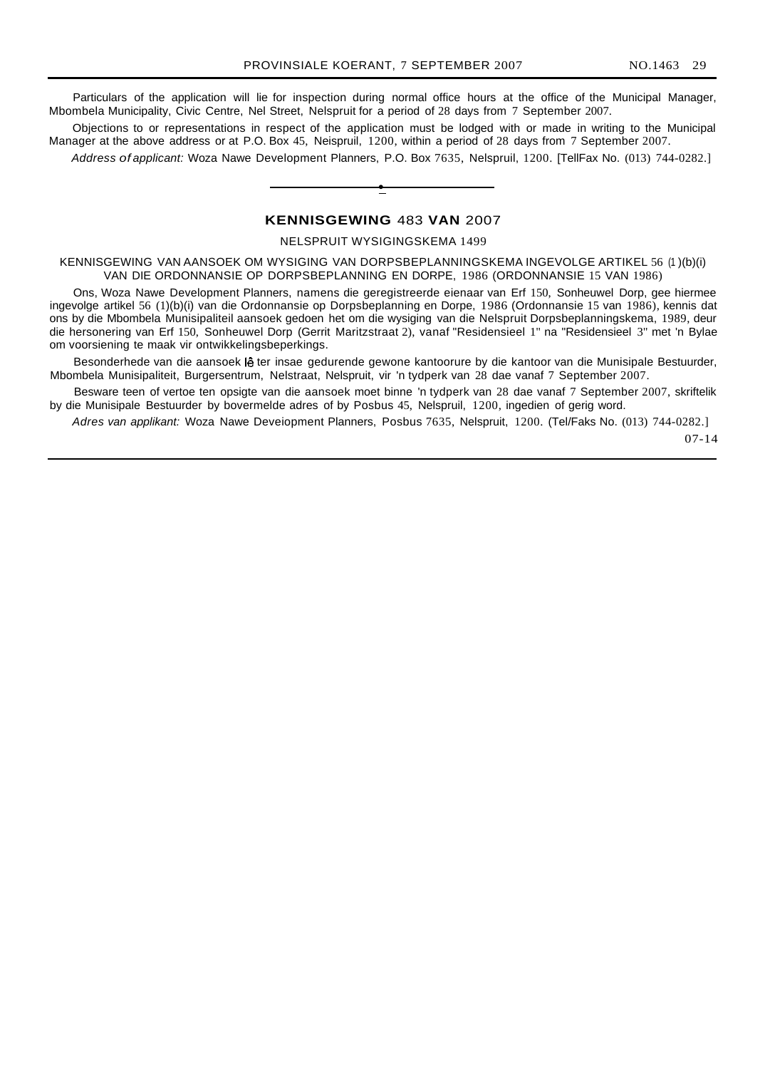Particulars of the application will lie for inspection during normal office hours at the office of the Municipal Manager, Mbombela Municipality, Civic Centre, Nel Street, Nelspruit for a period of 28 days from 7 September 2007.

Objections to or representations in respect of the application must be lodged with or made in writing to the Municipal Manager at the above address or at P.O. Box 45, Neispruil, 1200, within a period of 28 days from 7 September 2007.

*Address of applicant:* Woza Nawe Development Planners, P.O. Box 7635, Nelspruil, 1200. [TellFax No. (013) 744-0282.]

## KENNISGEWING 483 VAN 2007

NELSPRUIT WYSIGINGSKEMA 1499

KENNISGEWING VAN AANSOEK OM WYSIGING VAN DORPSBEPLANNINGSKEMA INGEVOLGE ARTIKEL 56 (1)(b)(i) VAN DIE ORDONNANSIE OP DORPSBEPLANNING EN DORPE, 1986 (ORDONNANSIE 15 VAN 1986)

Ons, Woza Nawe Development Planners, namens die geregistreerde eienaar van Erf 150, Sonheuwel Dorp, gee hiermee ingevolge artikel 56 (1)(b)(i) van die Ordonnansie op Dorpsbeplanning en Dorpe, 1986 (Ordonnansie 15 van 1986), kennis dat ons by die Mbombela Munisipaliteil aansoek gedoen het om die wysiging van die Nelspruit Dorpsbeplanningskema, 1989, deur die hersonering van Erf 150, Sonheuwel Dorp (Gerrit Maritzstraat 2), vanaf "Residensieel 1" na "Residensieel 3" met 'n Bylae om voorsiening te maak vir ontwikkelingsbeperkings.

Besonderhede van die aansoek lê ter insae gedurende gewone kantoorure by die kantoor van die Munisipale Bestuurder, Mbombela Munisipaliteit, Burgersentrum, Nelstraat, Nelspruit, vir 'n tydperk van 28 dae vanaf 7 September 2007.

Besware teen of vertoe ten opsigte van die aansoek moet binne 'n tydperk van 28 dae vanaf 7 September 2007, skriftelik by die Munisipale Bestuurder by bovermelde adres of by Posbus 45, Nelspruil, 1200, ingedien of gerig word.

*Adres van applikant:* Woza Nawe Deveiopment Planners, Posbus 7635, Nelspruil, 1200. (Tel/Faks No. (013) 744-0282.]

07-14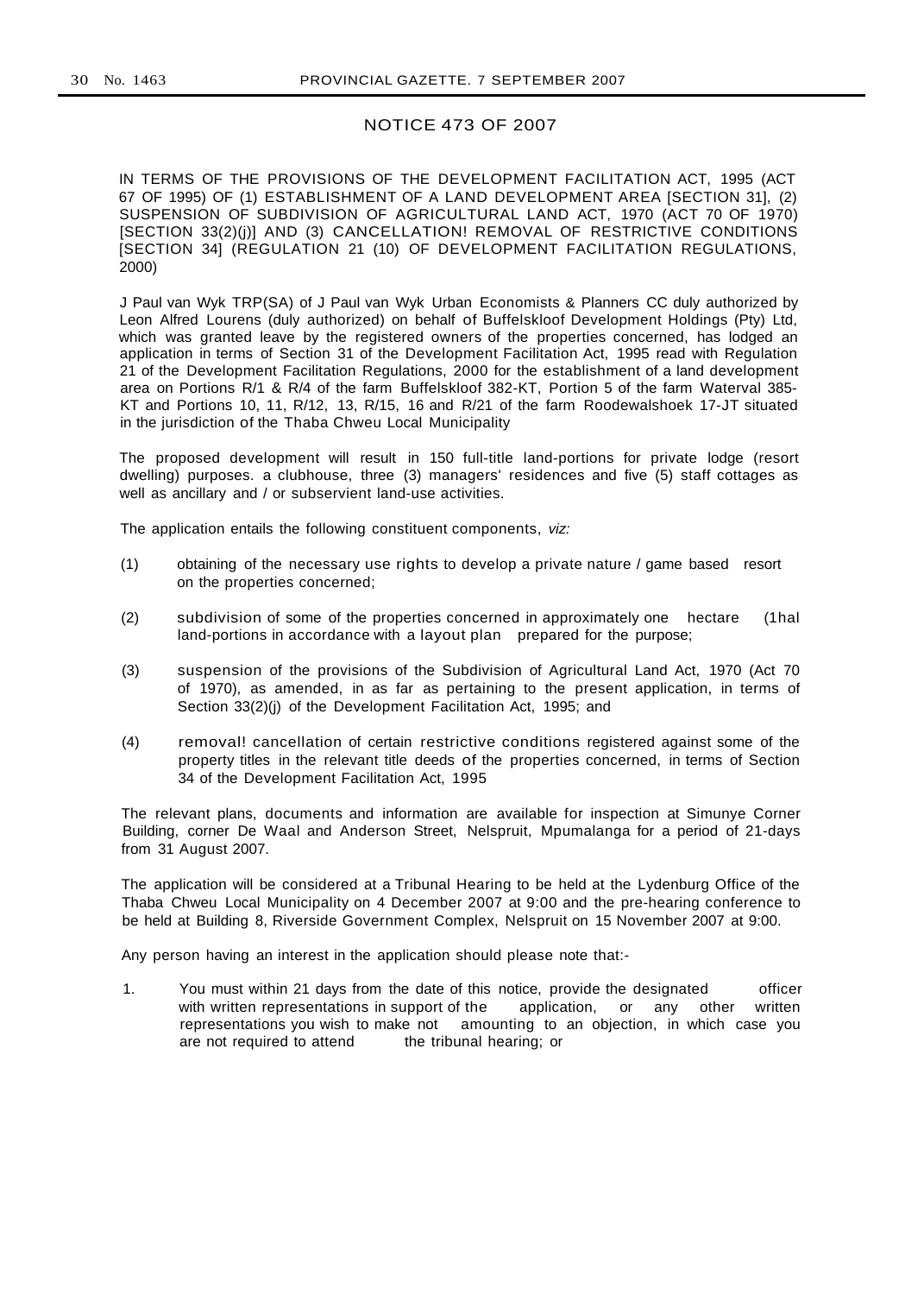## NOTICE 473 OF 2007

IN TERMS OF THE PROVISIONS OF THE DEVELOPMENT FACILITATION ACT, 1995 (ACT 67 OF 1995) OF (1) ESTABLISHMENT OF A LAND DEVELOPMENT AREA [SECTION 31], (2) SUSPENSION OF SUBDIVISION OF AGRICULTURAL LAND ACT, 1970 (ACT 70 OF 1970) [SECTION 33(2)(j)] AND (3) CANCELLATION! REMOVAL OF RESTRICTIVE CONDITIONS [SECTION 34] (REGULATION 21 (10) OF DEVELOPMENT FACILITATION REGULATIONS, 2000)

J Paul van Wyk TRP(SA) of J Paul van Wyk Urban Economists & Planners CC duly authorized by Leon Alfred Lourens (duly authorized) on behalf of Buffelskloof Development Holdings (Pty) Ltd, which was granted leave by the registered owners of the properties concerned, has lodged an application in terms of Section 31 of the Development Facilitation Act, 1995 read with Regulation 21 of the Development Facilitation Regulations, 2000 for the establishment of a land development area on Portions R/1 & R/4 of the farm Buffelskloof 382-KT, Portion 5 of the farm Waterval 385-KT and Portions 10, 11, R/12, 13, R/15, 16 and R/21 of the farm Roodewalshoek 17-JT situated in the jurisdiction of the Thaba Chweu Local Municipality

The proposed development will result in 150 full-title land-portions for private lodge (resort dwelling) purposes. a clubhouse, three (3) managers' residences and five (5) staff cottages as well as ancillary and / or subservient land-use activities.

The application entails the following constituent components, *viz:*

(1) obtaining of the necessary use rights to develop a private nature / game based resort on the properties concerned;

(2) subdivision of some of the properties concerned in approximately one hectare (1hal land-portions in accordance with a layout plan prepared for the purpose;

(3) suspension of the provisions of the Subdivision of Agricultural Land Act, 1970 (Act 70 of 1970), as amended, in as far as pertaining to the present application, in terms of Section 33(2)(j) of the Development Facilitation Act, 1995; and

(4) removal! cancellation of certain restrictive conditions registered against some of the property titles in the relevant title deeds of the properties concerned, in terms of Section 34 of the Development Facilitation Act, 1995

The relevant plans, documents and information are available for inspection at Simunye Corner Building, corner De Waal and Anderson Street, Nelspruit, Mpumalanga for a period of 21-days from 31 August 2007.

The application will be considered at a Tribunal Hearing to be held at the Lydenburg Office of the Thaba Chweu Local Municipality on 4 December 2007 at 9:00 and the pre-hearing conference to be held at Building 8, Riverside Government Complex, Nelspruit on 15 November 2007 at 9:00.

Any person having an interest in the application should please note that:-

1. You must within 21 days from the date of this notice, provide the designated officer with written representations in support of the application, or any other written representations you wish to make not amounting to an objection, in which case you are not required to attend the tribunal hearing; or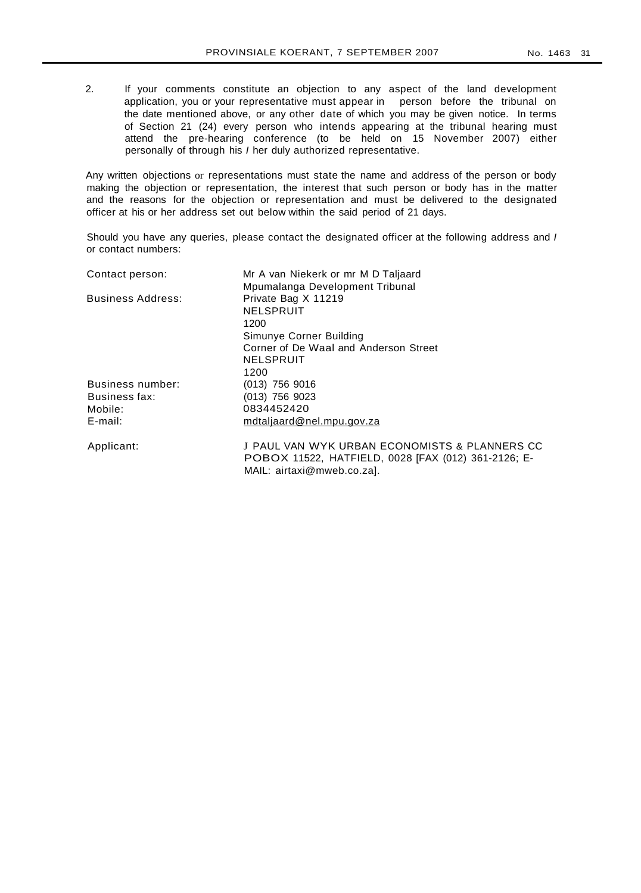2. If your comments constitute an objection to any aspect of the land development application, you or your representative must appear in person before the tribunal on the date mentioned above, or any other date of which you may be given notice. In terms of Section 21 (24) every person who intends appearing at the tribunal hearing must attend the pre-hearing conference (to be held on 15 November 2007) either personally of through his / her duly authorized representative.

Any written objections or representations must state the name and address of the person or body making the objection or representation, the interest that such person or body has in the matter and the reasons for the objection or representation and must be delivered to the designated officer at his or her address set out below within the said period of 21 days.

Should you have any queries, please contact the designated officer at the following address and / or contact numbers:

| | |
|---|---|
| Contact person: | Mr A van Niekerk or mr M D Taljaard<br>Mpumalanga Development Tribunal |
| Business Address: | Private Bag X 11219<br>NELSPRUIT<br>1200<br>Simunye Corner Building<br>Corner of De Waal and Anderson Street<br>NELSPRUIT<br>1200 |
| Business number: | (013) 756 9016 |
| Business fax: | (013) 756 9023 |
| Mobile: | 0834452420 |
| E-mail: | mdtaljaard@nel.mpu.gov.za |
| Applicant: | J PAUL VAN WYK URBAN ECONOMISTS & PLANNERS CC<br>POBOX 11522, HATFIELD, 0028 [FAX (012) 361-2126; E-MAIL: airtaxi@mweb.co.za]. |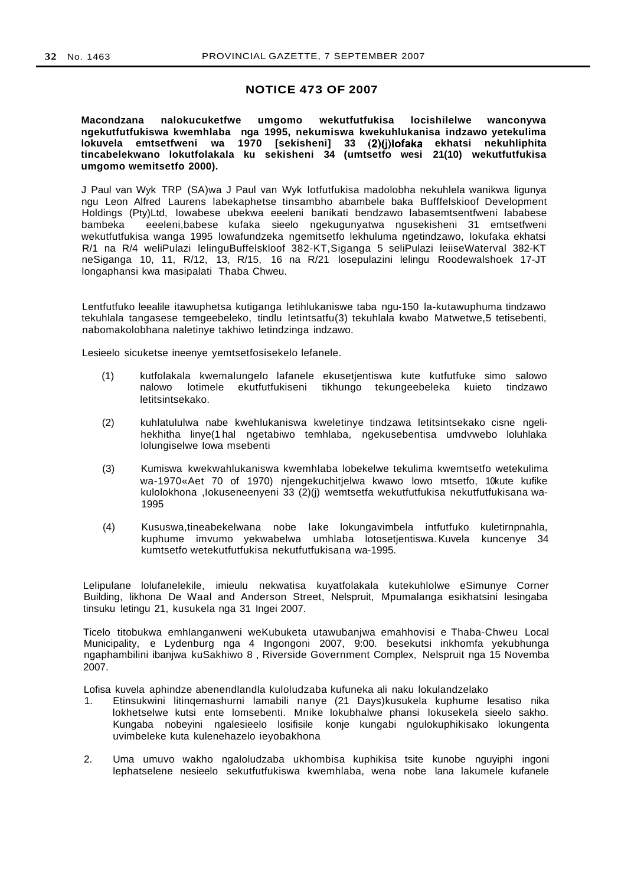## NOTICE 473 OF 2007

**Macondzana nalokucuketfwe umgomo wekutfutfukisa locishilelwe wanconywa ngekutfutfukiswa kwemhlaba nga 1995, nekumiswa kwekuhlukanisa indzawo yetekulima lokuvela emtsetfweni wa 1970 [sekisheni] 33 (2)(j)lofaka ekhatsi nekuhliphita tincabelekwano lokutfolakala ku sekisheni 34 (umtsetfo wesi 21(10) wekutfutfukisa umgomo wemitsetfo 2000).**

J Paul van Wyk TRP (SA)wa J Paul van Wyk lotfutfukisa madolobha nekuhlela wanikwa ligunya ngu Leon Alfred Laurens labekaphetse tinsambho abambele baka Bufffelskioof Development Holdings (Pty)Ltd, lowabese ubekwa eeeleni banikati bendzawo labasemtsentfweni lababese bambeka eeeleni,babese kufaka sieelo ngekugunyatwa ngusekisheni 31 emtsetfweni wekutfutfukisa wanga 1995 lowafundzeka ngemitsetfo lekhuluma ngetindzawo, lokufaka ekhatsi R/1 na R/4 weliPulazi lelinguBuffelskloof 382-KT,Siganga 5 seliPulazi leiiseWaterval 382-KT neSiganga 10, 11, R/12, 13, R/15, 16 na R/21 losepulazini lelingu Roodewalshoek 17-JT longaphansi kwa masipalati Thaba Chweu.

Lentfutfuko leealile itawuphetsa kutiganga letihlukaniswe taba ngu-150 la-kutawuphuma tindzawo tekuhlala tangasese temgeebeleko, tindlu letintsatfu(3) tekuhlala kwabo Matwetwe,5 tetisebenti, nabomakolobhana naletinye takhiwo letindzinga indzawo.

Lesieelo sicuketse ineenye yemtsetfosisekelo lefanele.

(1) kutfolakala kwemalungelo lafanele ekusetjentiswa kute kutfutfuke simo salowo nalowo lotimele ekutfutfukiseni tikhungo tekungeebeleka kuieto tindzawo letitsintsekako.

(2) kuhlatululwa nabe kwehlukaniswa kweletinye tindzawa letitsintsekako cisne ngeli-hekhitha linye(1 hal ngetabiwo temhlaba, ngekusebentisa umdvwebo loluhlaka lolungiselwe lowa msebenti

(3) Kumiswa kwekwahlukaniswa kwemhlaba lobekelwe tekulima kwemtsetfo wetekulima wa-1970«Aet 70 of 1970) njengekuchitjelwa kwawo lowo mtsetfo, 10kute kufike kulolokhona ,lokuseneenyeni 33 (2)(j) wemtsetfa wekutfutfukisa nekutfutfukisana wa-1995

(4) Kususwa,tineabekelwana nobe lake lokungavimbela intfutfuko kuletirnpnahla, kuphume imvumo yekwabelwa umhlaba lotosetjentiswa. Kuvela kuncenye 34 kumtsetfo wetekutfutfukisa nekutfutfukisana wa-1995.

Lelipulane lolufanelekile, imieulu nekwatisa kuyatfolakala kutekuhlolwe eSimunye Corner Building, likhona De Waal and Anderson Street, Nelspruit, Mpumalanga esikhatsini lesingaba tinsuku letingu 21, kusukela nga 31 Ingei 2007.

Ticelo titobukwa emhlanganweni weKubuketa utawubanjwa emahhovisi e Thaba-Chweu Local Municipality, e Lydenburg nga 4 Ingongoni 2007, 9:00. besekutsi inkhomfa yekubhunga ngaphambilini ibanjwa kuSakhiwo 8 , Riverside Government Complex, Nelspruit nga 15 Novemba 2007.

Lofisa kuvela aphindze abenendlandla kuloludzaba kufuneka ali naku lokulandzelako

1. Etinsukwini litinqemashurni lamabili nanye (21 Days)kusukela kuphume lesatiso nika lokhetselwe kutsi ente lomsebenti. Mnike lokubhalwe phansi lokusekela sieelo sakho. Kungaba nobeyini ngalesieelo losifisile konje kungabi ngulokuphikisako lokungenta uvimbeleke kuta kulenehazelo ieyobakhona
2. Uma umuvo wakho ngaloludzaba ukhombisa kuphikisa tsite kunobe nguyiphi ingoni lephatselene nesieelo sekutfutfukiswa kwemhlaba, wena nobe lana lakumele kufanele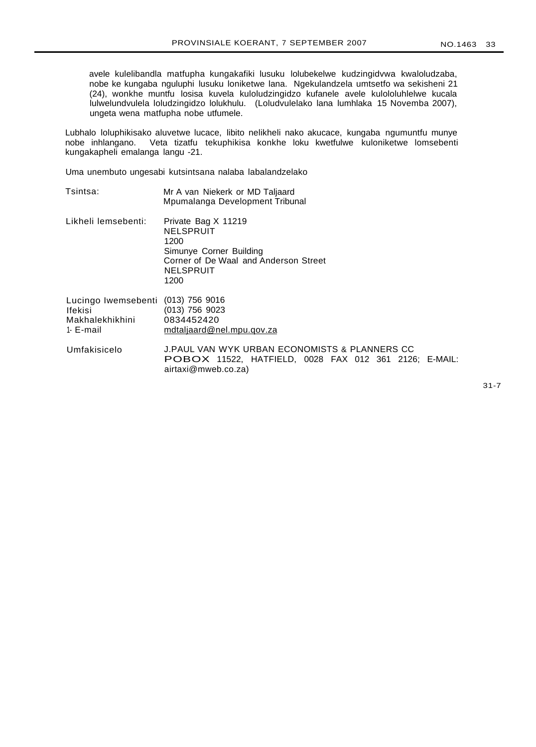avele kulelibandla matfupha kungakafiki lusuku lolubekelwe kudzingidvwa kwaloludzaba, nobe ke kungaba nguluphi lusuku loniketwe lana. Ngekulandzela umtsetfo wa sekisheni 21 (24), wonkhe muntfu losisa kuvela kuloludzingidzo kufanele avele kulololuhlelwe kucala lulwelundvulela loludzingidzo lolukhulu. (Loludvulelako lana lumhlaka 15 Novemba 2007), ungeta wena matfupha nobe utfumele.

Lubhalo loluphikisako aluvetwe lucace, libito nelikheli nako akucace, kungaba ngumuntfu munye nobe inhlangano. Veta tizatfu tekuphikisa konkhe loku kwetfulwe kuloniketwe lomsebenti kungakapheli emalanga langu -21.

Uma unembuto ungesabi kutsintsana nalaba labalandzelako

| | |
|---|---|
| Tsintsa: | Mr A van Niekerk or MD Taljaard<br>Mpumalanga Development Tribunal |
| Likheli lemsebenti: | Private Bag X 11219<br>NELSPRUIT<br>1200<br>Simunye Corner Building<br>Corner of De Waal and Anderson Street<br>NELSPRUIT<br>1200 |
| Lucingo lwemsebenti | (013) 756 9016 |
| Ifekisi | (013) 756 9023 |
| Makhalekhikhini | 0834452420 |
| 1- E-mail | mdtaljaard@nel.mpu.gov.za |
| Umfakisicelo | J.PAUL VAN WYK URBAN ECONOMISTS & PLANNERS CC<br>POBOX 11522, HATFIELD, 0028 FAX 012 361 2126; E-MAIL: airtaxi@mweb.co.za) |

31-7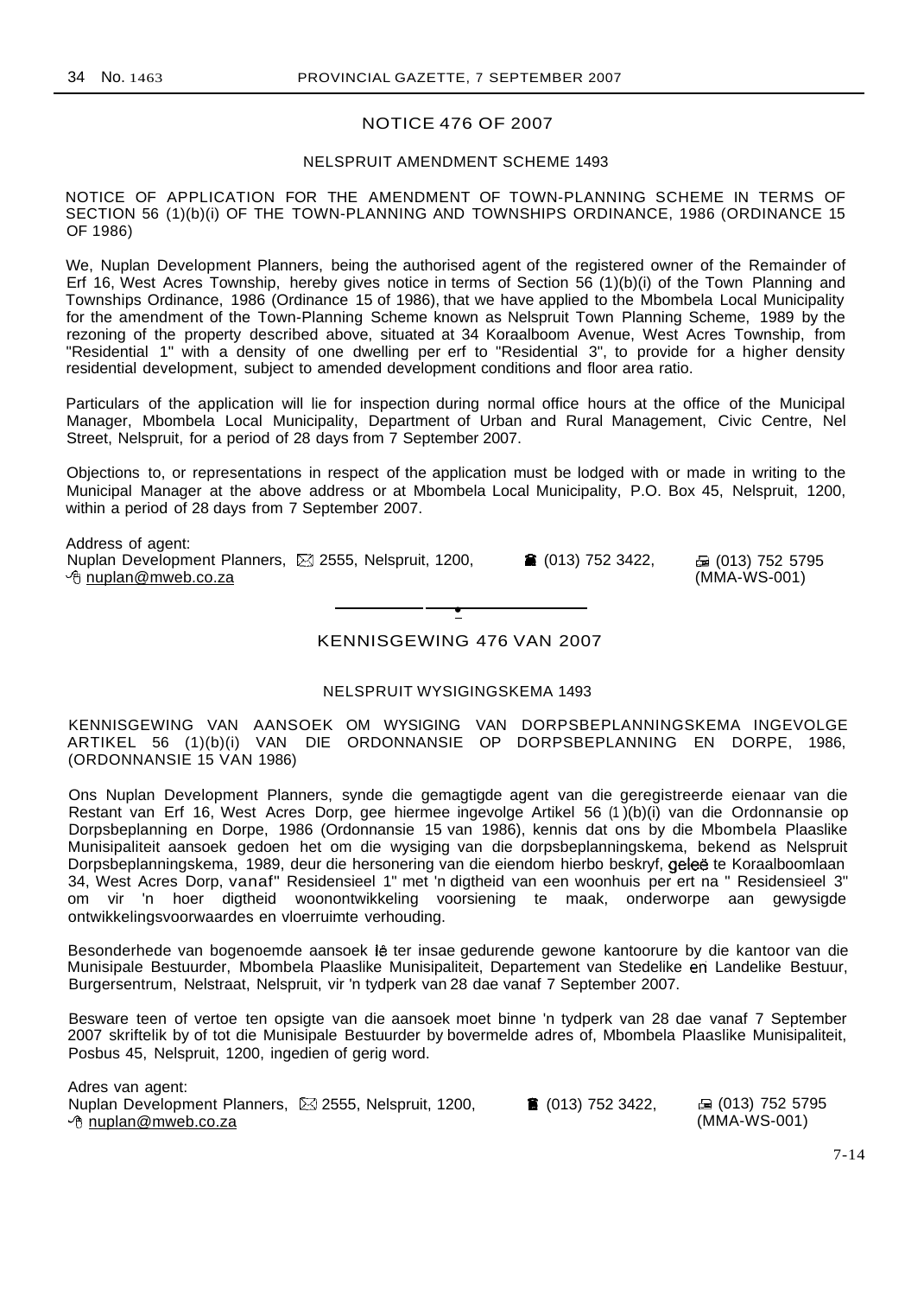## NOTICE 476 OF 2007

### NELSPRUIT AMENDMENT SCHEME 1493

NOTICE OF APPLICATION FOR THE AMENDMENT OF TOWN-PLANNING SCHEME IN TERMS OF SECTION 56 (1)(b)(i) OF THE TOWN-PLANNING AND TOWNSHIPS ORDINANCE, 1986 (ORDINANCE 15 OF 1986)

We, Nuplan Development Planners, being the authorised agent of the registered owner of the Remainder of Erf 16, West Acres Township, hereby gives notice in terms of Section 56 (1)(b)(i) of the Town Planning and Townships Ordinance, 1986 (Ordinance 15 of 1986), that we have applied to the Mbombela Local Municipality for the amendment of the Town-Planning Scheme known as Nelspruit Town Planning Scheme, 1989 by the rezoning of the property described above, situated at 34 Koraalboom Avenue, West Acres Township, from "Residential 1" with a density of one dwelling per erf to "Residential 3", to provide for a higher density residential development, subject to amended development conditions and floor area ratio.

Particulars of the application will lie for inspection during normal office hours at the office of the Municipal Manager, Mbombela Local Municipality, Department of Urban and Rural Management, Civic Centre, Nel Street, Nelspruit, for a period of 28 days from 7 September 2007.

Objections to, or representations in respect of the application must be lodged with or made in writing to the Municipal Manager at the above address or at Mbombela Local Municipality, P.O. Box 45, Nelspruit, 1200, within a period of 28 days from 7 September 2007.

Address of agent:
Nuplan Development Planners, ✉ 2555, Nelspruit, 1200, ☎ (013) 752 3422, 🖷 (013) 752 5795
nuplan@mweb.co.za (MMA-WS-001)

---

## KENNISGEWING 476 VAN 2007

### NELSPRUIT WYSIGINGSKEMA 1493

KENNISGEWING VAN AANSOEK OM WYSIGING VAN DORPSBEPLANNINGSKEMA INGEVOLGE ARTIKEL 56 (1)(b)(i) VAN DIE ORDONNANSIE OP DORPSBEPLANNING EN DORPE, 1986, (ORDONNANSIE 15 VAN 1986)

Ons Nuplan Development Planners, synde die gemagtigde agent van die geregistreerde eienaar van die Restant van Erf 16, West Acres Dorp, gee hiermee ingevolge Artikel 56 (1)(b)(i) van die Ordonnansie op Dorpsbeplanning en Dorpe, 1986 (Ordonnansie 15 van 1986), kennis dat ons by die Mbombela Plaaslike Munisipaliteit aansoek gedoen het om die wysiging van die dorpsbeplanningskema, bekend as Nelspruit Dorpsbeplanningskema, 1989, deur die hersonering van die eiendom hierbo beskryf, geleë te Koraalboomlaan 34, West Acres Dorp, vanaf" Residensieel 1" met 'n digtheid van een woonhuis per ert na " Residensieel 3" om vir 'n hoer digtheid woonontwikkeling voorsiening te maak, onderworpe aan gewysigde ontwikkelingsvoorwaardes en vloerruimte verhouding.

Besonderhede van bogenoemde aansoek lê ter insae gedurende gewone kantoorure by die kantoor van die Munisipale Bestuurder, Mbombela Plaaslike Munisipaliteit, Departement van Stedelike en Landelike Bestuur, Burgersentrum, Nelstraat, Nelspruit, vir 'n tydperk van 28 dae vanaf 7 September 2007.

Besware teen of vertoe ten opsigte van die aansoek moet binne 'n tydperk van 28 dae vanaf 7 September 2007 skriftelik by of tot die Munisipale Bestuurder by bovermelde adres of, Mbombela Plaaslike Munisipaliteit, Posbus 45, Nelspruit, 1200, ingedien of gerig word.

Adres van agent:
Nuplan Development Planners, ✉ 2555, Nelspruit, 1200, ☎ (013) 752 3422, 🖷 (013) 752 5795
nuplan@mweb.co.za (MMA-WS-001)

7-14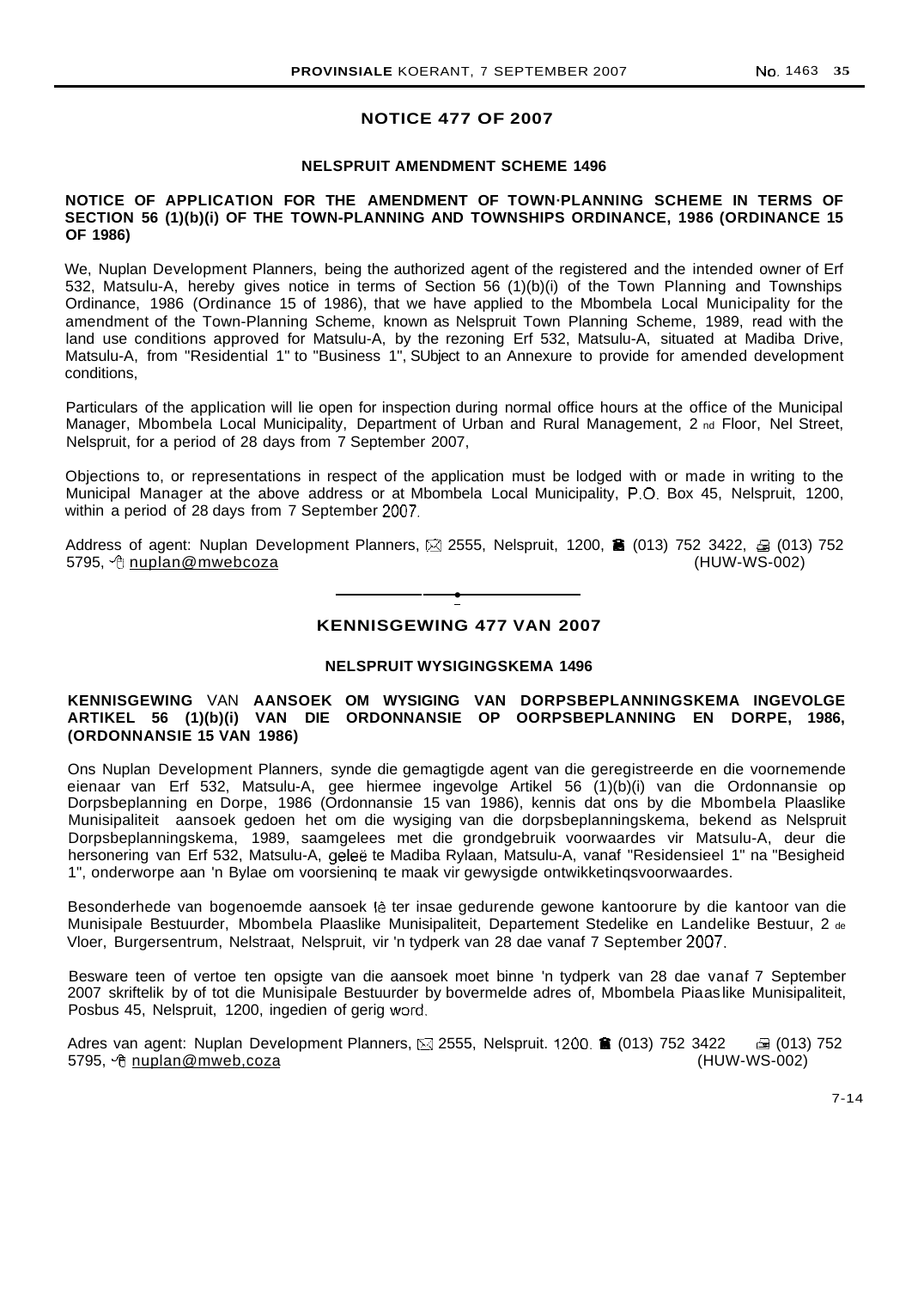## NOTICE 477 OF 2007

### NELSPRUIT AMENDMENT SCHEME 1496

**NOTICE OF APPLICATION FOR THE AMENDMENT OF TOWN·PLANNING SCHEME IN TERMS OF SECTION 56 (1)(b)(i) OF THE TOWN-PLANNING AND TOWNSHIPS ORDINANCE, 1986 (ORDINANCE 15 OF 1986)**

We, Nuplan Development Planners, being the authorized agent of the registered and the intended owner of Erf 532, Matsulu-A, hereby gives notice in terms of Section 56 (1)(b)(i) of the Town Planning and Townships Ordinance, 1986 (Ordinance 15 of 1986), that we have applied to the Mbombela Local Municipality for the amendment of the Town-Planning Scheme, known as Nelspruit Town Planning Scheme, 1989, read with the land use conditions approved for Matsulu-A, by the rezoning Erf 532, Matsulu-A, situated at Madiba Drive, Matsulu-A, from "Residential 1" to "Business 1", SUbject to an Annexure to provide for amended development conditions,

Particulars of the application will lie open for inspection during normal office hours at the office of the Municipal Manager, Mbombela Local Municipality, Department of Urban and Rural Management, 2 nd Floor, Nel Street, Nelspruit, for a period of 28 days from 7 September 2007,

Objections to, or representations in respect of the application must be lodged with or made in writing to the Municipal Manager at the above address or at Mbombela Local Municipality, P.O. Box 45, Nelspruit, 1200, within a period of 28 days from 7 September 2007.

Address of agent: Nuplan Development Planners, ✉ 2555, Nelspruit, 1200, ☎ (013) 752 3422, 🖷 (013) 752 5795, nuplan@mwebcoza (HUW-WS-002)

---

## KENNISGEWING 477 VAN 2007

### NELSPRUIT WYSIGINGSKEMA 1496

**KENNISGEWING VAN AANSOEK OM WYSIGING VAN DORPSBEPLANNINGSKEMA INGEVOLGE ARTIKEL 56 (1)(b)(i) VAN DIE ORDONNANSIE OP OORPSBEPLANNING EN DORPE, 1986, (ORDONNANSIE 15 VAN 1986)**

Ons Nuplan Development Planners, synde die gemagtigde agent van die geregistreerde en die voornemende eienaar van Erf 532, Matsulu-A, gee hiermee ingevolge Artikel 56 (1)(b)(i) van die Ordonnansie op Dorpsbeplanning en Dorpe, 1986 (Ordonnansie 15 van 1986), kennis dat ons by die Mbombela Plaaslike Munisipaliteit aansoek gedoen het om die wysiging van die dorpsbeplanningskema, bekend as Nelspruit Dorpsbeplanningskema, 1989, saamgelees met die grondgebruik voorwaardes vir Matsulu-A, deur die hersonering van Erf 532, Matsulu-A, geleë te Madiba Rylaan, Matsulu-A, vanaf "Residensieel 1" na "Besigheid 1", onderworpe aan 'n Bylae om voorsieninq te maak vir gewysigde ontwikketinqsvoorwaardes.

Besonderhede van bogenoemde aansoek lê ter insae gedurende gewone kantoorure by die kantoor van die Munisipale Bestuurder, Mbombela Plaaslike Munisipaliteit, Departement Stedelike en Landelike Bestuur, 2 de Vloer, Burgersentrum, Nelstraat, Nelspruit, vir 'n tydperk van 28 dae vanaf 7 September 2007.

Besware teen of vertoe ten opsigte van die aansoek moet binne 'n tydperk van 28 dae vanaf 7 September 2007 skriftelik by of tot die Munisipale Bestuurder by bovermelde adres of, Mbombela Piaaslike Munisipaliteit, Posbus 45, Nelspruit, 1200, ingedien of gerig word.

Adres van agent: Nuplan Development Planners, ✉ 2555, Nelspruit. 1200. ☎ (013) 752 3422 🖷 (013) 752 5795, nuplan@mweb,coza (HUW-WS-002)

7-14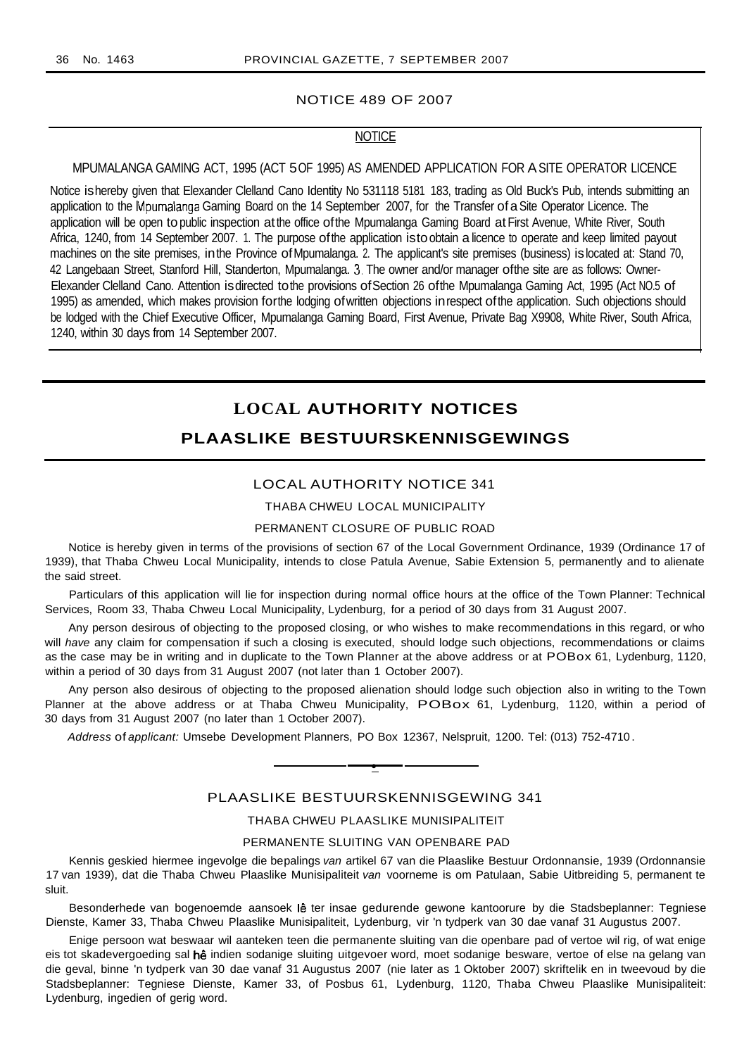NOTICE 489 OF 2007

NOTICE

MPUMALANGA GAMING ACT, 1995 (ACT 5 OF 1995) AS AMENDED APPLICATION FOR A SITE OPERATOR LICENCE

Notice is hereby given that Elexander Clelland Cano Identity No 531118 5181 183, trading as Old Buck's Pub, intends submitting an application to the Mpumalanga Gaming Board on the 14 September 2007, for the Transfer of a Site Operator Licence. The application will be open to public inspection at the office of the Mpumalanga Gaming Board at First Avenue, White River, South Africa, 1240, from 14 September 2007. 1. The purpose of the application is to obtain a licence to operate and keep limited payout machines on the site premises, in the Province of Mpumalanga. 2. The applicant's site premises (business) is located at: Stand 70, 42 Langebaan Street, Stanford Hill, Standerton, Mpumalanga. 3. The owner and/or manager of the site are as follows: Owner-Elexander Clelland Cano. Attention is directed to the provisions of Section 26 of the Mpumalanga Gaming Act, 1995 (Act NO.5 of 1995) as amended, which makes provision for the lodging of written objections in respect of the application. Such objections should be lodged with the Chief Executive Officer, Mpumalanga Gaming Board, First Avenue, Private Bag X9908, White River, South Africa, 1240, within 30 days from 14 September 2007.

# LOCAL AUTHORITY NOTICES

# PLAASLIKE BESTUURSKENNISGEWINGS

## LOCAL AUTHORITY NOTICE 341

THABA CHWEU LOCAL MUNICIPALITY

PERMANENT CLOSURE OF PUBLIC ROAD

Notice is hereby given in terms of the provisions of section 67 of the Local Government Ordinance, 1939 (Ordinance 17 of 1939), that Thaba Chweu Local Municipality, intends to close Patula Avenue, Sabie Extension 5, permanently and to alienate the said street.

Particulars of this application will lie for inspection during normal office hours at the office of the Town Planner: Technical Services, Room 33, Thaba Chweu Local Municipality, Lydenburg, for a period of 30 days from 31 August 2007.

Any person desirous of objecting to the proposed closing, or who wishes to make recommendations in this regard, or who will *have* any claim for compensation if such a closing is executed, should lodge such objections, recommendations or claims as the case may be in writing and in duplicate to the Town Planner at the above address or at POBox 61, Lydenburg, 1120, within a period of 30 days from 31 August 2007 (not later than 1 October 2007).

Any person also desirous of objecting to the proposed alienation should lodge such objection also in writing to the Town Planner at the above address or at Thaba Chweu Municipality, POBox 61, Lydenburg, 1120, within a period of 30 days from 31 August 2007 (no later than 1 October 2007).

*Address* of *applicant:* Umsebe Development Planners, PO Box 12367, Nelspruit, 1200. Tel: (013) 752-4710.

---

## PLAASLIKE BESTUURSKENNISGEWING 341

THABA CHWEU PLAASLIKE MUNISIPALITEIT

PERMANENTE SLUITING VAN OPENBARE PAD

Kennis geskied hiermee ingevolge die bepalings *van* artikel 67 van die Plaaslike Bestuur Ordonnansie, 1939 (Ordonnansie 17 van 1939), dat die Thaba Chweu Plaaslike Munisipaliteit *van* voorneme is om Patulaan, Sabie Uitbreiding 5, permanent te sluit.

Besonderhede van bogenoemde aansoek lê ter insae gedurende gewone kantoorure by die Stadsbeplanner: Tegniese Dienste, Kamer 33, Thaba Chweu Plaaslike Munisipaliteit, Lydenburg, vir 'n tydperk van 30 dae vanaf 31 Augustus 2007.

Enige persoon wat beswaar wil aanteken teen die permanente sluiting van die openbare pad of vertoe wil rig, of wat enige eis tot skadevergoeding sal hê indien sodanige sluiting uitgevoer word, moet sodanige besware, vertoe of else na gelang van die geval, binne 'n tydperk van 30 dae vanaf 31 Augustus 2007 (nie later as 1 Oktober 2007) skriftelik en in tweevoud by die Stadsbeplanner: Tegniese Dienste, Kamer 33, of Posbus 61, Lydenburg, 1120, Thaba Chweu Plaaslike Munisipaliteit: Lydenburg, ingedien of gerig word.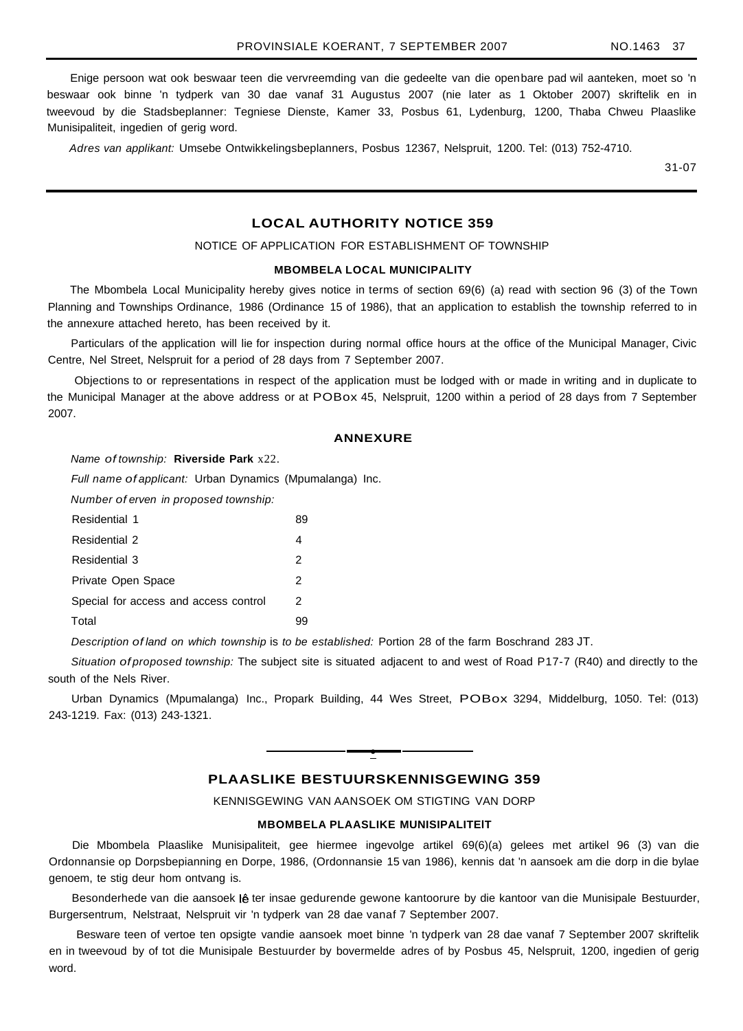Enige persoon wat ook beswaar teen die vervreemding van die gedeelte van die openbare pad wil aanteken, moet so 'n beswaar ook binne 'n tydperk van 30 dae vanaf 31 Augustus 2007 (nie later as 1 Oktober 2007) skriftelik en in tweevoud by die Stadsbeplanner: Tegniese Dienste, Kamer 33, Posbus 61, Lydenburg, 1200, Thaba Chweu Plaaslike Munisipaliteit, ingedien of gerig word.

*Adres van applikant:* Umsebe Ontwikkelingsbeplanners, Posbus 12367, Nelspruit, 1200. Tel: (013) 752-4710.

31-07

## LOCAL AUTHORITY NOTICE 359

NOTICE OF APPLICATION FOR ESTABLISHMENT OF TOWNSHIP

**MBOMBELA LOCAL MUNICIPALITY**

The Mbombela Local Municipality hereby gives notice in terms of section 69(6) (a) read with section 96 (3) of the Town Planning and Townships Ordinance, 1986 (Ordinance 15 of 1986), that an application to establish the township referred to in the annexure attached hereto, has been received by it.

Particulars of the application will lie for inspection during normal office hours at the office of the Municipal Manager, Civic Centre, Nel Street, Nelspruit for a period of 28 days from 7 September 2007.

Objections to or representations in respect of the application must be lodged with or made in writing and in duplicate to the Municipal Manager at the above address or at PO Box 45, Nelspruit, 1200 within a period of 28 days from 7 September 2007.

### ANNEXURE

*Name of township:* **Riverside Park** x22.

*Full name of applicant:* Urban Dynamics (Mpumalanga) Inc.

*Number of erven in proposed township:*

| | |
|---|---|
| Residential 1 | 89 |
| Residential 2 | 4 |
| Residential 3 | 2 |
| Private Open Space | 2 |
| Special for access and access control | 2 |
| Total | 99 |

*Description of land on which township is to be established:* Portion 28 of the farm Boschrand 283 JT.

*Situation of proposed township:* The subject site is situated adjacent to and west of Road P17-7 (R40) and directly to the south of the Nels River.

Urban Dynamics (Mpumalanga) Inc., Propark Building, 44 Wes Street, PO Box 3294, Middelburg, 1050. Tel: (013) 243-1219. Fax: (013) 243-1321.

## PLAASLIKE BESTUURSKENNISGEWING 359

KENNISGEWING VAN AANSOEK OM STIGTING VAN DORP

**MBOMBELA PLAASLIKE MUNISIPALITEIT**

Die Mbombela Plaaslike Munisipaliteit, gee hiermee ingevolge artikel 69(6)(a) gelees met artikel 96 (3) van die Ordonnansie op Dorpsbepianning en Dorpe, 1986, (Ordonnansie 15 van 1986), kennis dat 'n aansoek am die dorp in die bylae genoem, te stig deur hom ontvang is.

Besonderhede van die aansoek lê ter insae gedurende gewone kantoorure by die kantoor van die Munisipale Bestuurder, Burgersentrum, Nelstraat, Nelspruit vir 'n tydperk van 28 dae vanaf 7 September 2007.

Besware teen of vertoe ten opsigte vandie aansoek moet binne 'n tydperk van 28 dae vanaf 7 September 2007 skriftelik en in tweevoud by of tot die Munisipale Bestuurder by bovermelde adres of by Posbus 45, Nelspruit, 1200, ingedien of gerig word.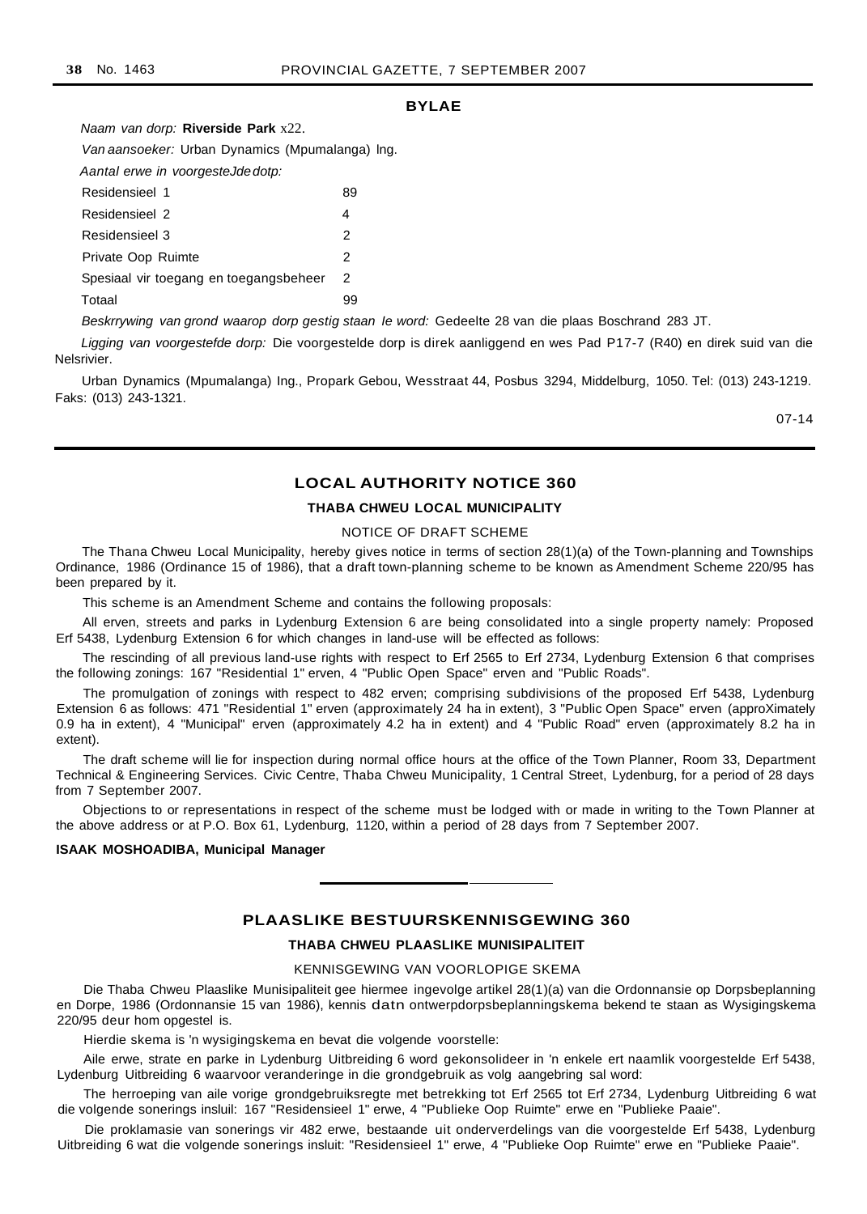## BYLAE

*Naam van dorp:* **Riverside Park** x22.

*Van aansoeker:* Urban Dynamics (Mpumalanga) lng.

*Aantal erwe in voorgesteJde dotp:*

| | |
|---|---|
| Residensieel 1 | 89 |
| Residensieel 2 | 4 |
| Residensieel 3 | 2 |
| Private Oop Ruimte | 2 |
| Spesiaal vir toegang en toegangsbeheer | 2 |
| Totaal | 99 |

*Beskrrywing van grond waarop dorp gestig staan Ie word:* Gedeelte 28 van die plaas Boschrand 283 JT.

*Ligging van voorgestefde dorp:* Die voorgestelde dorp is direk aanliggend en wes Pad P17-7 (R40) en direk suid van die Nelsrivier.

Urban Dynamics (Mpumalanga) Ing., Propark Gebou, Wesstraat 44, Posbus 3294, Middelburg, 1050. Tel: (013) 243-1219. Faks: (013) 243-1321.

07-14

---

## LOCAL AUTHORITY NOTICE 360

### THABA CHWEU LOCAL MUNICIPALITY

NOTICE OF DRAFT SCHEME

The Thana Chweu Local Municipality, hereby gives notice in terms of section 28(1)(a) of the Town-planning and Townships Ordinance, 1986 (Ordinance 15 of 1986), that a draft town-planning scheme to be known as Amendment Scheme 220/95 has been prepared by it.

This scheme is an Amendment Scheme and contains the following proposals:

All erven, streets and parks in Lydenburg Extension 6 are being consolidated into a single property namely: Proposed Erf 5438, Lydenburg Extension 6 for which changes in land-use will be effected as follows:

The rescinding of all previous land-use rights with respect to Erf 2565 to Erf 2734, Lydenburg Extension 6 that comprises the following zonings: 167 "Residential 1" erven, 4 "Public Open Space" erven and "Public Roads".

The promulgation of zonings with respect to 482 erven; comprising subdivisions of the proposed Erf 5438, Lydenburg Extension 6 as follows: 471 "Residential 1" erven (approximately 24 ha in extent), 3 "Public Open Space" erven (approXimately 0.9 ha in extent), 4 "Municipal" erven (approximately 4.2 ha in extent) and 4 "Public Road" erven (approximately 8.2 ha in extent).

The draft scheme will lie for inspection during normal office hours at the office of the Town Planner, Room 33, Department Technical & Engineering Services. Civic Centre, Thaba Chweu Municipality, 1 Central Street, Lydenburg, for a period of 28 days from 7 September 2007.

Objections to or representations in respect of the scheme must be lodged with or made in writing to the Town Planner at the above address or at P.O. Box 61, Lydenburg, 1120, within a period of 28 days from 7 September 2007.

**ISAAK MOSHOADIBA, Municipal Manager**

---

## PLAASLIKE BESTUURSKENNISGEWING 360

### THABA CHWEU PLAASLIKE MUNISIPALITEIT

KENNISGEWING VAN VOORLOPIGE SKEMA

Die Thaba Chweu Plaaslike Munisipaliteit gee hiermee ingevolge artikel 28(1)(a) van die Ordonnansie op Dorpsbeplanning en Dorpe, 1986 (Ordonnansie 15 van 1986), kennis datn ontwerpdorpsbeplanningskema bekend te staan as Wysigingskema 220/95 deur hom opgestel is.

Hierdie skema is 'n wysigingskema en bevat die volgende voorstelle:

Aile erwe, strate en parke in Lydenburg Uitbreiding 6 word gekonsolideer in 'n enkele ert naamlik voorgestelde Erf 5438, Lydenburg Uitbreiding 6 waarvoor veranderinge in die grondgebruik as volg aangebring sal word:

The herroeping van aile vorige grondgebruiksregte met betrekking tot Erf 2565 tot Erf 2734, Lydenburg Uitbreiding 6 wat die volgende sonerings insluil: 167 "Residensieel 1" erwe, 4 "Publieke Oop Ruimte" erwe en "Publieke Paaie".

Die proklamasie van sonerings vir 482 erwe, bestaande uit onderverdelings van die voorgestelde Erf 5438, Lydenburg Uitbreiding 6 wat die volgende sonerings insluit: "Residensieel 1" erwe, 4 "Publieke Oop Ruimte" erwe en "Publieke Paaie".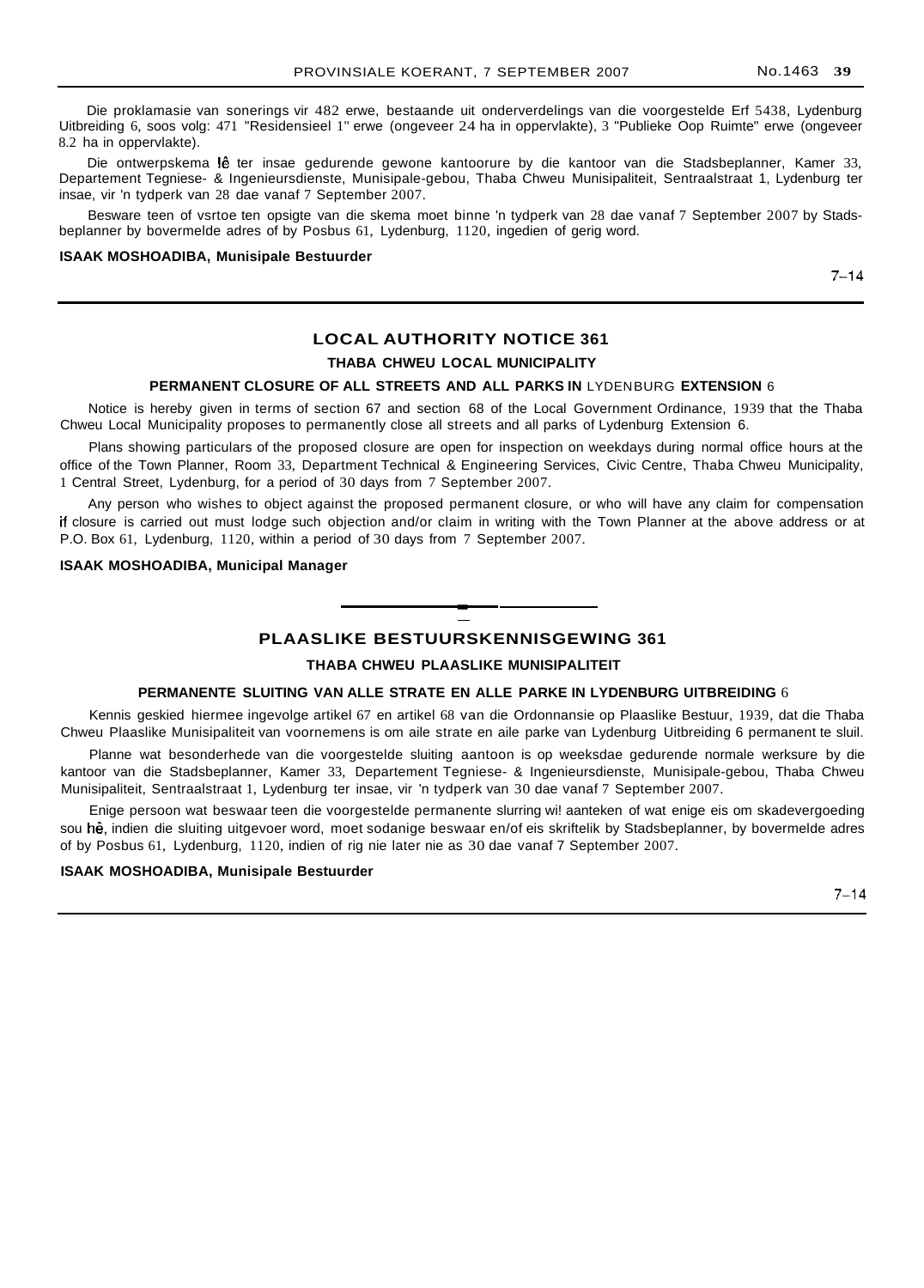Die proklamasie van sonerings vir 482 erwe, bestaande uit onderverdelings van die voorgestelde Erf 5438, Lydenburg Uitbreiding 6, soos volg: 471 "Residensieel 1" erwe (ongeveer 24 ha in oppervlakte), 3 "Publieke Oop Ruimte" erwe (ongeveer 8.2 ha in oppervlakte).

Die ontwerpskema lê ter insae gedurende gewone kantoorure by die kantoor van die Stadsbeplanner, Kamer 33, Departement Tegniese- & Ingenieursdienste, Munisipale-gebou, Thaba Chweu Munisipaliteit, Sentraalstraat 1, Lydenburg ter insae, vir 'n tydperk van 28 dae vanaf 7 September 2007.

Besware teen of vsrtoe ten opsigte van die skema moet binne 'n tydperk van 28 dae vanaf 7 September 2007 by Stadsbeplanner by bovermelde adres of by Posbus 61, Lydenburg, 1120, ingedien of gerig word.

**ISAAK MOSHOADIBA, Munisipale Bestuurder**

7–14

---

## LOCAL AUTHORITY NOTICE 361

### THABA CHWEU LOCAL MUNICIPALITY

#### PERMANENT CLOSURE OF ALL STREETS AND ALL PARKS IN LYDENBURG EXTENSION 6

Notice is hereby given in terms of section 67 and section 68 of the Local Government Ordinance, 1939 that the Thaba Chweu Local Municipality proposes to permanently close all streets and all parks of Lydenburg Extension 6.

Plans showing particulars of the proposed closure are open for inspection on weekdays during normal office hours at the office of the Town Planner, Room 33, Department Technical & Engineering Services, Civic Centre, Thaba Chweu Municipality, 1 Central Street, Lydenburg, for a period of 30 days from 7 September 2007.

Any person who wishes to object against the proposed permanent closure, or who will have any claim for compensation if closure is carried out must lodge such objection and/or claim in writing with the Town Planner at the above address or at P.O. Box 61, Lydenburg, 1120, within a period of 30 days from 7 September 2007.

**ISAAK MOSHOADIBA, Municipal Manager**

---

## PLAASLIKE BESTUURSKENNISGEWING 361

### THABA CHWEU PLAASLIKE MUNISIPALITEIT

#### PERMANENTE SLUITING VAN ALLE STRATE EN ALLE PARKE IN LYDENBURG UITBREIDING 6

Kennis geskied hiermee ingevolge artikel 67 en artikel 68 van die Ordonnansie op Plaaslike Bestuur, 1939, dat die Thaba Chweu Plaaslike Munisipaliteit van voornemens is om aile strate en aile parke van Lydenburg Uitbreiding 6 permanent te sluil.

Planne wat besonderhede van die voorgestelde sluiting aantoon is op weeksdae gedurende normale werksure by die kantoor van die Stadsbeplanner, Kamer 33, Departement Tegniese- & Ingenieursdienste, Munisipale-gebou, Thaba Chweu Munisipaliteit, Sentraalstraat 1, Lydenburg ter insae, vir 'n tydperk van 30 dae vanaf 7 September 2007.

Enige persoon wat beswaar teen die voorgestelde permanente slurring wi! aanteken of wat enige eis om skadevergoeding sou hê, indien die sluiting uitgevoer word, moet sodanige beswaar en/of eis skriftelik by Stadsbeplanner, by bovermelde adres of by Posbus 61, Lydenburg, 1120, indien of rig nie later nie as 30 dae vanaf 7 September 2007.

**ISAAK MOSHOADIBA, Munisipale Bestuurder**

7–14